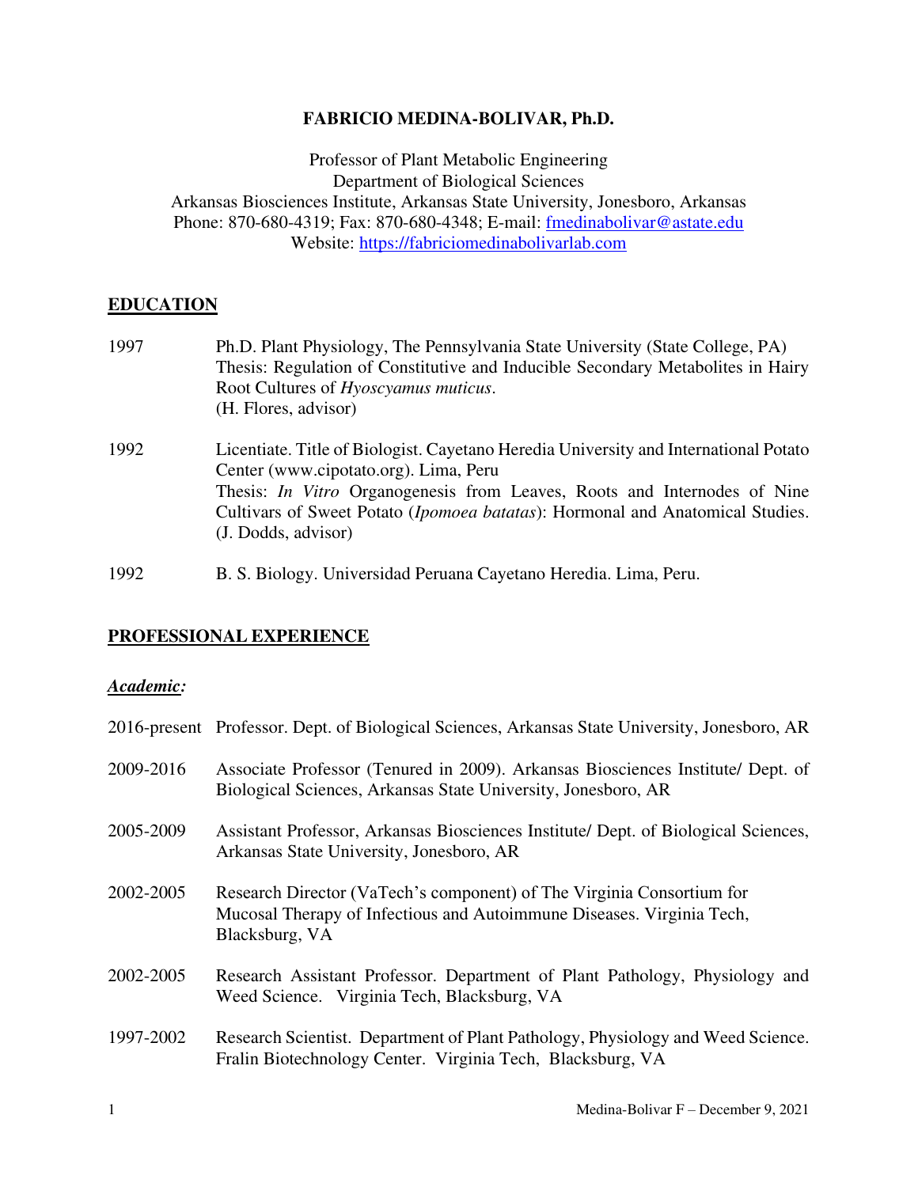# FABRICIO MEDINA-BOLIVAR, Ph.D.

Professor of Plant Metabolic Engineering
Department of Biological Sciences
Arkansas Biosciences Institute, Arkansas State University, Jonesboro, Arkansas
Phone: 870-680-4319; Fax: 870-680-4348; E-mail: fmedinabolivar@astate.edu
Website: https://fabriciomedinabolivarlab.com

## EDUCATION

1997 — Ph.D. Plant Physiology, The Pennsylvania State University (State College, PA)
Thesis: Regulation of Constitutive and Inducible Secondary Metabolites in Hairy Root Cultures of *Hyoscyamus muticus*.
(H. Flores, advisor)

1992 — Licentiate. Title of Biologist. Cayetano Heredia University and International Potato Center (www.cipotato.org). Lima, Peru
Thesis: *In Vitro* Organogenesis from Leaves, Roots and Internodes of Nine Cultivars of Sweet Potato (*Ipomoea batatas*): Hormonal and Anatomical Studies.
(J. Dodds, advisor)

1992 — B. S. Biology. Universidad Peruana Cayetano Heredia. Lima, Peru.

## PROFESSIONAL EXPERIENCE

### *Academic:*

2016-present — Professor. Dept. of Biological Sciences, Arkansas State University, Jonesboro, AR

2009-2016 — Associate Professor (Tenured in 2009). Arkansas Biosciences Institute/ Dept. of Biological Sciences, Arkansas State University, Jonesboro, AR

2005-2009 — Assistant Professor, Arkansas Biosciences Institute/ Dept. of Biological Sciences, Arkansas State University, Jonesboro, AR

2002-2005 — Research Director (VaTech's component) of The Virginia Consortium for Mucosal Therapy of Infectious and Autoimmune Diseases. Virginia Tech, Blacksburg, VA

2002-2005 — Research Assistant Professor. Department of Plant Pathology, Physiology and Weed Science. Virginia Tech, Blacksburg, VA

1997-2002 — Research Scientist. Department of Plant Pathology, Physiology and Weed Science. Fralin Biotechnology Center. Virginia Tech, Blacksburg, VA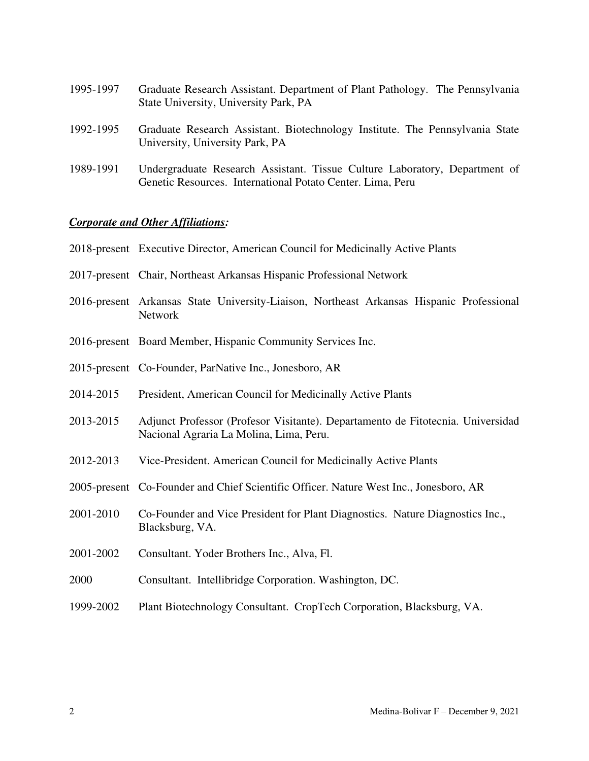1995-1997 Graduate Research Assistant. Department of Plant Pathology. The Pennsylvania State University, University Park, PA

1992-1995 Graduate Research Assistant. Biotechnology Institute. The Pennsylvania State University, University Park, PA

1989-1991 Undergraduate Research Assistant. Tissue Culture Laboratory, Department of Genetic Resources. International Potato Center. Lima, Peru

***Corporate and Other Affiliations:***

2018-present Executive Director, American Council for Medicinally Active Plants

2017-present Chair, Northeast Arkansas Hispanic Professional Network

2016-present Arkansas State University-Liaison, Northeast Arkansas Hispanic Professional Network

2016-present Board Member, Hispanic Community Services Inc.

2015-present Co-Founder, ParNative Inc., Jonesboro, AR

2014-2015 President, American Council for Medicinally Active Plants

2013-2015 Adjunct Professor (Profesor Visitante). Departamento de Fitotecnia. Universidad Nacional Agraria La Molina, Lima, Peru.

2012-2013 Vice-President. American Council for Medicinally Active Plants

2005-present Co-Founder and Chief Scientific Officer. Nature West Inc., Jonesboro, AR

2001-2010 Co-Founder and Vice President for Plant Diagnostics. Nature Diagnostics Inc., Blacksburg, VA.

2001-2002 Consultant. Yoder Brothers Inc., Alva, Fl.

2000 Consultant. Intellibridge Corporation. Washington, DC.

1999-2002 Plant Biotechnology Consultant. CropTech Corporation, Blacksburg, VA.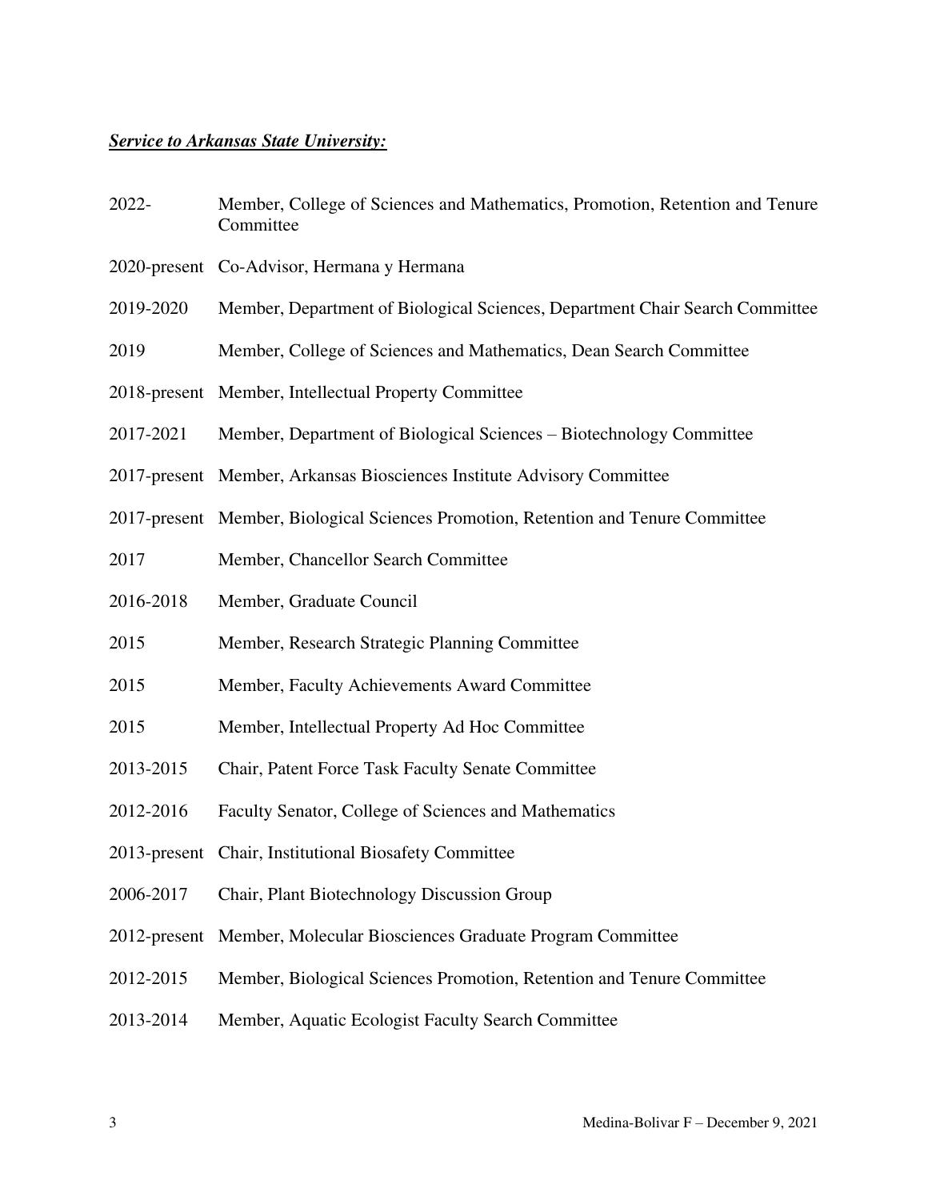***Service to Arkansas State University:***

| | |
|---|---|
| 2022- | Member, College of Sciences and Mathematics, Promotion, Retention and Tenure Committee |
| 2020-present | Co-Advisor, Hermana y Hermana |
| 2019-2020 | Member, Department of Biological Sciences, Department Chair Search Committee |
| 2019 | Member, College of Sciences and Mathematics, Dean Search Committee |
| 2018-present | Member, Intellectual Property Committee |
| 2017-2021 | Member, Department of Biological Sciences – Biotechnology Committee |
| 2017-present | Member, Arkansas Biosciences Institute Advisory Committee |
| 2017-present | Member, Biological Sciences Promotion, Retention and Tenure Committee |
| 2017 | Member, Chancellor Search Committee |
| 2016-2018 | Member, Graduate Council |
| 2015 | Member, Research Strategic Planning Committee |
| 2015 | Member, Faculty Achievements Award Committee |
| 2015 | Member, Intellectual Property Ad Hoc Committee |
| 2013-2015 | Chair, Patent Force Task Faculty Senate Committee |
| 2012-2016 | Faculty Senator, College of Sciences and Mathematics |
| 2013-present | Chair, Institutional Biosafety Committee |
| 2006-2017 | Chair, Plant Biotechnology Discussion Group |
| 2012-present | Member, Molecular Biosciences Graduate Program Committee |
| 2012-2015 | Member, Biological Sciences Promotion, Retention and Tenure Committee |
| 2013-2014 | Member, Aquatic Ecologist Faculty Search Committee |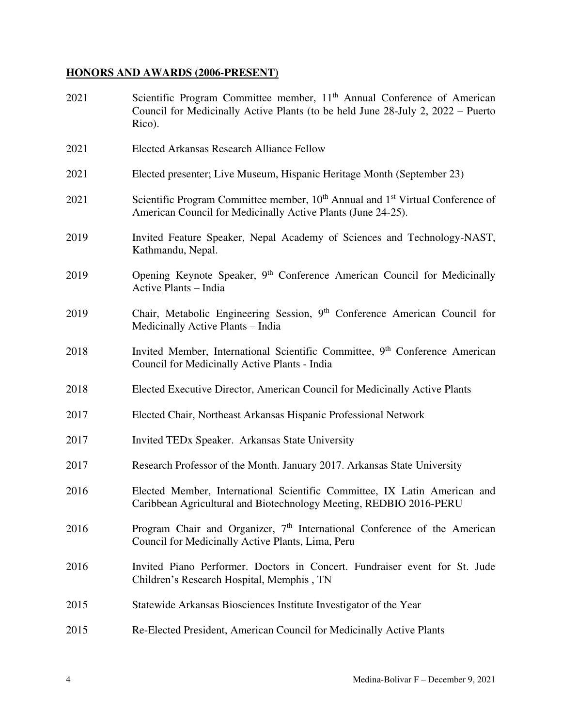## **HONORS AND AWARDS (2006-PRESENT)**

2021 Scientific Program Committee member, 11th Annual Conference of American Council for Medicinally Active Plants (to be held June 28-July 2, 2022 – Puerto Rico).

2021 Elected Arkansas Research Alliance Fellow

2021 Elected presenter; Live Museum, Hispanic Heritage Month (September 23)

2021 Scientific Program Committee member, 10th Annual and 1st Virtual Conference of American Council for Medicinally Active Plants (June 24-25).

2019 Invited Feature Speaker, Nepal Academy of Sciences and Technology-NAST, Kathmandu, Nepal.

2019 Opening Keynote Speaker, 9th Conference American Council for Medicinally Active Plants – India

2019 Chair, Metabolic Engineering Session, 9th Conference American Council for Medicinally Active Plants – India

2018 Invited Member, International Scientific Committee, 9th Conference American Council for Medicinally Active Plants - India

2018 Elected Executive Director, American Council for Medicinally Active Plants

2017 Elected Chair, Northeast Arkansas Hispanic Professional Network

2017 Invited TEDx Speaker. Arkansas State University

2017 Research Professor of the Month. January 2017. Arkansas State University

2016 Elected Member, International Scientific Committee, IX Latin American and Caribbean Agricultural and Biotechnology Meeting, REDBIO 2016-PERU

2016 Program Chair and Organizer, 7th International Conference of the American Council for Medicinally Active Plants, Lima, Peru

2016 Invited Piano Performer. Doctors in Concert. Fundraiser event for St. Jude Children's Research Hospital, Memphis , TN

2015 Statewide Arkansas Biosciences Institute Investigator of the Year

2015 Re-Elected President, American Council for Medicinally Active Plants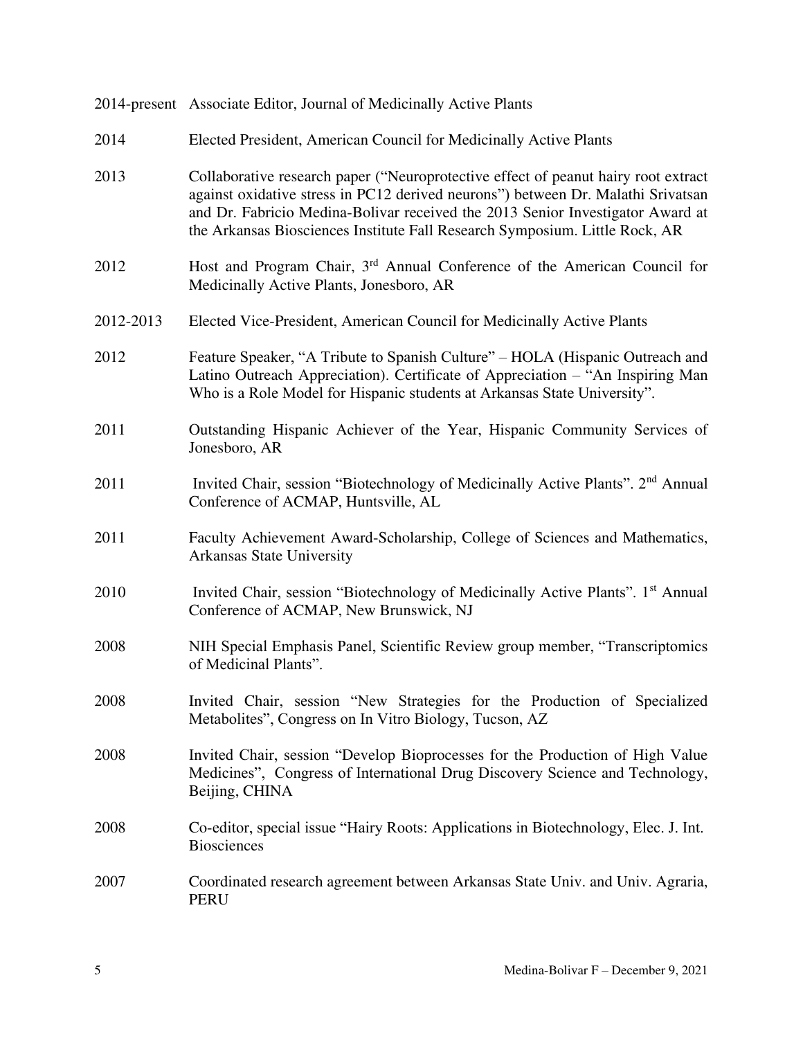2014-present Associate Editor, Journal of Medicinally Active Plants

2014 Elected President, American Council for Medicinally Active Plants

2013 Collaborative research paper ("Neuroprotective effect of peanut hairy root extract against oxidative stress in PC12 derived neurons") between Dr. Malathi Srivatsan and Dr. Fabricio Medina-Bolivar received the 2013 Senior Investigator Award at the Arkansas Biosciences Institute Fall Research Symposium. Little Rock, AR

2012 Host and Program Chair, 3rd Annual Conference of the American Council for Medicinally Active Plants, Jonesboro, AR

2012-2013 Elected Vice-President, American Council for Medicinally Active Plants

2012 Feature Speaker, "A Tribute to Spanish Culture" – HOLA (Hispanic Outreach and Latino Outreach Appreciation). Certificate of Appreciation – "An Inspiring Man Who is a Role Model for Hispanic students at Arkansas State University".

2011 Outstanding Hispanic Achiever of the Year, Hispanic Community Services of Jonesboro, AR

2011 Invited Chair, session "Biotechnology of Medicinally Active Plants". 2nd Annual Conference of ACMAP, Huntsville, AL

2011 Faculty Achievement Award-Scholarship, College of Sciences and Mathematics, Arkansas State University

2010 Invited Chair, session "Biotechnology of Medicinally Active Plants". 1st Annual Conference of ACMAP, New Brunswick, NJ

2008 NIH Special Emphasis Panel, Scientific Review group member, "Transcriptomics of Medicinal Plants".

2008 Invited Chair, session "New Strategies for the Production of Specialized Metabolites", Congress on In Vitro Biology, Tucson, AZ

2008 Invited Chair, session "Develop Bioprocesses for the Production of High Value Medicines", Congress of International Drug Discovery Science and Technology, Beijing, CHINA

2008 Co-editor, special issue "Hairy Roots: Applications in Biotechnology, Elec. J. Int. Biosciences

2007 Coordinated research agreement between Arkansas State Univ. and Univ. Agraria, PERU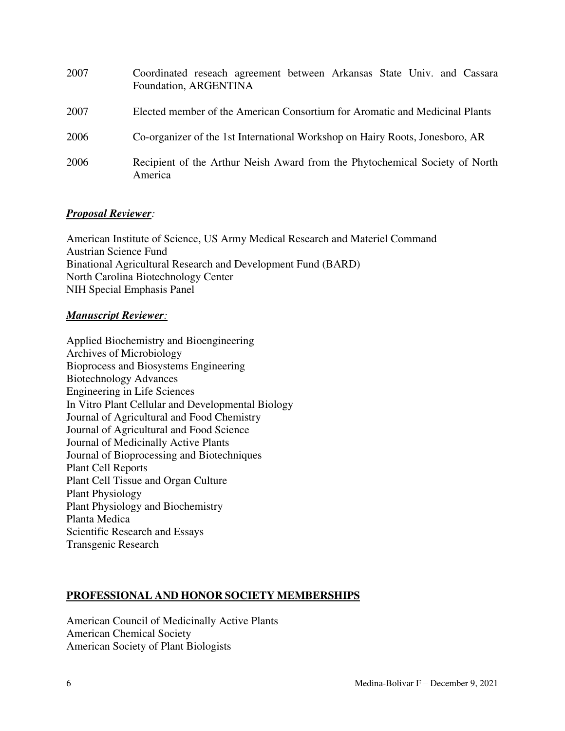2007 Coordinated reseach agreement between Arkansas State Univ. and Cassara Foundation, ARGENTINA

2007 Elected member of the American Consortium for Aromatic and Medicinal Plants

2006 Co-organizer of the 1st International Workshop on Hairy Roots, Jonesboro, AR

2006 Recipient of the Arthur Neish Award from the Phytochemical Society of North America

***Proposal Reviewer***:

American Institute of Science, US Army Medical Research and Materiel Command
Austrian Science Fund
Binational Agricultural Research and Development Fund (BARD)
North Carolina Biotechnology Center
NIH Special Emphasis Panel

***Manuscript Reviewer***:

Applied Biochemistry and Bioengineering
Archives of Microbiology
Bioprocess and Biosystems Engineering
Biotechnology Advances
Engineering in Life Sciences
In Vitro Plant Cellular and Developmental Biology
Journal of Agricultural and Food Chemistry
Journal of Agricultural and Food Science
Journal of Medicinally Active Plants
Journal of Bioprocessing and Biotechniques
Plant Cell Reports
Plant Cell Tissue and Organ Culture
Plant Physiology
Plant Physiology and Biochemistry
Planta Medica
Scientific Research and Essays
Transgenic Research

## PROFESSIONAL AND HONOR SOCIETY MEMBERSHIPS

American Council of Medicinally Active Plants
American Chemical Society
American Society of Plant Biologists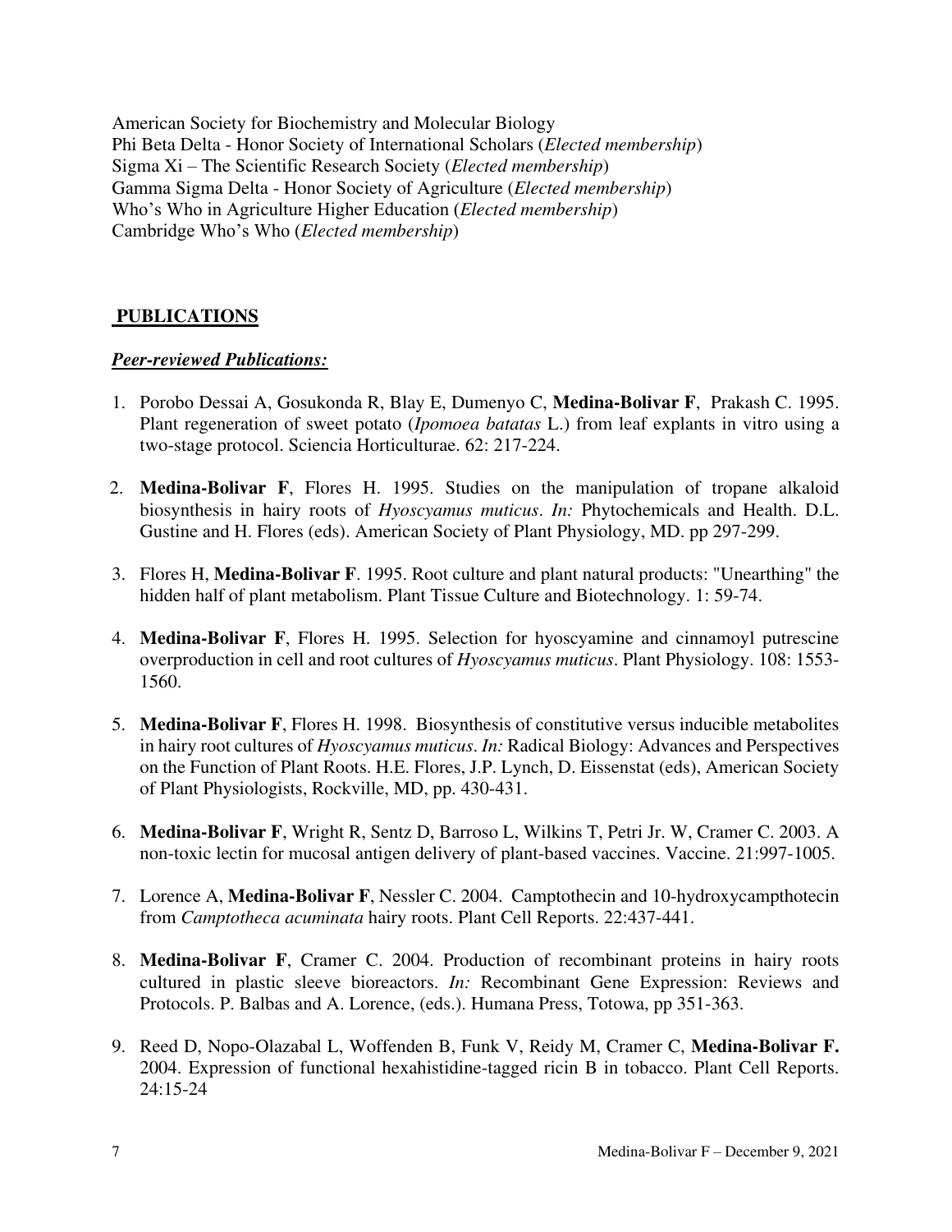American Society for Biochemistry and Molecular Biology
Phi Beta Delta - Honor Society of International Scholars (*Elected membership*)
Sigma Xi – The Scientific Research Society (*Elected membership*)
Gamma Sigma Delta - Honor Society of Agriculture (*Elected membership*)
Who's Who in Agriculture Higher Education (*Elected membership*)
Cambridge Who's Who (*Elected membership*)

## PUBLICATIONS

### ***Peer-reviewed Publications:***

1. Porobo Dessai A, Gosukonda R, Blay E, Dumenyo C, **Medina-Bolivar F**, Prakash C. 1995. Plant regeneration of sweet potato (*Ipomoea batatas* L.) from leaf explants in vitro using a two-stage protocol. Sciencia Horticulturae. 62: 217-224.

2. **Medina-Bolivar F**, Flores H. 1995. Studies on the manipulation of tropane alkaloid biosynthesis in hairy roots of *Hyoscyamus muticus*. *In:* Phytochemicals and Health. D.L. Gustine and H. Flores (eds). American Society of Plant Physiology, MD. pp 297-299.

3. Flores H, **Medina-Bolivar F**. 1995. Root culture and plant natural products: "Unearthing" the hidden half of plant metabolism. Plant Tissue Culture and Biotechnology. 1: 59-74.

4. **Medina-Bolivar F**, Flores H. 1995. Selection for hyoscyamine and cinnamoyl putrescine overproduction in cell and root cultures of *Hyoscyamus muticus*. Plant Physiology. 108: 1553-1560.

5. **Medina-Bolivar F**, Flores H. 1998. Biosynthesis of constitutive versus inducible metabolites in hairy root cultures of *Hyoscyamus muticus*. *In:* Radical Biology: Advances and Perspectives on the Function of Plant Roots. H.E. Flores, J.P. Lynch, D. Eissenstat (eds), American Society of Plant Physiologists, Rockville, MD, pp. 430-431.

6. **Medina-Bolivar F**, Wright R, Sentz D, Barroso L, Wilkins T, Petri Jr. W, Cramer C. 2003. A non-toxic lectin for mucosal antigen delivery of plant-based vaccines. Vaccine. 21:997-1005.

7. Lorence A, **Medina-Bolivar F**, Nessler C. 2004. Camptothecin and 10-hydroxycampthotecin from *Camptotheca acuminata* hairy roots. Plant Cell Reports. 22:437-441.

8. **Medina-Bolivar F**, Cramer C. 2004. Production of recombinant proteins in hairy roots cultured in plastic sleeve bioreactors. *In:* Recombinant Gene Expression: Reviews and Protocols. P. Balbas and A. Lorence, (eds.). Humana Press, Totowa, pp 351-363.

9. Reed D, Nopo-Olazabal L, Woffenden B, Funk V, Reidy M, Cramer C, **Medina-Bolivar F.** 2004. Expression of functional hexahistidine-tagged ricin B in tobacco. Plant Cell Reports. 24:15-24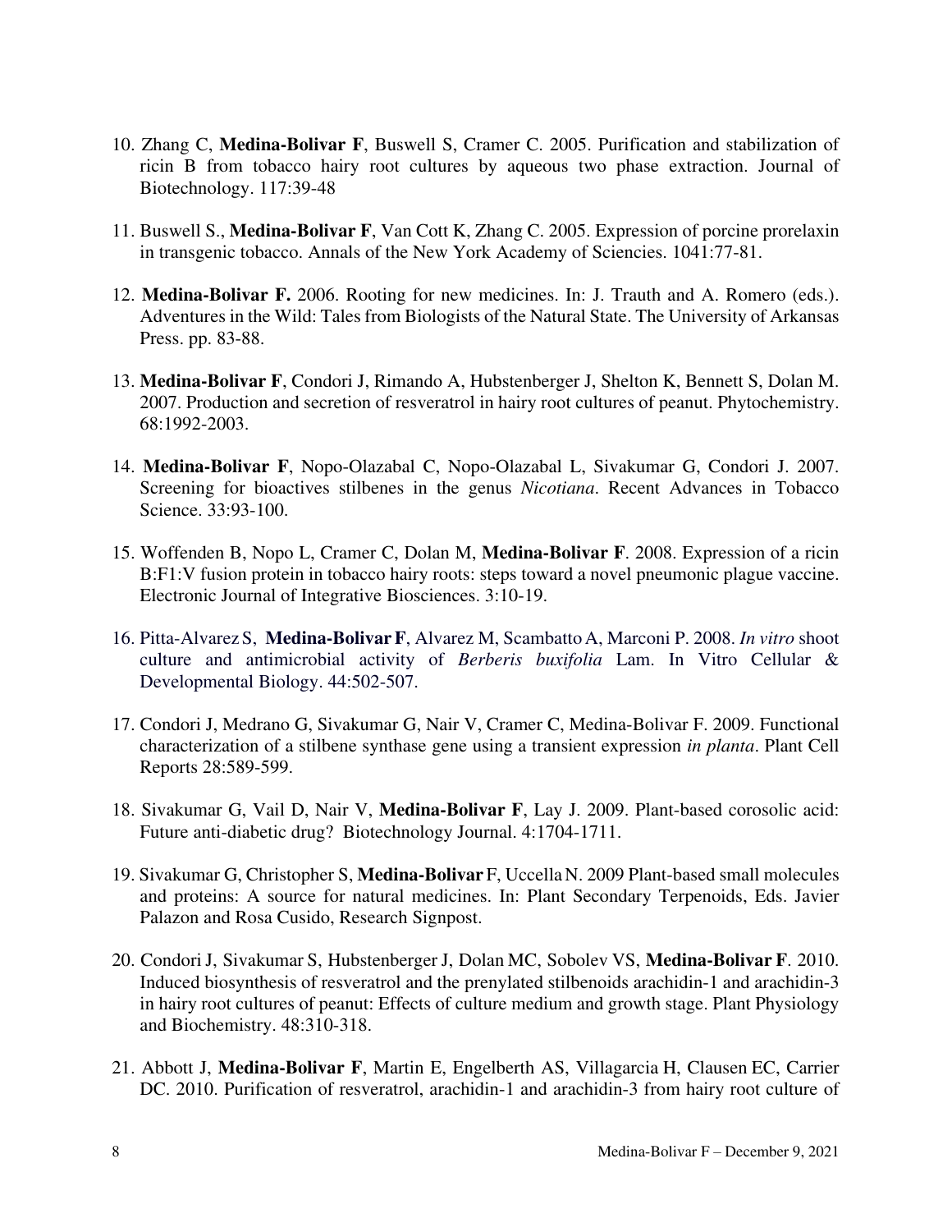10. Zhang C, **Medina-Bolivar F**, Buswell S, Cramer C. 2005. Purification and stabilization of ricin B from tobacco hairy root cultures by aqueous two phase extraction. Journal of Biotechnology. 117:39-48

11. Buswell S., **Medina-Bolivar F**, Van Cott K, Zhang C. 2005. Expression of porcine prorelaxin in transgenic tobacco. Annals of the New York Academy of Sciencies. 1041:77-81.

12. **Medina-Bolivar F.** 2006. Rooting for new medicines. In: J. Trauth and A. Romero (eds.). Adventures in the Wild: Tales from Biologists of the Natural State. The University of Arkansas Press. pp. 83-88.

13. **Medina-Bolivar F**, Condori J, Rimando A, Hubstenberger J, Shelton K, Bennett S, Dolan M. 2007. Production and secretion of resveratrol in hairy root cultures of peanut. Phytochemistry. 68:1992-2003.

14. **Medina-Bolivar F**, Nopo-Olazabal C, Nopo-Olazabal L, Sivakumar G, Condori J. 2007. Screening for bioactives stilbenes in the genus *Nicotiana*. Recent Advances in Tobacco Science. 33:93-100.

15. Woffenden B, Nopo L, Cramer C, Dolan M, **Medina-Bolivar F**. 2008. Expression of a ricin B:F1:V fusion protein in tobacco hairy roots: steps toward a novel pneumonic plague vaccine. Electronic Journal of Integrative Biosciences. 3:10-19.

16. Pitta-Alvarez S, **Medina-Bolivar F**, Alvarez M, Scambatto A, Marconi P. 2008. *In vitro* shoot culture and antimicrobial activity of *Berberis buxifolia* Lam. In Vitro Cellular & Developmental Biology. 44:502-507.

17. Condori J, Medrano G, Sivakumar G, Nair V, Cramer C, Medina-Bolivar F. 2009. Functional characterization of a stilbene synthase gene using a transient expression *in planta*. Plant Cell Reports 28:589-599.

18. Sivakumar G, Vail D, Nair V, **Medina-Bolivar F**, Lay J. 2009. Plant-based corosolic acid: Future anti-diabetic drug? Biotechnology Journal. 4:1704-1711.

19. Sivakumar G, Christopher S, **Medina-Bolivar** F, Uccella N. 2009 Plant-based small molecules and proteins: A source for natural medicines. In: Plant Secondary Terpenoids, Eds. Javier Palazon and Rosa Cusido, Research Signpost.

20. Condori J, Sivakumar S, Hubstenberger J, Dolan MC, Sobolev VS, **Medina-Bolivar F**. 2010. Induced biosynthesis of resveratrol and the prenylated stilbenoids arachidin-1 and arachidin-3 in hairy root cultures of peanut: Effects of culture medium and growth stage. Plant Physiology and Biochemistry. 48:310-318.

21. Abbott J, **Medina-Bolivar F**, Martin E, Engelberth AS, Villagarcia H, Clausen EC, Carrier DC. 2010. Purification of resveratrol, arachidin-1 and arachidin-3 from hairy root culture of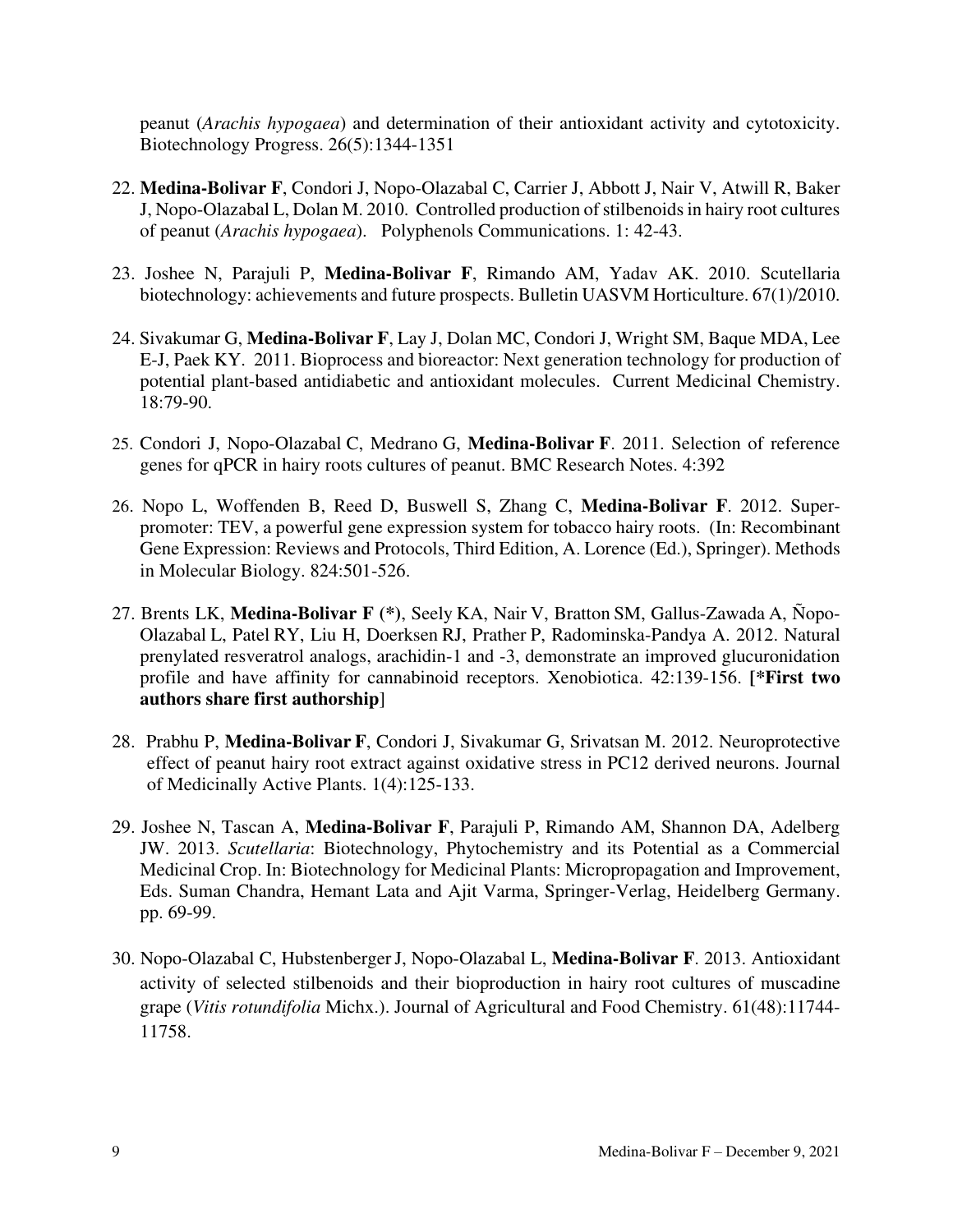peanut (*Arachis hypogaea*) and determination of their antioxidant activity and cytotoxicity. Biotechnology Progress. 26(5):1344-1351

22. **Medina-Bolivar F**, Condori J, Nopo-Olazabal C, Carrier J, Abbott J, Nair V, Atwill R, Baker J, Nopo-Olazabal L, Dolan M. 2010. Controlled production of stilbenoids in hairy root cultures of peanut (*Arachis hypogaea*). Polyphenols Communications. 1: 42-43.

23. Joshee N, Parajuli P, **Medina-Bolivar F**, Rimando AM, Yadav AK. 2010. Scutellaria biotechnology: achievements and future prospects. Bulletin UASVM Horticulture. 67(1)/2010.

24. Sivakumar G, **Medina-Bolivar F**, Lay J, Dolan MC, Condori J, Wright SM, Baque MDA, Lee E-J, Paek KY. 2011. Bioprocess and bioreactor: Next generation technology for production of potential plant-based antidiabetic and antioxidant molecules. Current Medicinal Chemistry. 18:79-90.

25. Condori J, Nopo-Olazabal C, Medrano G, **Medina-Bolivar F**. 2011. Selection of reference genes for qPCR in hairy roots cultures of peanut. BMC Research Notes. 4:392

26. Nopo L, Woffenden B, Reed D, Buswell S, Zhang C, **Medina-Bolivar F**. 2012. Super-promoter: TEV, a powerful gene expression system for tobacco hairy roots. (In: Recombinant Gene Expression: Reviews and Protocols, Third Edition, A. Lorence (Ed.), Springer). Methods in Molecular Biology. 824:501-526.

27. Brents LK, **Medina-Bolivar F (\*)**, Seely KA, Nair V, Bratton SM, Gallus-Zawada A, Ñopo-Olazabal L, Patel RY, Liu H, Doerksen RJ, Prather P, Radominska-Pandya A. 2012. Natural prenylated resveratrol analogs, arachidin-1 and -3, demonstrate an improved glucuronidation profile and have affinity for cannabinoid receptors. Xenobiotica. 42:139-156. **[\*First two authors share first authorship**]

28. Prabhu P, **Medina-Bolivar F**, Condori J, Sivakumar G, Srivatsan M. 2012. Neuroprotective effect of peanut hairy root extract against oxidative stress in PC12 derived neurons. Journal of Medicinally Active Plants. 1(4):125-133.

29. Joshee N, Tascan A, **Medina-Bolivar F**, Parajuli P, Rimando AM, Shannon DA, Adelberg JW. 2013. *Scutellaria*: Biotechnology, Phytochemistry and its Potential as a Commercial Medicinal Crop. In: Biotechnology for Medicinal Plants: Micropropagation and Improvement, Eds. Suman Chandra, Hemant Lata and Ajit Varma, Springer-Verlag, Heidelberg Germany. pp. 69-99.

30. Nopo-Olazabal C, Hubstenberger J, Nopo-Olazabal L, **Medina-Bolivar F**. 2013. Antioxidant activity of selected stilbenoids and their bioproduction in hairy root cultures of muscadine grape (*Vitis rotundifolia* Michx.). Journal of Agricultural and Food Chemistry. 61(48):11744-11758.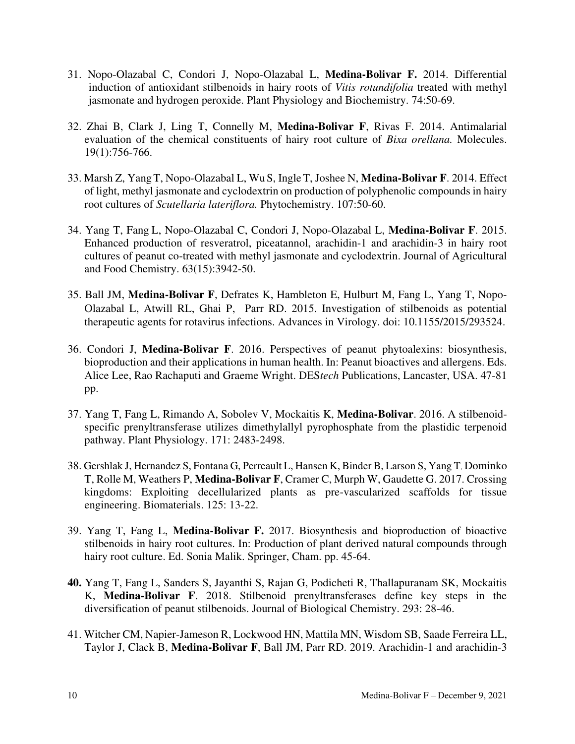31. Nopo-Olazabal C, Condori J, Nopo-Olazabal L, **Medina-Bolivar F.** 2014. Differential induction of antioxidant stilbenoids in hairy roots of *Vitis rotundifolia* treated with methyl jasmonate and hydrogen peroxide. Plant Physiology and Biochemistry. 74:50-69.

32. Zhai B, Clark J, Ling T, Connelly M, **Medina-Bolivar F**, Rivas F. 2014. Antimalarial evaluation of the chemical constituents of hairy root culture of *Bixa orellana.* Molecules. 19(1):756-766.

33. Marsh Z, Yang T, Nopo-Olazabal L, Wu S, Ingle T, Joshee N, **Medina-Bolivar F**. 2014. Effect of light, methyl jasmonate and cyclodextrin on production of polyphenolic compounds in hairy root cultures of *Scutellaria lateriflora.* Phytochemistry. 107:50-60.

34. Yang T, Fang L, Nopo-Olazabal C, Condori J, Nopo-Olazabal L, **Medina-Bolivar F**. 2015. Enhanced production of resveratrol, piceatannol, arachidin-1 and arachidin-3 in hairy root cultures of peanut co-treated with methyl jasmonate and cyclodextrin. Journal of Agricultural and Food Chemistry. 63(15):3942-50.

35. Ball JM, **Medina-Bolivar F**, Defrates K, Hambleton E, Hulburt M, Fang L, Yang T, Nopo-Olazabal L, Atwill RL, Ghai P, Parr RD. 2015. Investigation of stilbenoids as potential therapeutic agents for rotavirus infections. Advances in Virology. doi: 10.1155/2015/293524.

36. Condori J, **Medina-Bolivar F**. 2016. Perspectives of peanut phytoalexins: biosynthesis, bioproduction and their applications in human health. In: Peanut bioactives and allergens. Eds. Alice Lee, Rao Rachaputi and Graeme Wright. DES*tech* Publications, Lancaster, USA. 47-81 pp.

37. Yang T, Fang L, Rimando A, Sobolev V, Mockaitis K, **Medina-Bolivar**. 2016. A stilbenoid-specific prenyltransferase utilizes dimethylallyl pyrophosphate from the plastidic terpenoid pathway. Plant Physiology. 171: 2483-2498.

38. Gershlak J, Hernandez S, Fontana G, Perreault L, Hansen K, Binder B, Larson S, Yang T, Dominko T, Rolle M, Weathers P, **Medina-Bolivar F**, Cramer C, Murph W, Gaudette G. 2017. Crossing kingdoms: Exploiting decellularized plants as pre-vascularized scaffolds for tissue engineering. Biomaterials. 125: 13-22.

39. Yang T, Fang L, **Medina-Bolivar F.** 2017. Biosynthesis and bioproduction of bioactive stilbenoids in hairy root cultures. In: Production of plant derived natural compounds through hairy root culture. Ed. Sonia Malik. Springer, Cham. pp. 45-64.

**40.** Yang T, Fang L, Sanders S, Jayanthi S, Rajan G, Podicheti R, Thallapuranam SK, Mockaitis K, **Medina-Bolivar F**. 2018. Stilbenoid prenyltransferases define key steps in the diversification of peanut stilbenoids. Journal of Biological Chemistry. 293: 28-46.

41. Witcher CM, Napier-Jameson R, Lockwood HN, Mattila MN, Wisdom SB, Saade Ferreira LL, Taylor J, Clack B, **Medina-Bolivar F**, Ball JM, Parr RD. 2019. Arachidin-1 and arachidin-3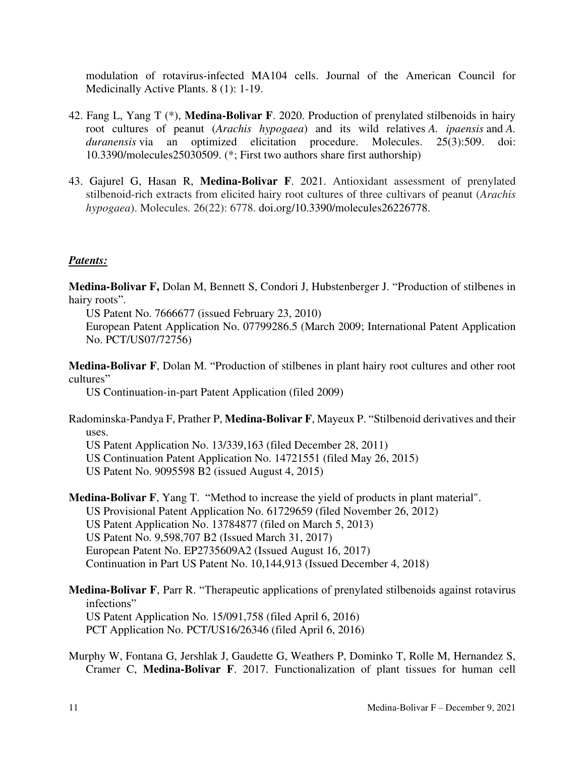modulation of rotavirus-infected MA104 cells. Journal of the American Council for Medicinally Active Plants. 8 (1): 1-19.

42. Fang L, Yang T (*), **Medina-Bolivar F**. 2020. Production of prenylated stilbenoids in hairy root cultures of peanut (*Arachis hypogaea*) and its wild relatives *A. ipaensis* and *A. duranensis* via an optimized elicitation procedure. Molecules. 25(3):509. doi: 10.3390/molecules25030509. (*; First two authors share first authorship)

43. Gajurel G, Hasan R, **Medina-Bolivar F**. 2021. Antioxidant assessment of prenylated stilbenoid-rich extracts from elicited hairy root cultures of three cultivars of peanut (*Arachis hypogaea*). Molecules. 26(22): 6778. doi.org/10.3390/molecules26226778.

***Patents:***

**Medina-Bolivar F,** Dolan M, Bennett S, Condori J, Hubstenberger J. "Production of stilbenes in hairy roots".
US Patent No. 7666677 (issued February 23, 2010)
European Patent Application No. 07799286.5 (March 2009; International Patent Application No. PCT/US07/72756)

**Medina-Bolivar F**, Dolan M. "Production of stilbenes in plant hairy root cultures and other root cultures"
US Continuation-in-part Patent Application (filed 2009)

Radominska-Pandya F, Prather P, **Medina-Bolivar F**, Mayeux P. "Stilbenoid derivatives and their uses.
US Patent Application No. 13/339,163 (filed December 28, 2011)
US Continuation Patent Application No. 14721551 (filed May 26, 2015)
US Patent No. 9095598 B2 (issued August 4, 2015)

**Medina-Bolivar F**, Yang T. "Method to increase the yield of products in plant material".
US Provisional Patent Application No. 61729659 (filed November 26, 2012)
US Patent Application No. 13784877 (filed on March 5, 2013)
US Patent No. 9,598,707 B2 (Issued March 31, 2017)
European Patent No. EP2735609A2 (Issued August 16, 2017)
Continuation in Part US Patent No. 10,144,913 (Issued December 4, 2018)

**Medina-Bolivar F**, Parr R. "Therapeutic applications of prenylated stilbenoids against rotavirus infections"
US Patent Application No. 15/091,758 (filed April 6, 2016)
PCT Application No. PCT/US16/26346 (filed April 6, 2016)

Murphy W, Fontana G, Jershlak J, Gaudette G, Weathers P, Dominko T, Rolle M, Hernandez S, Cramer C, **Medina-Bolivar F**. 2017. Functionalization of plant tissues for human cell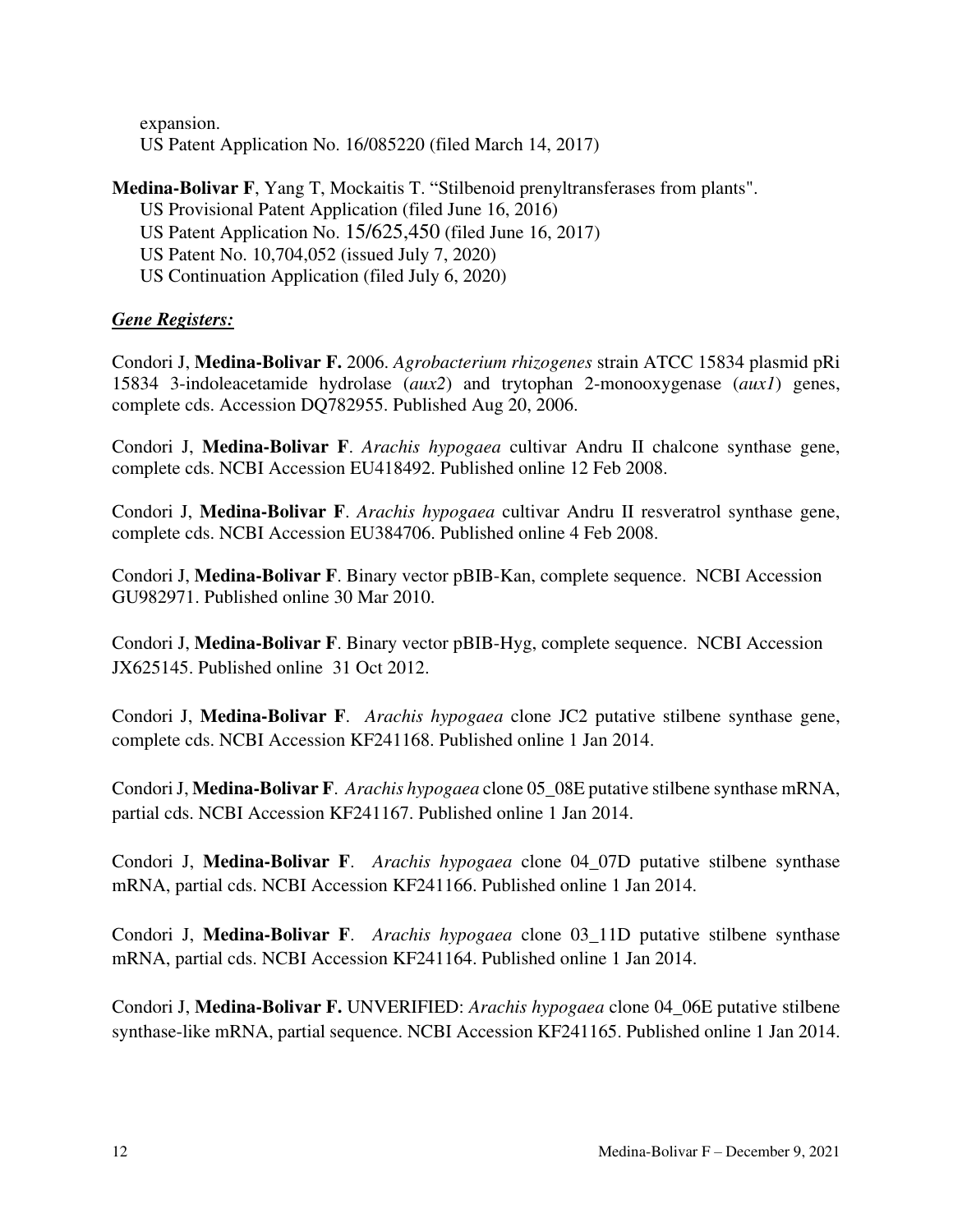expansion.
US Patent Application No. 16/085220 (filed March 14, 2017)

**Medina-Bolivar F**, Yang T, Mockaitis T. "Stilbenoid prenyltransferases from plants".
US Provisional Patent Application (filed June 16, 2016)
US Patent Application No. 15/625,450 (filed June 16, 2017)
US Patent No. 10,704,052 (issued July 7, 2020)
US Continuation Application (filed July 6, 2020)

***Gene Registers:***

Condori J, **Medina-Bolivar F.** 2006. *Agrobacterium rhizogenes* strain ATCC 15834 plasmid pRi 15834 3-indoleacetamide hydrolase (*aux2*) and trytophan 2-monooxygenase (*aux1*) genes, complete cds. Accession DQ782955. Published Aug 20, 2006.

Condori J, **Medina-Bolivar F**. *Arachis hypogaea* cultivar Andru II chalcone synthase gene, complete cds. NCBI Accession EU418492. Published online 12 Feb 2008.

Condori J, **Medina-Bolivar F**. *Arachis hypogaea* cultivar Andru II resveratrol synthase gene, complete cds. NCBI Accession EU384706. Published online 4 Feb 2008.

Condori J, **Medina-Bolivar F**. Binary vector pBIB-Kan, complete sequence. NCBI Accession GU982971. Published online 30 Mar 2010.

Condori J, **Medina-Bolivar F**. Binary vector pBIB-Hyg, complete sequence. NCBI Accession JX625145. Published online 31 Oct 2012.

Condori J, **Medina-Bolivar F**. *Arachis hypogaea* clone JC2 putative stilbene synthase gene, complete cds. NCBI Accession KF241168. Published online 1 Jan 2014.

Condori J, **Medina-Bolivar F**. *Arachis hypogaea* clone 05_08E putative stilbene synthase mRNA, partial cds. NCBI Accession KF241167. Published online 1 Jan 2014.

Condori J, **Medina-Bolivar F**. *Arachis hypogaea* clone 04_07D putative stilbene synthase mRNA, partial cds. NCBI Accession KF241166. Published online 1 Jan 2014.

Condori J, **Medina-Bolivar F**. *Arachis hypogaea* clone 03_11D putative stilbene synthase mRNA, partial cds. NCBI Accession KF241164. Published online 1 Jan 2014.

Condori J, **Medina-Bolivar F.** UNVERIFIED: *Arachis hypogaea* clone 04_06E putative stilbene synthase-like mRNA, partial sequence. NCBI Accession KF241165. Published online 1 Jan 2014.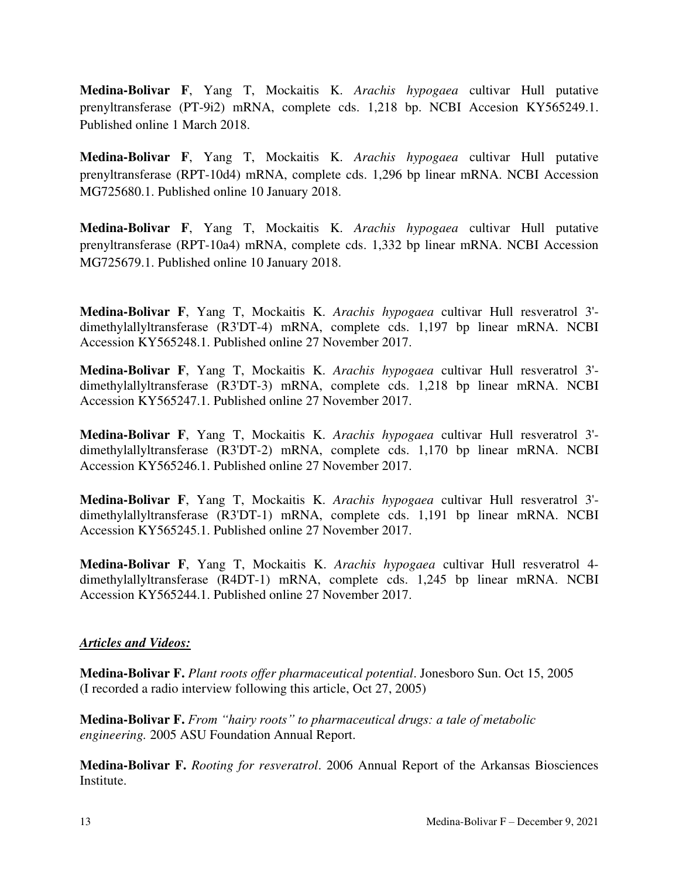**Medina-Bolivar F**, Yang T, Mockaitis K. *Arachis hypogaea* cultivar Hull putative prenyltransferase (PT-9i2) mRNA, complete cds. 1,218 bp. NCBI Accesion KY565249.1. Published online 1 March 2018.

**Medina-Bolivar F**, Yang T, Mockaitis K. *Arachis hypogaea* cultivar Hull putative prenyltransferase (RPT-10d4) mRNA, complete cds. 1,296 bp linear mRNA. NCBI Accession MG725680.1. Published online 10 January 2018.

**Medina-Bolivar F**, Yang T, Mockaitis K. *Arachis hypogaea* cultivar Hull putative prenyltransferase (RPT-10a4) mRNA, complete cds. 1,332 bp linear mRNA. NCBI Accession MG725679.1. Published online 10 January 2018.

**Medina-Bolivar F**, Yang T, Mockaitis K. *Arachis hypogaea* cultivar Hull resveratrol 3'-dimethylallyltransferase (R3'DT-4) mRNA, complete cds. 1,197 bp linear mRNA. NCBI Accession KY565248.1. Published online 27 November 2017.

**Medina-Bolivar F**, Yang T, Mockaitis K. *Arachis hypogaea* cultivar Hull resveratrol 3'-dimethylallyltransferase (R3'DT-3) mRNA, complete cds. 1,218 bp linear mRNA. NCBI Accession KY565247.1. Published online 27 November 2017.

**Medina-Bolivar F**, Yang T, Mockaitis K. *Arachis hypogaea* cultivar Hull resveratrol 3'-dimethylallyltransferase (R3'DT-2) mRNA, complete cds. 1,170 bp linear mRNA. NCBI Accession KY565246.1. Published online 27 November 2017.

**Medina-Bolivar F**, Yang T, Mockaitis K. *Arachis hypogaea* cultivar Hull resveratrol 3'-dimethylallyltransferase (R3'DT-1) mRNA, complete cds. 1,191 bp linear mRNA. NCBI Accession KY565245.1. Published online 27 November 2017.

**Medina-Bolivar F**, Yang T, Mockaitis K. *Arachis hypogaea* cultivar Hull resveratrol 4-dimethylallyltransferase (R4DT-1) mRNA, complete cds. 1,245 bp linear mRNA. NCBI Accession KY565244.1. Published online 27 November 2017.

***Articles and Videos:***

**Medina-Bolivar F.** *Plant roots offer pharmaceutical potential*. Jonesboro Sun. Oct 15, 2005 (I recorded a radio interview following this article, Oct 27, 2005)

**Medina-Bolivar F.** *From "hairy roots" to pharmaceutical drugs: a tale of metabolic engineering.* 2005 ASU Foundation Annual Report.

**Medina-Bolivar F.** *Rooting for resveratrol*. 2006 Annual Report of the Arkansas Biosciences Institute.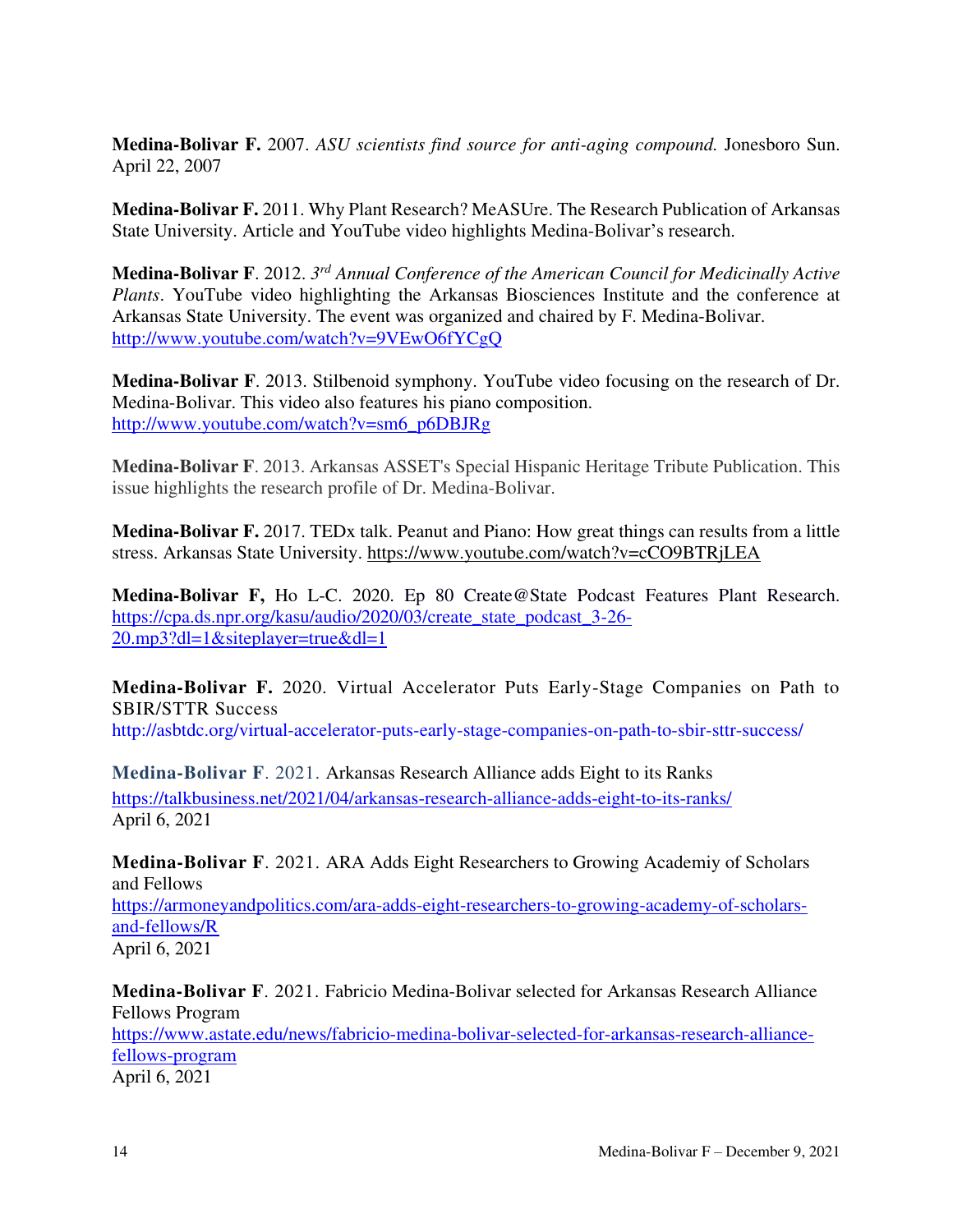**Medina-Bolivar F.** 2007. *ASU scientists find source for anti-aging compound.* Jonesboro Sun. April 22, 2007

**Medina-Bolivar F.** 2011. Why Plant Research? MeASUre. The Research Publication of Arkansas State University. Article and YouTube video highlights Medina-Bolivar's research.

**Medina-Bolivar F**. 2012. *3rd Annual Conference of the American Council for Medicinally Active Plants*. YouTube video highlighting the Arkansas Biosciences Institute and the conference at Arkansas State University. The event was organized and chaired by F. Medina-Bolivar. http://www.youtube.com/watch?v=9VEwO6fYCgQ

**Medina-Bolivar F**. 2013. Stilbenoid symphony. YouTube video focusing on the research of Dr. Medina-Bolivar. This video also features his piano composition. http://www.youtube.com/watch?v=sm6_p6DBJRg

**Medina-Bolivar F**. 2013. Arkansas ASSET's Special Hispanic Heritage Tribute Publication. This issue highlights the research profile of Dr. Medina-Bolivar.

**Medina-Bolivar F.** 2017. TEDx talk. Peanut and Piano: How great things can results from a little stress. Arkansas State University. https://www.youtube.com/watch?v=cCO9BTRjLEA

**Medina-Bolivar F,** Ho L-C. 2020. Ep 80 Create@State Podcast Features Plant Research. https://cpa.ds.npr.org/kasu/audio/2020/03/create_state_podcast_3-26-20.mp3?dl=1&siteplayer=true&dl=1

**Medina-Bolivar F.** 2020. Virtual Accelerator Puts Early-Stage Companies on Path to SBIR/STTR Success
http://asbtdc.org/virtual-accelerator-puts-early-stage-companies-on-path-to-sbir-sttr-success/

**Medina-Bolivar F**. 2021. Arkansas Research Alliance adds Eight to its Ranks
https://talkbusiness.net/2021/04/arkansas-research-alliance-adds-eight-to-its-ranks/
April 6, 2021

**Medina-Bolivar F**. 2021. ARA Adds Eight Researchers to Growing Academiy of Scholars and Fellows
https://armoneyandpolitics.com/ara-adds-eight-researchers-to-growing-academy-of-scholars-and-fellows/R
April 6, 2021

**Medina-Bolivar F**. 2021. Fabricio Medina-Bolivar selected for Arkansas Research Alliance Fellows Program
https://www.astate.edu/news/fabricio-medina-bolivar-selected-for-arkansas-research-alliance-fellows-program
April 6, 2021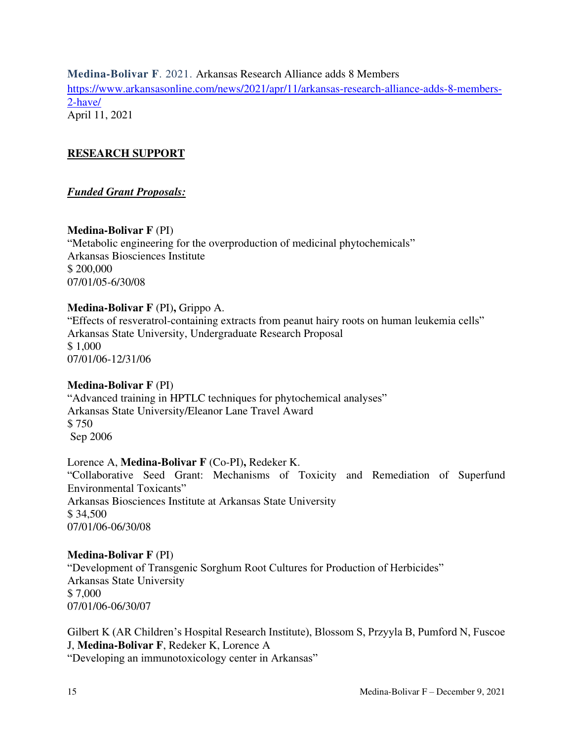**Medina-Bolivar F**. 2021. Arkansas Research Alliance adds 8 Members
https://www.arkansasonline.com/news/2021/apr/11/arkansas-research-alliance-adds-8-members-2-have/
April 11, 2021

## RESEARCH SUPPORT

***Funded Grant Proposals:***

**Medina-Bolivar F** (PI)
"Metabolic engineering for the overproduction of medicinal phytochemicals"
Arkansas Biosciences Institute
$ 200,000
07/01/05-6/30/08

**Medina-Bolivar F** (PI)**,** Grippo A.
"Effects of resveratrol-containing extracts from peanut hairy roots on human leukemia cells"
Arkansas State University, Undergraduate Research Proposal
$ 1,000
07/01/06-12/31/06

**Medina-Bolivar F** (PI)
"Advanced training in HPTLC techniques for phytochemical analyses"
Arkansas State University/Eleanor Lane Travel Award
$ 750
Sep 2006

Lorence A, **Medina-Bolivar F** (Co-PI)**,** Redeker K.
"Collaborative Seed Grant: Mechanisms of Toxicity and Remediation of Superfund Environmental Toxicants"
Arkansas Biosciences Institute at Arkansas State University
$ 34,500
07/01/06-06/30/08

**Medina-Bolivar F** (PI)
"Development of Transgenic Sorghum Root Cultures for Production of Herbicides"
Arkansas State University
$ 7,000
07/01/06-06/30/07

Gilbert K (AR Children's Hospital Research Institute), Blossom S, Przyyla B, Pumford N, Fuscoe J, **Medina-Bolivar F**, Redeker K, Lorence A
"Developing an immunotoxicology center in Arkansas"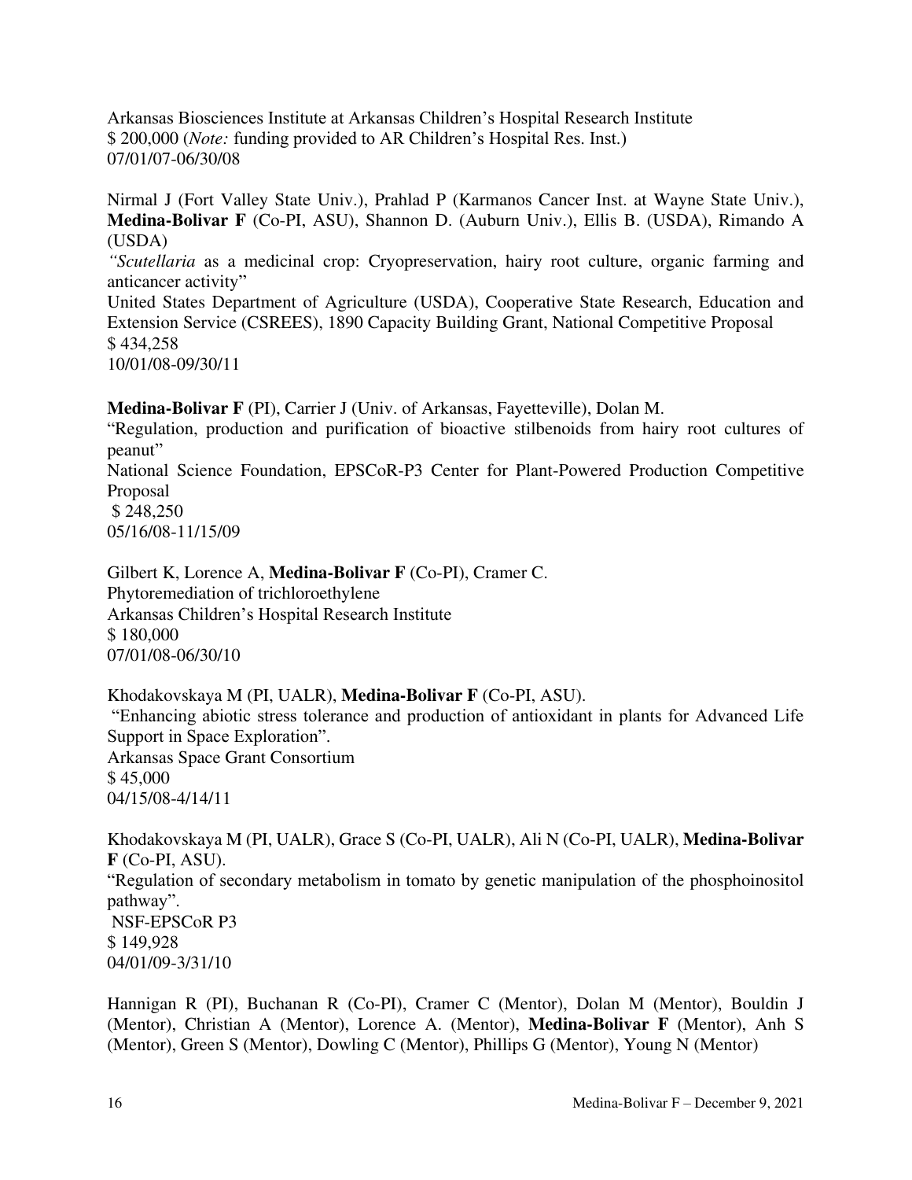Arkansas Biosciences Institute at Arkansas Children's Hospital Research Institute
$ 200,000 (*Note:* funding provided to AR Children's Hospital Res. Inst.)
07/01/07-06/30/08

Nirmal J (Fort Valley State Univ.), Prahlad P (Karmanos Cancer Inst. at Wayne State Univ.), **Medina-Bolivar F** (Co-PI, ASU), Shannon D. (Auburn Univ.), Ellis B. (USDA), Rimando A (USDA)
"*Scutellaria* as a medicinal crop: Cryopreservation, hairy root culture, organic farming and anticancer activity"
United States Department of Agriculture (USDA), Cooperative State Research, Education and Extension Service (CSREES), 1890 Capacity Building Grant, National Competitive Proposal
$ 434,258
10/01/08-09/30/11

**Medina-Bolivar F** (PI), Carrier J (Univ. of Arkansas, Fayetteville), Dolan M.
"Regulation, production and purification of bioactive stilbenoids from hairy root cultures of peanut"
National Science Foundation, EPSCoR-P3 Center for Plant-Powered Production Competitive Proposal
$ 248,250
05/16/08-11/15/09

Gilbert K, Lorence A, **Medina-Bolivar F** (Co-PI), Cramer C.
Phytoremediation of trichloroethylene
Arkansas Children's Hospital Research Institute
$ 180,000
07/01/08-06/30/10

Khodakovskaya M (PI, UALR), **Medina-Bolivar F** (Co-PI, ASU).
"Enhancing abiotic stress tolerance and production of antioxidant in plants for Advanced Life Support in Space Exploration".
Arkansas Space Grant Consortium
$ 45,000
04/15/08-4/14/11

Khodakovskaya M (PI, UALR), Grace S (Co-PI, UALR), Ali N (Co-PI, UALR), **Medina-Bolivar F** (Co-PI, ASU).
"Regulation of secondary metabolism in tomato by genetic manipulation of the phosphoinositol pathway".
NSF-EPSCoR P3
$ 149,928
04/01/09-3/31/10

Hannigan R (PI), Buchanan R (Co-PI), Cramer C (Mentor), Dolan M (Mentor), Bouldin J (Mentor), Christian A (Mentor), Lorence A. (Mentor), **Medina-Bolivar F** (Mentor), Anh S (Mentor), Green S (Mentor), Dowling C (Mentor), Phillips G (Mentor), Young N (Mentor)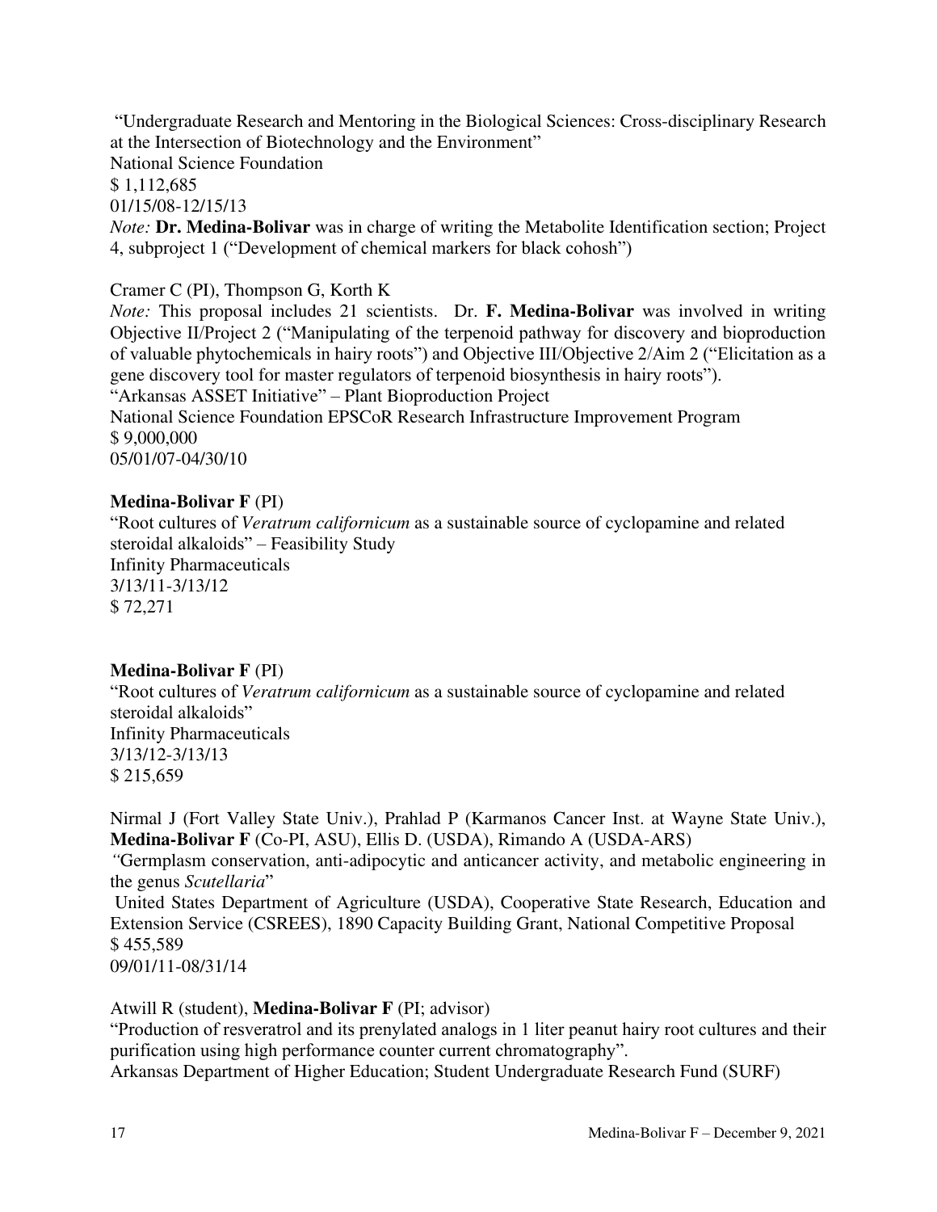"Undergraduate Research and Mentoring in the Biological Sciences: Cross-disciplinary Research at the Intersection of Biotechnology and the Environment"
National Science Foundation
$ 1,112,685
01/15/08-12/15/13
*Note:* **Dr. Medina-Bolivar** was in charge of writing the Metabolite Identification section; Project 4, subproject 1 ("Development of chemical markers for black cohosh")

Cramer C (PI), Thompson G, Korth K
*Note:* This proposal includes 21 scientists. Dr. **F. Medina-Bolivar** was involved in writing Objective II/Project 2 ("Manipulating of the terpenoid pathway for discovery and bioproduction of valuable phytochemicals in hairy roots") and Objective III/Objective 2/Aim 2 ("Elicitation as a gene discovery tool for master regulators of terpenoid biosynthesis in hairy roots").
"Arkansas ASSET Initiative" – Plant Bioproduction Project
National Science Foundation EPSCoR Research Infrastructure Improvement Program
$ 9,000,000
05/01/07-04/30/10

**Medina-Bolivar F** (PI)
"Root cultures of *Veratrum californicum* as a sustainable source of cyclopamine and related steroidal alkaloids" – Feasibility Study
Infinity Pharmaceuticals
3/13/11-3/13/12
$ 72,271

**Medina-Bolivar F** (PI)
"Root cultures of *Veratrum californicum* as a sustainable source of cyclopamine and related steroidal alkaloids"
Infinity Pharmaceuticals
3/13/12-3/13/13
$ 215,659

Nirmal J (Fort Valley State Univ.), Prahlad P (Karmanos Cancer Inst. at Wayne State Univ.), **Medina-Bolivar F** (Co-PI, ASU), Ellis D. (USDA), Rimando A (USDA-ARS)
"Germplasm conservation, anti-adipocytic and anticancer activity, and metabolic engineering in the genus *Scutellaria*"
United States Department of Agriculture (USDA), Cooperative State Research, Education and Extension Service (CSREES), 1890 Capacity Building Grant, National Competitive Proposal
$ 455,589
09/01/11-08/31/14

Atwill R (student), **Medina-Bolivar F** (PI; advisor)
"Production of resveratrol and its prenylated analogs in 1 liter peanut hairy root cultures and their purification using high performance counter current chromatography".
Arkansas Department of Higher Education; Student Undergraduate Research Fund (SURF)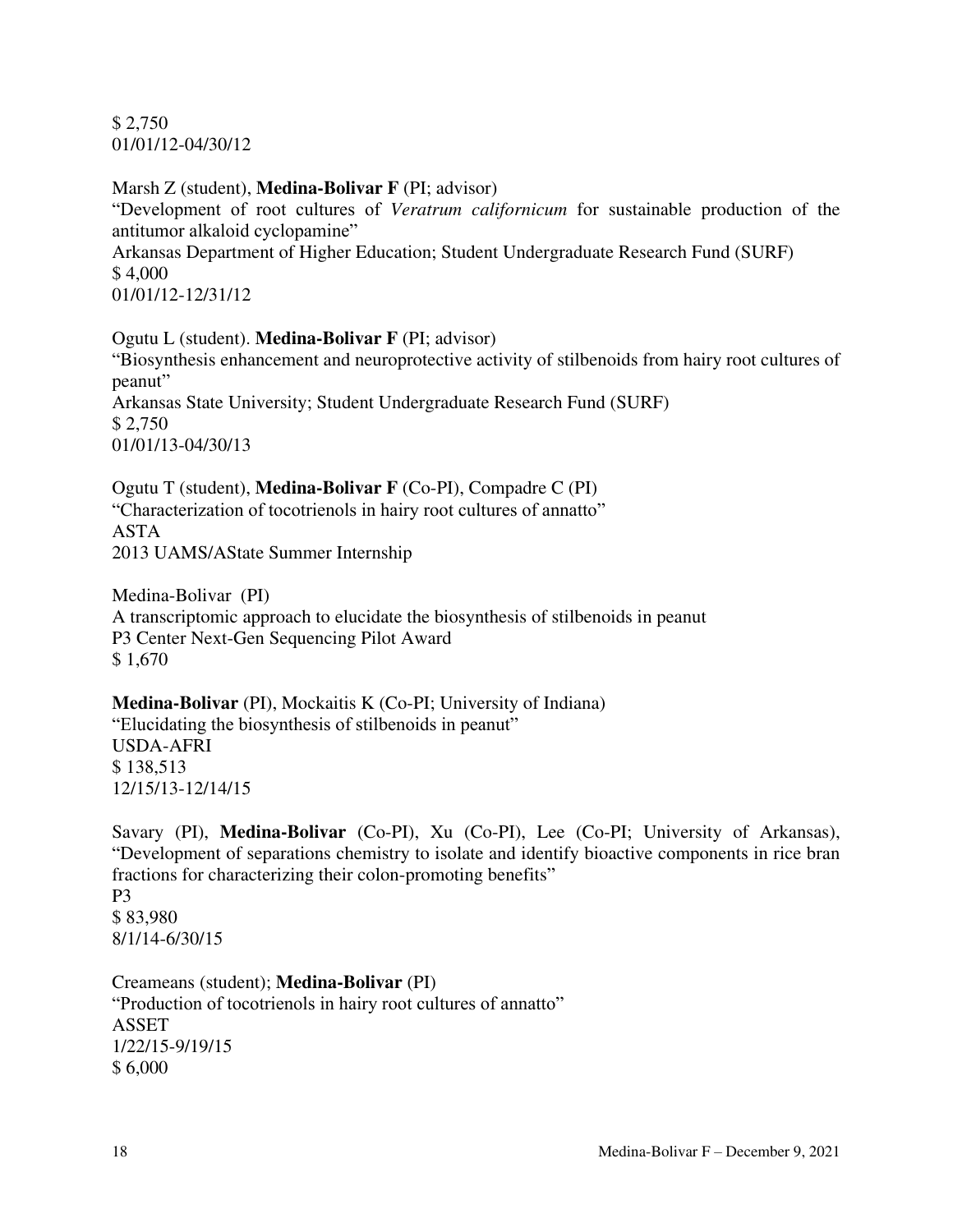$ 2,750
01/01/12-04/30/12

Marsh Z (student), **Medina-Bolivar F** (PI; advisor)
"Development of root cultures of *Veratrum californicum* for sustainable production of the antitumor alkaloid cyclopamine"
Arkansas Department of Higher Education; Student Undergraduate Research Fund (SURF)
$ 4,000
01/01/12-12/31/12

Ogutu L (student). **Medina-Bolivar F** (PI; advisor)
"Biosynthesis enhancement and neuroprotective activity of stilbenoids from hairy root cultures of peanut"
Arkansas State University; Student Undergraduate Research Fund (SURF)
$ 2,750
01/01/13-04/30/13

Ogutu T (student), **Medina-Bolivar F** (Co-PI), Compadre C (PI)
"Characterization of tocotrienols in hairy root cultures of annatto"
ASTA
2013 UAMS/AState Summer Internship

Medina-Bolivar (PI)
A transcriptomic approach to elucidate the biosynthesis of stilbenoids in peanut
P3 Center Next-Gen Sequencing Pilot Award
$ 1,670

**Medina-Bolivar** (PI), Mockaitis K (Co-PI; University of Indiana)
"Elucidating the biosynthesis of stilbenoids in peanut"
USDA-AFRI
$ 138,513
12/15/13-12/14/15

Savary (PI), **Medina-Bolivar** (Co-PI), Xu (Co-PI), Lee (Co-PI; University of Arkansas), "Development of separations chemistry to isolate and identify bioactive components in rice bran fractions for characterizing their colon-promoting benefits"
P3
$ 83,980
8/1/14-6/30/15

Creameans (student); **Medina-Bolivar** (PI)
"Production of tocotrienols in hairy root cultures of annatto"
ASSET
1/22/15-9/19/15
$ 6,000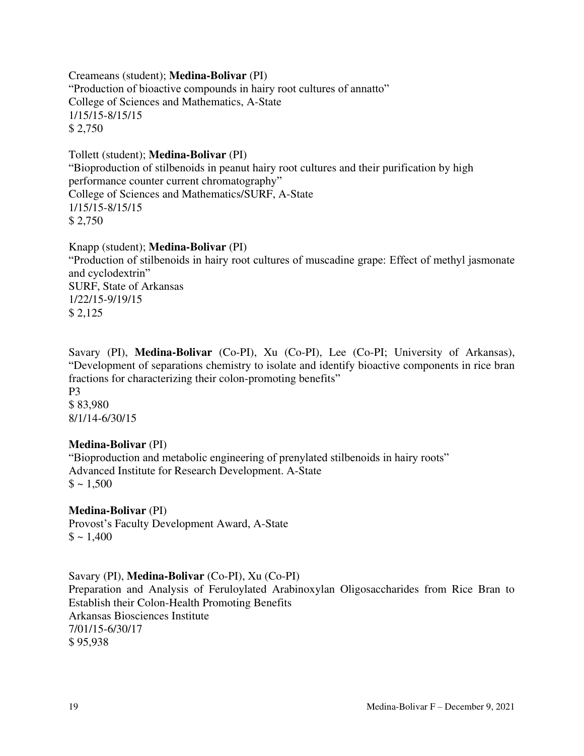Creameans (student); **Medina-Bolivar** (PI)
"Production of bioactive compounds in hairy root cultures of annatto"
College of Sciences and Mathematics, A-State
1/15/15-8/15/15
$ 2,750

Tollett (student); **Medina-Bolivar** (PI)
"Bioproduction of stilbenoids in peanut hairy root cultures and their purification by high performance counter current chromatography"
College of Sciences and Mathematics/SURF, A-State
1/15/15-8/15/15
$ 2,750

Knapp (student); **Medina-Bolivar** (PI)
"Production of stilbenoids in hairy root cultures of muscadine grape: Effect of methyl jasmonate and cyclodextrin"
SURF, State of Arkansas
1/22/15-9/19/15
$ 2,125

Savary (PI), **Medina-Bolivar** (Co-PI), Xu (Co-PI), Lee (Co-PI; University of Arkansas), "Development of separations chemistry to isolate and identify bioactive components in rice bran fractions for characterizing their colon-promoting benefits"
P3
$ 83,980
8/1/14-6/30/15

**Medina-Bolivar** (PI)
"Bioproduction and metabolic engineering of prenylated stilbenoids in hairy roots"
Advanced Institute for Research Development. A-State
$ ~ 1,500

**Medina-Bolivar** (PI)
Provost's Faculty Development Award, A-State
$ ~ 1,400

Savary (PI), **Medina-Bolivar** (Co-PI), Xu (Co-PI)
Preparation and Analysis of Feruloylated Arabinoxylan Oligosaccharides from Rice Bran to Establish their Colon-Health Promoting Benefits
Arkansas Biosciences Institute
7/01/15-6/30/17
$ 95,938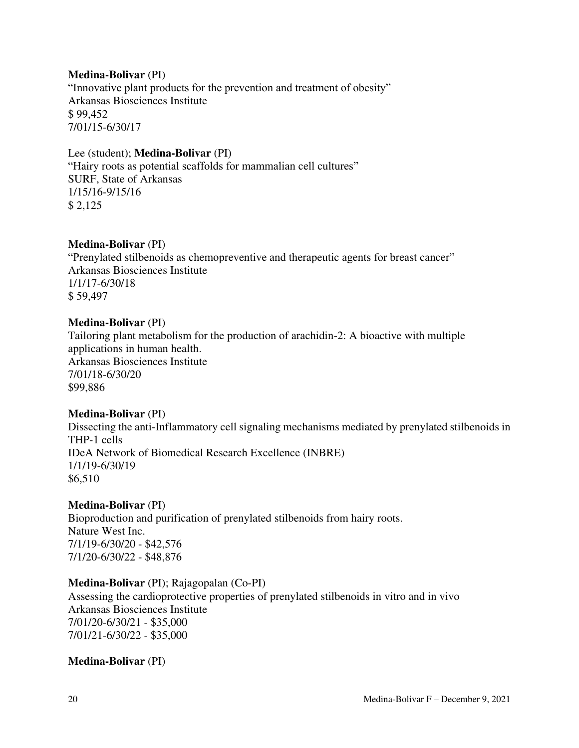**Medina-Bolivar** (PI)
"Innovative plant products for the prevention and treatment of obesity"
Arkansas Biosciences Institute
$ 99,452
7/01/15-6/30/17

Lee (student); **Medina-Bolivar** (PI)
"Hairy roots as potential scaffolds for mammalian cell cultures"
SURF, State of Arkansas
1/15/16-9/15/16
$ 2,125

**Medina-Bolivar** (PI)
"Prenylated stilbenoids as chemopreventive and therapeutic agents for breast cancer"
Arkansas Biosciences Institute
1/1/17-6/30/18
$ 59,497

**Medina-Bolivar** (PI)
Tailoring plant metabolism for the production of arachidin-2: A bioactive with multiple applications in human health.
Arkansas Biosciences Institute
7/01/18-6/30/20
$99,886

**Medina-Bolivar** (PI)
Dissecting the anti-Inflammatory cell signaling mechanisms mediated by prenylated stilbenoids in THP-1 cells
IDeA Network of Biomedical Research Excellence (INBRE)
1/1/19-6/30/19
$6,510

**Medina-Bolivar** (PI)
Bioproduction and purification of prenylated stilbenoids from hairy roots.
Nature West Inc.
7/1/19-6/30/20 - $42,576
7/1/20-6/30/22 - $48,876

**Medina-Bolivar** (PI); Rajagopalan (Co-PI)
Assessing the cardioprotective properties of prenylated stilbenoids in vitro and in vivo
Arkansas Biosciences Institute
7/01/20-6/30/21 - $35,000
7/01/21-6/30/22 - $35,000

**Medina-Bolivar** (PI)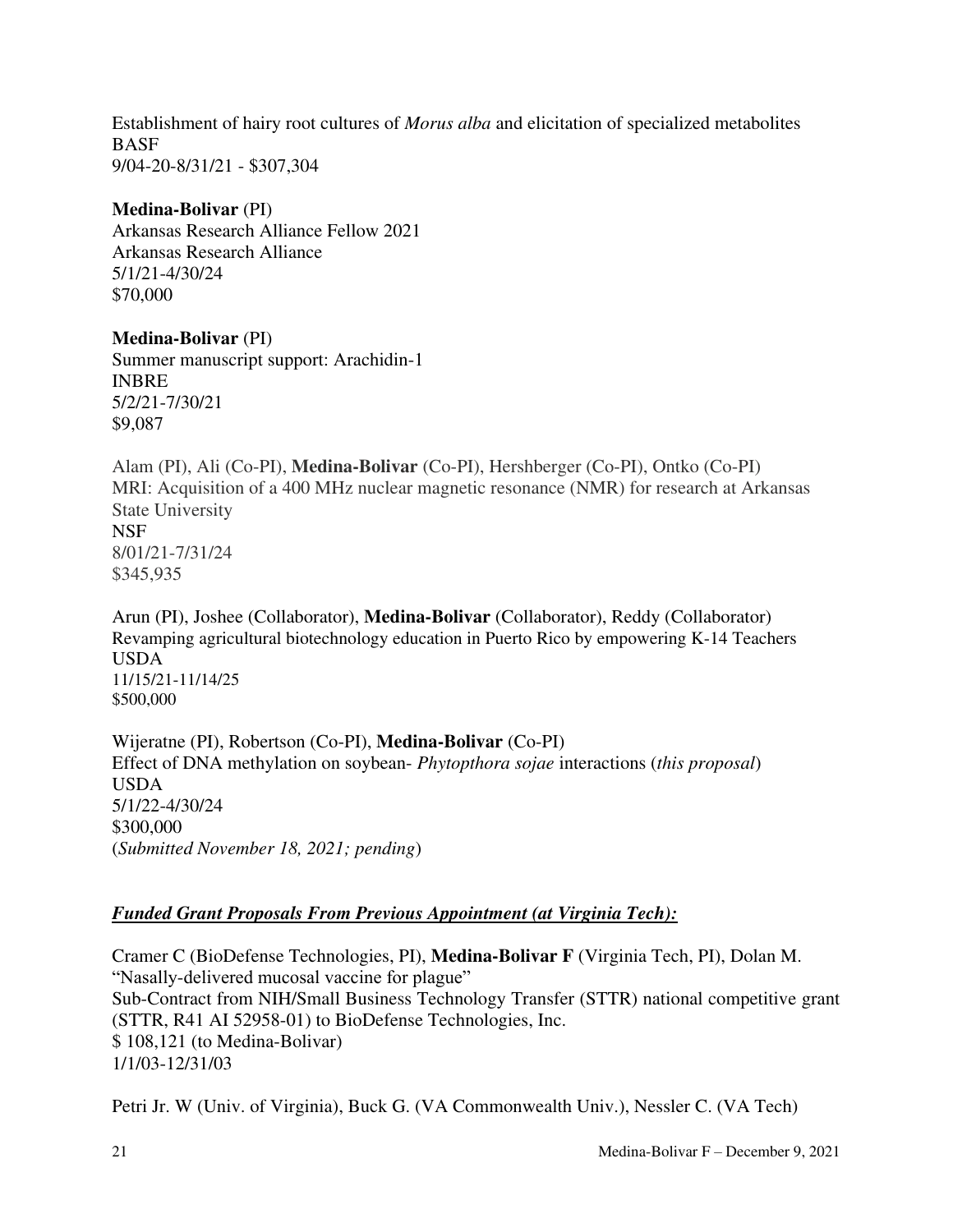Establishment of hairy root cultures of *Morus alba* and elicitation of specialized metabolites
BASF
9/04-20-8/31/21 - $307,304

**Medina-Bolivar** (PI)
Arkansas Research Alliance Fellow 2021
Arkansas Research Alliance
5/1/21-4/30/24
$70,000

**Medina-Bolivar** (PI)
Summer manuscript support: Arachidin-1
INBRE
5/2/21-7/30/21
$9,087

Alam (PI), Ali (Co-PI), **Medina-Bolivar** (Co-PI), Hershberger (Co-PI), Ontko (Co-PI)
MRI: Acquisition of a 400 MHz nuclear magnetic resonance (NMR) for research at Arkansas State University
NSF
8/01/21-7/31/24
$345,935

Arun (PI), Joshee (Collaborator), **Medina-Bolivar** (Collaborator), Reddy (Collaborator)
Revamping agricultural biotechnology education in Puerto Rico by empowering K-14 Teachers
USDA
11/15/21-11/14/25
$500,000

Wijeratne (PI), Robertson (Co-PI), **Medina-Bolivar** (Co-PI)
Effect of DNA methylation on soybean- *Phytopthora sojae* interactions (*this proposal*)
USDA
5/1/22-4/30/24
$300,000
(*Submitted November 18, 2021; pending*)

***Funded Grant Proposals From Previous Appointment (at Virginia Tech):***

Cramer C (BioDefense Technologies, PI), **Medina-Bolivar F** (Virginia Tech, PI), Dolan M.
"Nasally-delivered mucosal vaccine for plague"
Sub-Contract from NIH/Small Business Technology Transfer (STTR) national competitive grant (STTR, R41 AI 52958-01) to BioDefense Technologies, Inc.
$ 108,121 (to Medina-Bolivar)
1/1/03-12/31/03

Petri Jr. W (Univ. of Virginia), Buck G. (VA Commonwealth Univ.), Nessler C. (VA Tech)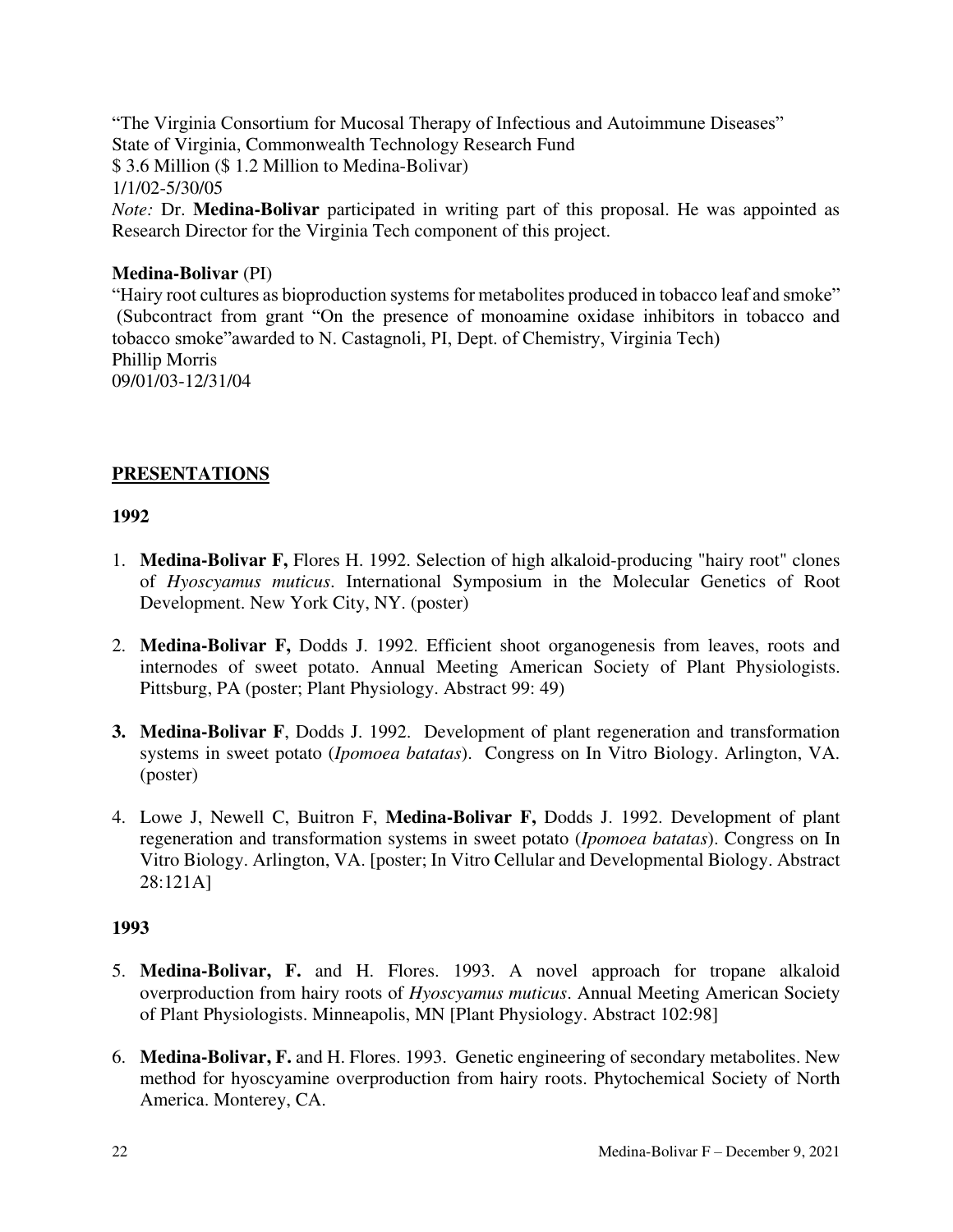"The Virginia Consortium for Mucosal Therapy of Infectious and Autoimmune Diseases"
State of Virginia, Commonwealth Technology Research Fund
$ 3.6 Million ($ 1.2 Million to Medina-Bolivar)
1/1/02-5/30/05
*Note:* Dr. **Medina-Bolivar** participated in writing part of this proposal. He was appointed as Research Director for the Virginia Tech component of this project.

**Medina-Bolivar** (PI)
"Hairy root cultures as bioproduction systems for metabolites produced in tobacco leaf and smoke" (Subcontract from grant "On the presence of monoamine oxidase inhibitors in tobacco and tobacco smoke"awarded to N. Castagnoli, PI, Dept. of Chemistry, Virginia Tech)
Phillip Morris
09/01/03-12/31/04

## PRESENTATIONS

### 1992

1. **Medina-Bolivar F,** Flores H. 1992. Selection of high alkaloid-producing "hairy root" clones of *Hyoscyamus muticus*. International Symposium in the Molecular Genetics of Root Development. New York City, NY. (poster)

2. **Medina-Bolivar F,** Dodds J. 1992. Efficient shoot organogenesis from leaves, roots and internodes of sweet potato. Annual Meeting American Society of Plant Physiologists. Pittsburg, PA (poster; Plant Physiology. Abstract 99: 49)

3. **Medina-Bolivar F**, Dodds J. 1992. Development of plant regeneration and transformation systems in sweet potato (*Ipomoea batatas*). Congress on In Vitro Biology. Arlington, VA. (poster)

4. Lowe J, Newell C, Buitron F, **Medina-Bolivar F,** Dodds J. 1992. Development of plant regeneration and transformation systems in sweet potato (*Ipomoea batatas*). Congress on In Vitro Biology. Arlington, VA. [poster; In Vitro Cellular and Developmental Biology. Abstract 28:121A]

### 1993

5. **Medina-Bolivar, F.** and H. Flores. 1993. A novel approach for tropane alkaloid overproduction from hairy roots of *Hyoscyamus muticus*. Annual Meeting American Society of Plant Physiologists. Minneapolis, MN [Plant Physiology. Abstract 102:98]

6. **Medina-Bolivar, F.** and H. Flores. 1993. Genetic engineering of secondary metabolites. New method for hyoscyamine overproduction from hairy roots. Phytochemical Society of North America. Monterey, CA.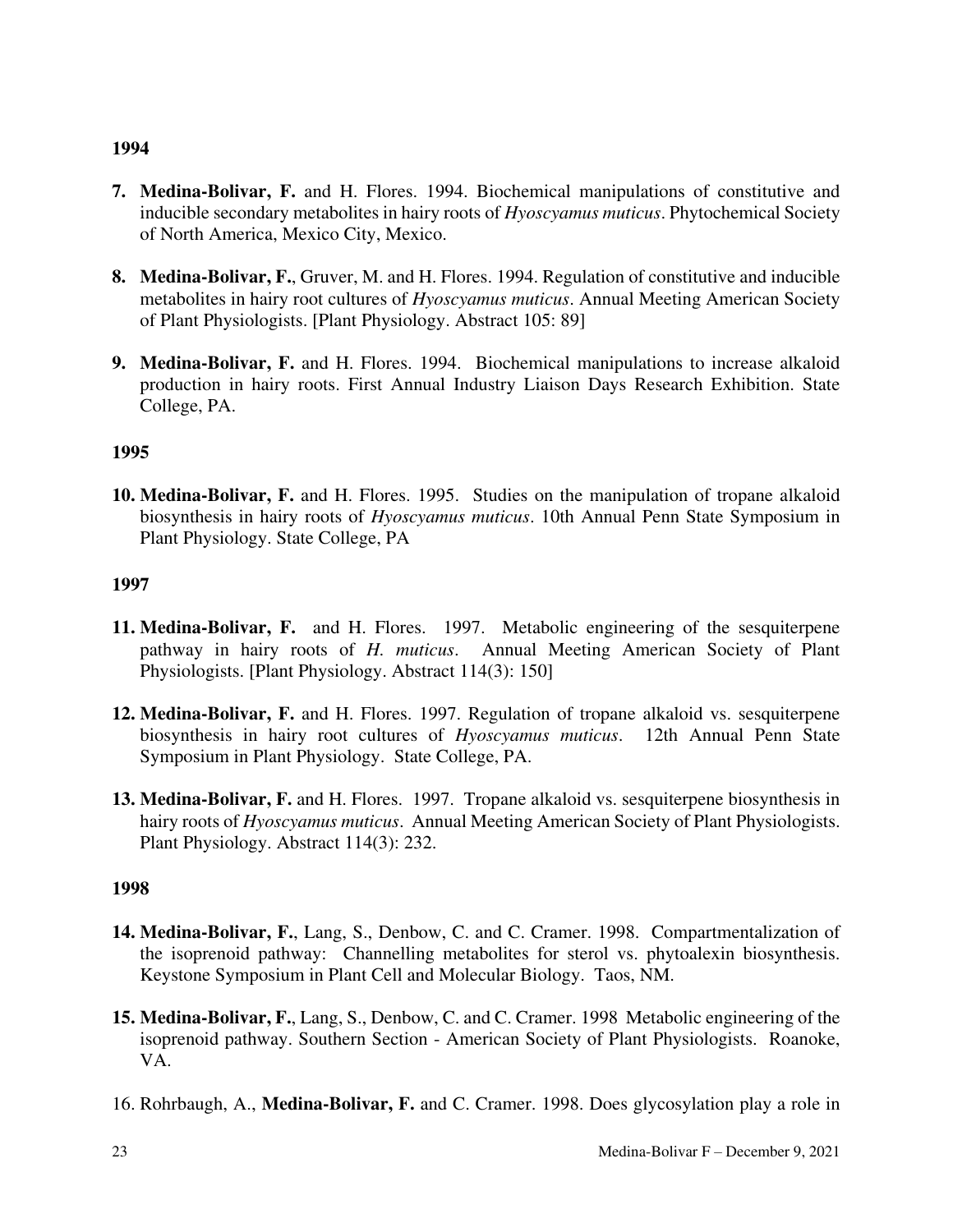**1994**

**7. Medina-Bolivar, F.** and H. Flores. 1994. Biochemical manipulations of constitutive and inducible secondary metabolites in hairy roots of *Hyoscyamus muticus*. Phytochemical Society of North America, Mexico City, Mexico.

**8. Medina-Bolivar, F.**, Gruver, M. and H. Flores. 1994. Regulation of constitutive and inducible metabolites in hairy root cultures of *Hyoscyamus muticus*. Annual Meeting American Society of Plant Physiologists. [Plant Physiology. Abstract 105: 89]

**9. Medina-Bolivar, F.** and H. Flores. 1994. Biochemical manipulations to increase alkaloid production in hairy roots. First Annual Industry Liaison Days Research Exhibition. State College, PA.

**1995**

**10. Medina-Bolivar, F.** and H. Flores. 1995. Studies on the manipulation of tropane alkaloid biosynthesis in hairy roots of *Hyoscyamus muticus*. 10th Annual Penn State Symposium in Plant Physiology. State College, PA

**1997**

**11. Medina-Bolivar, F.** and H. Flores. 1997. Metabolic engineering of the sesquiterpene pathway in hairy roots of *H. muticus*. Annual Meeting American Society of Plant Physiologists. [Plant Physiology. Abstract 114(3): 150]

**12. Medina-Bolivar, F.** and H. Flores. 1997. Regulation of tropane alkaloid vs. sesquiterpene biosynthesis in hairy root cultures of *Hyoscyamus muticus*. 12th Annual Penn State Symposium in Plant Physiology. State College, PA.

**13. Medina-Bolivar, F.** and H. Flores. 1997. Tropane alkaloid vs. sesquiterpene biosynthesis in hairy roots of *Hyoscyamus muticus*. Annual Meeting American Society of Plant Physiologists. Plant Physiology. Abstract 114(3): 232.

**1998**

**14. Medina-Bolivar, F.**, Lang, S., Denbow, C. and C. Cramer. 1998. Compartmentalization of the isoprenoid pathway: Channelling metabolites for sterol vs. phytoalexin biosynthesis. Keystone Symposium in Plant Cell and Molecular Biology. Taos, NM.

**15. Medina-Bolivar, F.**, Lang, S., Denbow, C. and C. Cramer. 1998 Metabolic engineering of the isoprenoid pathway. Southern Section - American Society of Plant Physiologists. Roanoke, VA.

16. Rohrbaugh, A., **Medina-Bolivar, F.** and C. Cramer. 1998. Does glycosylation play a role in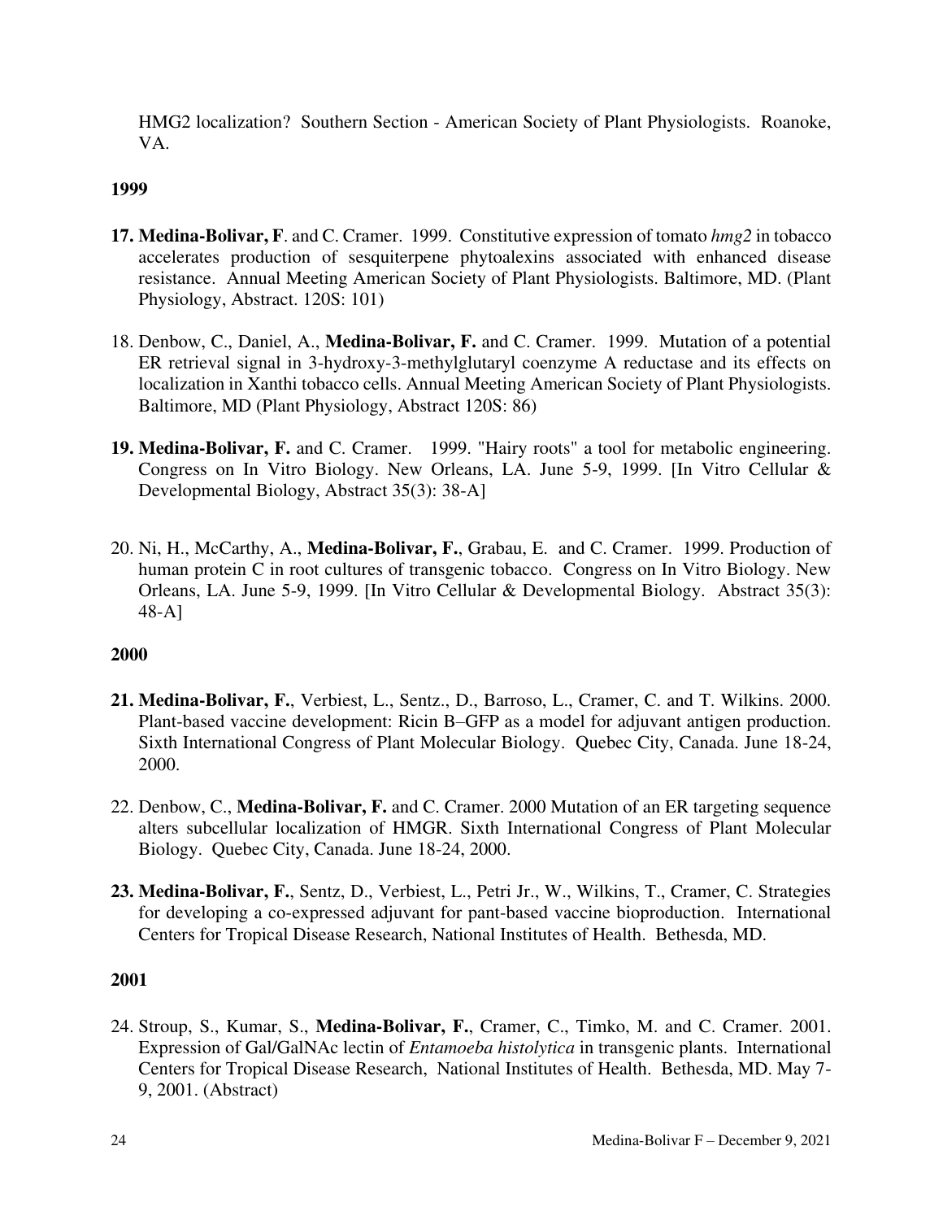HMG2 localization? Southern Section - American Society of Plant Physiologists. Roanoke, VA.

**1999**

**17. Medina-Bolivar, F**. and C. Cramer. 1999. Constitutive expression of tomato *hmg2* in tobacco accelerates production of sesquiterpene phytoalexins associated with enhanced disease resistance. Annual Meeting American Society of Plant Physiologists. Baltimore, MD. (Plant Physiology, Abstract. 120S: 101)

18. Denbow, C., Daniel, A., **Medina-Bolivar, F.** and C. Cramer. 1999. Mutation of a potential ER retrieval signal in 3-hydroxy-3-methylglutaryl coenzyme A reductase and its effects on localization in Xanthi tobacco cells. Annual Meeting American Society of Plant Physiologists. Baltimore, MD (Plant Physiology, Abstract 120S: 86)

**19. Medina-Bolivar, F.** and C. Cramer. 1999. "Hairy roots" a tool for metabolic engineering. Congress on In Vitro Biology. New Orleans, LA. June 5-9, 1999. [In Vitro Cellular & Developmental Biology, Abstract 35(3): 38-A]

20. Ni, H., McCarthy, A., **Medina-Bolivar, F.**, Grabau, E. and C. Cramer. 1999. Production of human protein C in root cultures of transgenic tobacco. Congress on In Vitro Biology. New Orleans, LA. June 5-9, 1999. [In Vitro Cellular & Developmental Biology. Abstract 35(3): 48-A]

**2000**

**21. Medina-Bolivar, F.**, Verbiest, L., Sentz., D., Barroso, L., Cramer, C. and T. Wilkins. 2000. Plant-based vaccine development: Ricin B–GFP as a model for adjuvant antigen production. Sixth International Congress of Plant Molecular Biology. Quebec City, Canada. June 18-24, 2000.

22. Denbow, C., **Medina-Bolivar, F.** and C. Cramer. 2000 Mutation of an ER targeting sequence alters subcellular localization of HMGR. Sixth International Congress of Plant Molecular Biology. Quebec City, Canada. June 18-24, 2000.

**23. Medina-Bolivar, F.**, Sentz, D., Verbiest, L., Petri Jr., W., Wilkins, T., Cramer, C. Strategies for developing a co-expressed adjuvant for pant-based vaccine bioproduction. International Centers for Tropical Disease Research, National Institutes of Health. Bethesda, MD.

**2001**

24. Stroup, S., Kumar, S., **Medina-Bolivar, F.**, Cramer, C., Timko, M. and C. Cramer. 2001. Expression of Gal/GalNAc lectin of *Entamoeba histolytica* in transgenic plants. International Centers for Tropical Disease Research, National Institutes of Health. Bethesda, MD. May 7-9, 2001. (Abstract)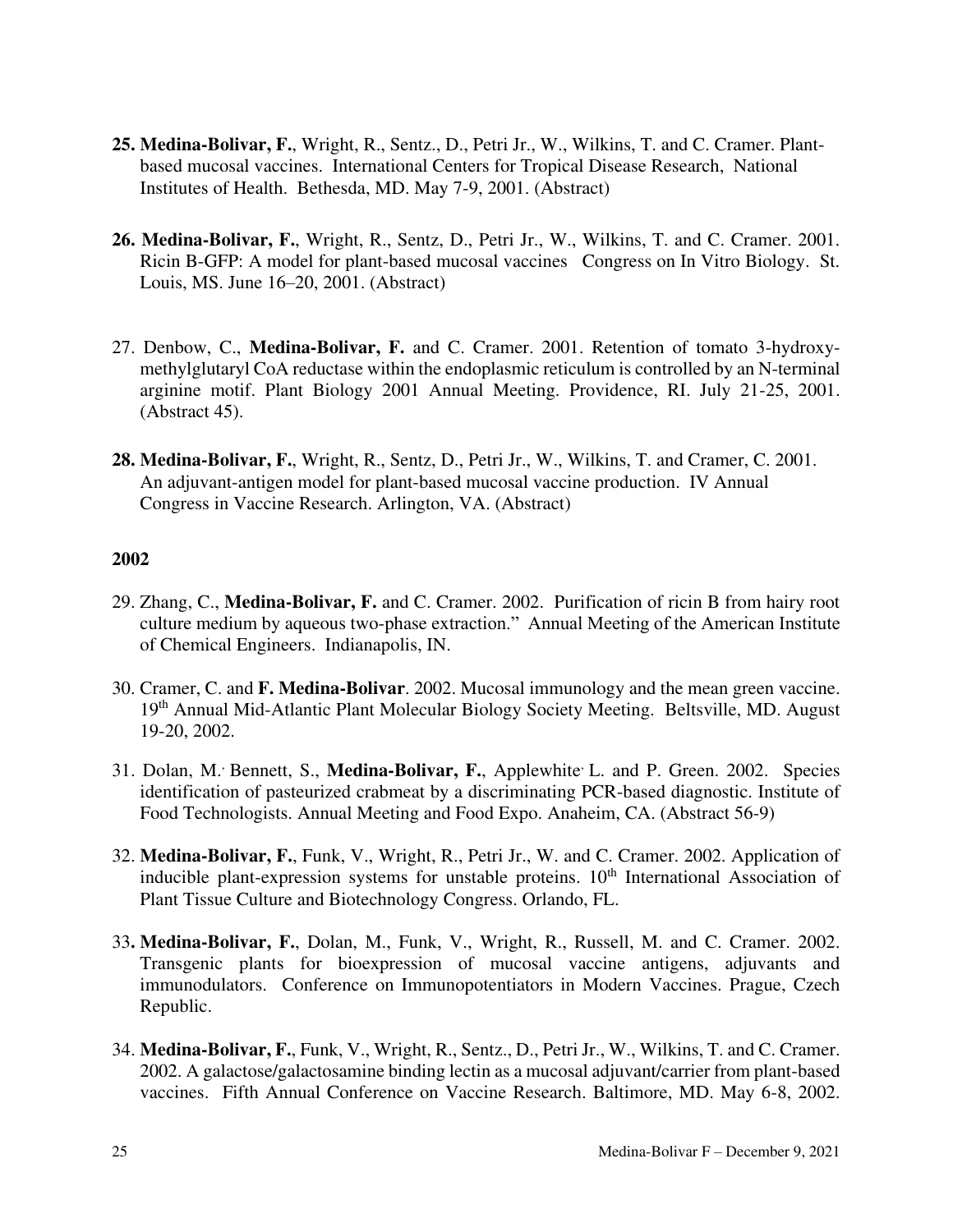**25. Medina-Bolivar, F.**, Wright, R., Sentz., D., Petri Jr., W., Wilkins, T. and C. Cramer. Plant-based mucosal vaccines. International Centers for Tropical Disease Research, National Institutes of Health. Bethesda, MD. May 7-9, 2001. (Abstract)

**26. Medina-Bolivar, F.**, Wright, R., Sentz, D., Petri Jr., W., Wilkins, T. and C. Cramer. 2001. Ricin B-GFP: A model for plant-based mucosal vaccines Congress on In Vitro Biology. St. Louis, MS. June 16–20, 2001. (Abstract)

27. Denbow, C., **Medina-Bolivar, F.** and C. Cramer. 2001. Retention of tomato 3-hydroxy-methylglutaryl CoA reductase within the endoplasmic reticulum is controlled by an N-terminal arginine motif. Plant Biology 2001 Annual Meeting. Providence, RI. July 21-25, 2001. (Abstract 45).

**28. Medina-Bolivar, F.**, Wright, R., Sentz, D., Petri Jr., W., Wilkins, T. and Cramer, C. 2001. An adjuvant-antigen model for plant-based mucosal vaccine production. IV Annual Congress in Vaccine Research. Arlington, VA. (Abstract)

**2002**

29. Zhang, C., **Medina-Bolivar, F.** and C. Cramer. 2002. Purification of ricin B from hairy root culture medium by aqueous two-phase extraction." Annual Meeting of the American Institute of Chemical Engineers. Indianapolis, IN.

30. Cramer, C. and **F. Medina-Bolivar**. 2002. Mucosal immunology and the mean green vaccine. 19th Annual Mid-Atlantic Plant Molecular Biology Society Meeting. Beltsville, MD. August 19-20, 2002.

31. Dolan, M.‚ Bennett, S., **Medina-Bolivar, F.**, Applewhite‚ L. and P. Green. 2002. Species identification of pasteurized crabmeat by a discriminating PCR-based diagnostic. Institute of Food Technologists. Annual Meeting and Food Expo. Anaheim, CA. (Abstract 56-9)

32. **Medina-Bolivar, F.**, Funk, V., Wright, R., Petri Jr., W. and C. Cramer. 2002. Application of inducible plant-expression systems for unstable proteins. 10th International Association of Plant Tissue Culture and Biotechnology Congress. Orlando, FL.

33**. Medina-Bolivar, F.**, Dolan, M., Funk, V., Wright, R., Russell, M. and C. Cramer. 2002. Transgenic plants for bioexpression of mucosal vaccine antigens, adjuvants and immunodulators. Conference on Immunopotentiators in Modern Vaccines. Prague, Czech Republic.

34. **Medina-Bolivar, F.**, Funk, V., Wright, R., Sentz., D., Petri Jr., W., Wilkins, T. and C. Cramer. 2002. A galactose/galactosamine binding lectin as a mucosal adjuvant/carrier from plant-based vaccines. Fifth Annual Conference on Vaccine Research. Baltimore, MD. May 6-8, 2002.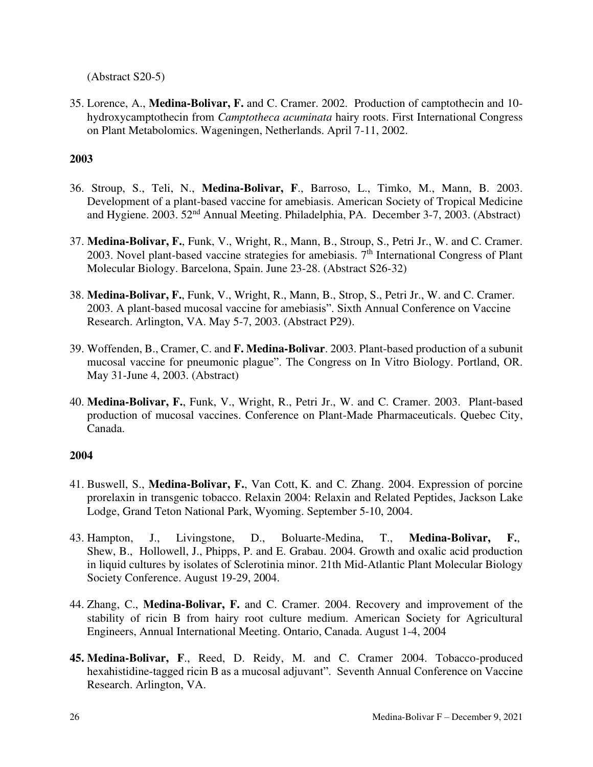(Abstract S20-5)

35. Lorence, A., **Medina-Bolivar, F.** and C. Cramer. 2002. Production of camptothecin and 10-hydroxycamptothecin from *Camptotheca acuminata* hairy roots. First International Congress on Plant Metabolomics. Wageningen, Netherlands. April 7-11, 2002.

**2003**

36. Stroup, S., Teli, N., **Medina-Bolivar, F**., Barroso, L., Timko, M., Mann, B. 2003. Development of a plant-based vaccine for amebiasis. American Society of Tropical Medicine and Hygiene. 2003. 52nd Annual Meeting. Philadelphia, PA. December 3-7, 2003. (Abstract)

37. **Medina-Bolivar, F.**, Funk, V., Wright, R., Mann, B., Stroup, S., Petri Jr., W. and C. Cramer. 2003. Novel plant-based vaccine strategies for amebiasis. 7th International Congress of Plant Molecular Biology. Barcelona, Spain. June 23-28. (Abstract S26-32)

38. **Medina-Bolivar, F.**, Funk, V., Wright, R., Mann, B., Strop, S., Petri Jr., W. and C. Cramer. 2003. A plant-based mucosal vaccine for amebiasis". Sixth Annual Conference on Vaccine Research. Arlington, VA. May 5-7, 2003. (Abstract P29).

39. Woffenden, B., Cramer, C. and **F. Medina-Bolivar**. 2003. Plant-based production of a subunit mucosal vaccine for pneumonic plague". The Congress on In Vitro Biology. Portland, OR. May 31-June 4, 2003. (Abstract)

40. **Medina-Bolivar, F.**, Funk, V., Wright, R., Petri Jr., W. and C. Cramer. 2003. Plant-based production of mucosal vaccines. Conference on Plant-Made Pharmaceuticals. Quebec City, Canada.

**2004**

41. Buswell, S., **Medina-Bolivar, F.**, Van Cott, K. and C. Zhang. 2004. Expression of porcine prorelaxin in transgenic tobacco. Relaxin 2004: Relaxin and Related Peptides, Jackson Lake Lodge, Grand Teton National Park, Wyoming. September 5-10, 2004.

43. Hampton, J., Livingstone, D., Boluarte-Medina, T., **Medina-Bolivar, F.**, Shew, B., Hollowell, J., Phipps, P. and E. Grabau. 2004. Growth and oxalic acid production in liquid cultures by isolates of Sclerotinia minor. 21th Mid-Atlantic Plant Molecular Biology Society Conference. August 19-29, 2004.

44. Zhang, C., **Medina-Bolivar, F.** and C. Cramer. 2004. Recovery and improvement of the stability of ricin B from hairy root culture medium. American Society for Agricultural Engineers, Annual International Meeting. Ontario, Canada. August 1-4, 2004

**45.** **Medina-Bolivar, F**., Reed, D. Reidy, M. and C. Cramer 2004. Tobacco-produced hexahistidine-tagged ricin B as a mucosal adjuvant". Seventh Annual Conference on Vaccine Research. Arlington, VA.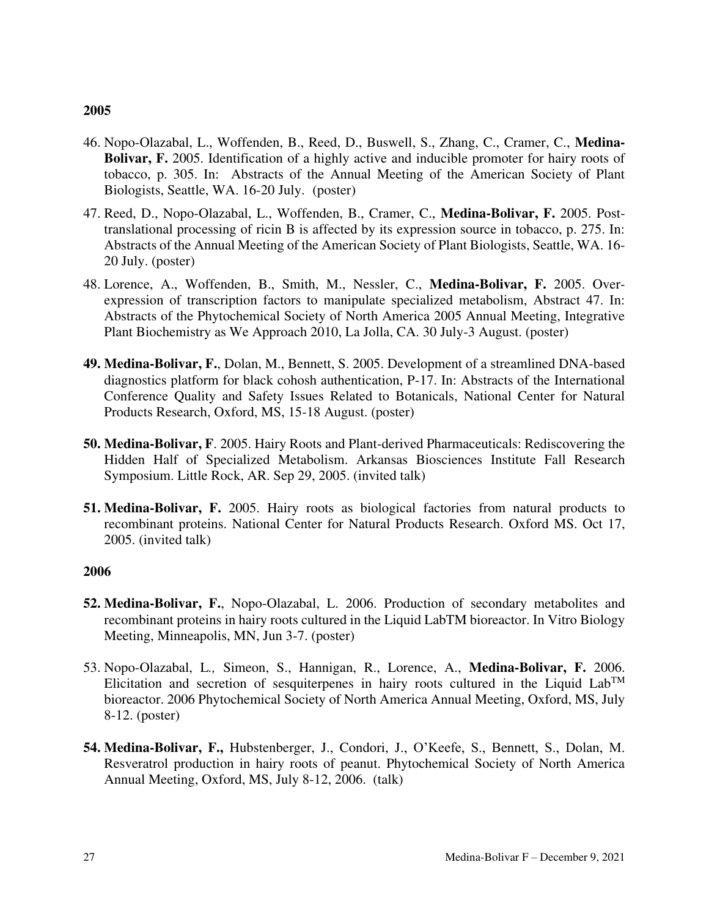**2005**

46. Nopo-Olazabal, L., Woffenden, B., Reed, D., Buswell, S., Zhang, C., Cramer, C., **Medina-Bolivar, F.** 2005. Identification of a highly active and inducible promoter for hairy roots of tobacco, p. 305. In: Abstracts of the Annual Meeting of the American Society of Plant Biologists, Seattle, WA. 16-20 July. (poster)

47. Reed, D., Nopo-Olazabal, L., Woffenden, B., Cramer, C., **Medina-Bolivar, F.** 2005. Post-translational processing of ricin B is affected by its expression source in tobacco, p. 275. In: Abstracts of the Annual Meeting of the American Society of Plant Biologists, Seattle, WA. 16-20 July. (poster)

48. Lorence, A., Woffenden, B., Smith, M., Nessler, C., **Medina-Bolivar, F.** 2005. Over-expression of transcription factors to manipulate specialized metabolism, Abstract 47. In: Abstracts of the Phytochemical Society of North America 2005 Annual Meeting, Integrative Plant Biochemistry as We Approach 2010, La Jolla, CA. 30 July-3 August. (poster)

**49. Medina-Bolivar, F.**, Dolan, M., Bennett, S. 2005. Development of a streamlined DNA-based diagnostics platform for black cohosh authentication, P-17. In: Abstracts of the International Conference Quality and Safety Issues Related to Botanicals, National Center for Natural Products Research, Oxford, MS, 15-18 August. (poster)

**50. Medina-Bolivar, F**. 2005. Hairy Roots and Plant-derived Pharmaceuticals: Rediscovering the Hidden Half of Specialized Metabolism. Arkansas Biosciences Institute Fall Research Symposium. Little Rock, AR. Sep 29, 2005. (invited talk)

**51. Medina-Bolivar, F.** 2005. Hairy roots as biological factories from natural products to recombinant proteins. National Center for Natural Products Research. Oxford MS. Oct 17, 2005. (invited talk)

**2006**

**52. Medina-Bolivar, F.**, Nopo-Olazabal, L. 2006. Production of secondary metabolites and recombinant proteins in hairy roots cultured in the Liquid LabTM bioreactor. In Vitro Biology Meeting, Minneapolis, MN, Jun 3-7. (poster)

53. Nopo-Olazabal, L., Simeon, S., Hannigan, R., Lorence, A., **Medina-Bolivar, F.** 2006. Elicitation and secretion of sesquiterpenes in hairy roots cultured in the Liquid Lab™ bioreactor. 2006 Phytochemical Society of North America Annual Meeting, Oxford, MS, July 8-12. (poster)

**54. Medina-Bolivar, F.,** Hubstenberger, J., Condori, J., O'Keefe, S., Bennett, S., Dolan, M. Resveratrol production in hairy roots of peanut. Phytochemical Society of North America Annual Meeting, Oxford, MS, July 8-12, 2006. (talk)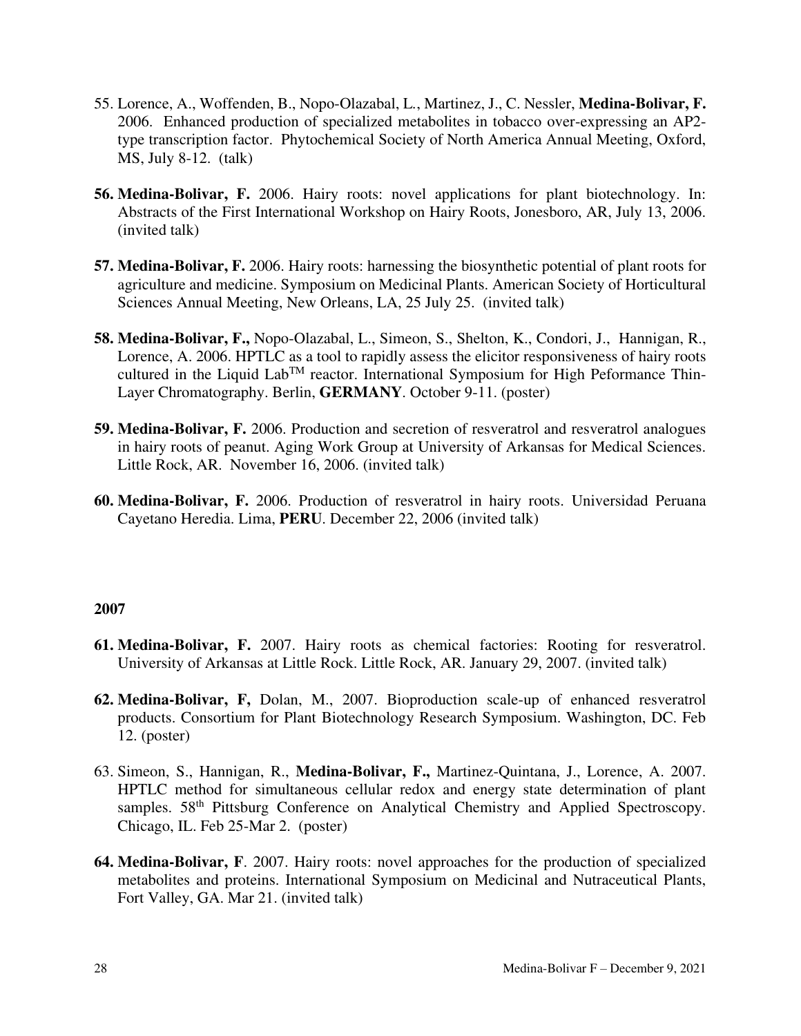55. Lorence, A., Woffenden, B., Nopo-Olazabal, L., Martinez, J., C. Nessler, **Medina-Bolivar, F.** 2006. Enhanced production of specialized metabolites in tobacco over-expressing an AP2-type transcription factor. Phytochemical Society of North America Annual Meeting, Oxford, MS, July 8-12. (talk)

**56. Medina-Bolivar, F.** 2006. Hairy roots: novel applications for plant biotechnology. In: Abstracts of the First International Workshop on Hairy Roots, Jonesboro, AR, July 13, 2006. (invited talk)

**57. Medina-Bolivar, F.** 2006. Hairy roots: harnessing the biosynthetic potential of plant roots for agriculture and medicine. Symposium on Medicinal Plants. American Society of Horticultural Sciences Annual Meeting, New Orleans, LA, 25 July 25. (invited talk)

**58. Medina-Bolivar, F.,** Nopo-Olazabal, L., Simeon, S., Shelton, K., Condori, J., Hannigan, R., Lorence, A. 2006. HPTLC as a tool to rapidly assess the elicitor responsiveness of hairy roots cultured in the Liquid Lab™ reactor. International Symposium for High Peformance Thin-Layer Chromatography. Berlin, **GERMANY**. October 9-11. (poster)

**59. Medina-Bolivar, F.** 2006. Production and secretion of resveratrol and resveratrol analogues in hairy roots of peanut. Aging Work Group at University of Arkansas for Medical Sciences. Little Rock, AR. November 16, 2006. (invited talk)

**60. Medina-Bolivar, F.** 2006. Production of resveratrol in hairy roots. Universidad Peruana Cayetano Heredia. Lima, **PERU**. December 22, 2006 (invited talk)

**2007**

**61. Medina-Bolivar, F.** 2007. Hairy roots as chemical factories: Rooting for resveratrol. University of Arkansas at Little Rock. Little Rock, AR. January 29, 2007. (invited talk)

**62. Medina-Bolivar, F,** Dolan, M., 2007. Bioproduction scale-up of enhanced resveratrol products. Consortium for Plant Biotechnology Research Symposium. Washington, DC. Feb 12. (poster)

63. Simeon, S., Hannigan, R., **Medina-Bolivar, F.,** Martinez-Quintana, J., Lorence, A. 2007. HPTLC method for simultaneous cellular redox and energy state determination of plant samples. 58th Pittsburg Conference on Analytical Chemistry and Applied Spectroscopy. Chicago, IL. Feb 25-Mar 2. (poster)

**64. Medina-Bolivar, F**. 2007. Hairy roots: novel approaches for the production of specialized metabolites and proteins. International Symposium on Medicinal and Nutraceutical Plants, Fort Valley, GA. Mar 21. (invited talk)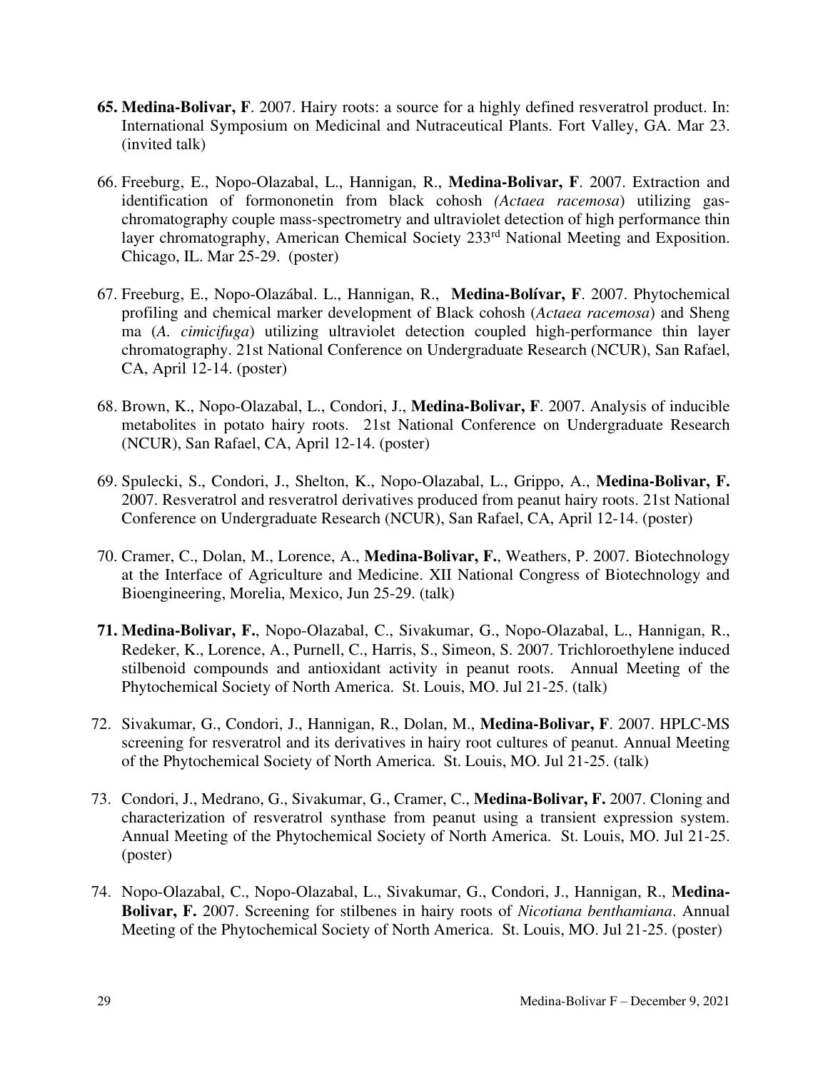**65. Medina-Bolivar, F**. 2007. Hairy roots: a source for a highly defined resveratrol product. In: International Symposium on Medicinal and Nutraceutical Plants. Fort Valley, GA. Mar 23. (invited talk)

66. Freeburg, E., Nopo-Olazabal, L., Hannigan, R., **Medina-Bolivar, F**. 2007. Extraction and identification of formononetin from black cohosh *(Actaea racemosa*) utilizing gas-chromatography couple mass-spectrometry and ultraviolet detection of high performance thin layer chromatography, American Chemical Society 233rd National Meeting and Exposition. Chicago, IL. Mar 25-29. (poster)

67. Freeburg, E., Nopo-Olazábal. L., Hannigan, R., **Medina-Bolívar, F**. 2007. Phytochemical profiling and chemical marker development of Black cohosh (*Actaea racemosa*) and Sheng ma (*A. cimicifuga*) utilizing ultraviolet detection coupled high-performance thin layer chromatography. 21st National Conference on Undergraduate Research (NCUR), San Rafael, CA, April 12-14. (poster)

68. Brown, K., Nopo-Olazabal, L., Condori, J., **Medina-Bolivar, F**. 2007. Analysis of inducible metabolites in potato hairy roots. 21st National Conference on Undergraduate Research (NCUR), San Rafael, CA, April 12-14. (poster)

69. Spulecki, S., Condori, J., Shelton, K., Nopo-Olazabal, L., Grippo, A., **Medina-Bolivar, F.** 2007. Resveratrol and resveratrol derivatives produced from peanut hairy roots. 21st National Conference on Undergraduate Research (NCUR), San Rafael, CA, April 12-14. (poster)

70. Cramer, C., Dolan, M., Lorence, A., **Medina-Bolivar, F.**, Weathers, P. 2007. Biotechnology at the Interface of Agriculture and Medicine. XII National Congress of Biotechnology and Bioengineering, Morelia, Mexico, Jun 25-29. (talk)

**71. Medina-Bolivar, F.**, Nopo-Olazabal, C., Sivakumar, G., Nopo-Olazabal, L., Hannigan, R., Redeker, K., Lorence, A., Purnell, C., Harris, S., Simeon, S. 2007. Trichloroethylene induced stilbenoid compounds and antioxidant activity in peanut roots. Annual Meeting of the Phytochemical Society of North America. St. Louis, MO. Jul 21-25. (talk)

72. Sivakumar, G., Condori, J., Hannigan, R., Dolan, M., **Medina-Bolivar, F**. 2007. HPLC-MS screening for resveratrol and its derivatives in hairy root cultures of peanut. Annual Meeting of the Phytochemical Society of North America. St. Louis, MO. Jul 21-25. (talk)

73. Condori, J., Medrano, G., Sivakumar, G., Cramer, C., **Medina-Bolivar, F.** 2007. Cloning and characterization of resveratrol synthase from peanut using a transient expression system. Annual Meeting of the Phytochemical Society of North America. St. Louis, MO. Jul 21-25. (poster)

74. Nopo-Olazabal, C., Nopo-Olazabal, L., Sivakumar, G., Condori, J., Hannigan, R., **Medina-Bolivar, F.** 2007. Screening for stilbenes in hairy roots of *Nicotiana benthamiana*. Annual Meeting of the Phytochemical Society of North America. St. Louis, MO. Jul 21-25. (poster)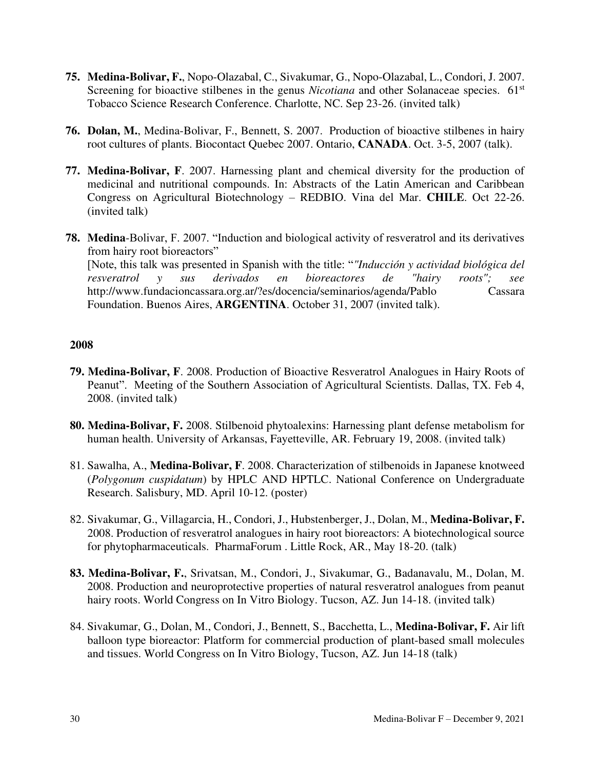75. **Medina-Bolivar, F.**, Nopo-Olazabal, C., Sivakumar, G., Nopo-Olazabal, L., Condori, J. 2007. Screening for bioactive stilbenes in the genus *Nicotiana* and other Solanaceae species. 61st Tobacco Science Research Conference. Charlotte, NC. Sep 23-26. (invited talk)

76. **Dolan, M.**, Medina-Bolivar, F., Bennett, S. 2007. Production of bioactive stilbenes in hairy root cultures of plants. Biocontact Quebec 2007. Ontario, **CANADA**. Oct. 3-5, 2007 (talk).

77. **Medina-Bolivar, F**. 2007. Harnessing plant and chemical diversity for the production of medicinal and nutritional compounds. In: Abstracts of the Latin American and Caribbean Congress on Agricultural Biotechnology – REDBIO. Vina del Mar. **CHILE**. Oct 22-26. (invited talk)

78. **Medina**-Bolivar, F. 2007. "Induction and biological activity of resveratrol and its derivatives from hairy root bioreactors"
[Note, this talk was presented in Spanish with the title: "*"Inducción y actividad biológica del resveratrol y sus derivados en bioreactores de "hairy roots"; see* http://www.fundacioncassara.org.ar/?es/docencia/seminarios/agenda/Pablo Cassara Foundation. Buenos Aires, **ARGENTINA**. October 31, 2007 (invited talk).

**2008**

79. **Medina-Bolivar, F**. 2008. Production of Bioactive Resveratrol Analogues in Hairy Roots of Peanut". Meeting of the Southern Association of Agricultural Scientists. Dallas, TX. Feb 4, 2008. (invited talk)

80. **Medina-Bolivar, F.** 2008. Stilbenoid phytoalexins: Harnessing plant defense metabolism for human health. University of Arkansas, Fayetteville, AR. February 19, 2008. (invited talk)

81. Sawalha, A., **Medina-Bolivar, F**. 2008. Characterization of stilbenoids in Japanese knotweed (*Polygonum cuspidatum*) by HPLC AND HPTLC. National Conference on Undergraduate Research. Salisbury, MD. April 10-12. (poster)

82. Sivakumar, G., Villagarcia, H., Condori, J., Hubstenberger, J., Dolan, M., **Medina-Bolivar, F.** 2008. Production of resveratrol analogues in hairy root bioreactors: A biotechnological source for phytopharmaceuticals. PharmaForum . Little Rock, AR., May 18-20. (talk)

83. **Medina-Bolivar, F.**, Srivatsan, M., Condori, J., Sivakumar, G., Badanavalu, M., Dolan, M. 2008. Production and neuroprotective properties of natural resveratrol analogues from peanut hairy roots. World Congress on In Vitro Biology. Tucson, AZ. Jun 14-18. (invited talk)

84. Sivakumar, G., Dolan, M., Condori, J., Bennett, S., Bacchetta, L., **Medina-Bolivar, F.** Air lift balloon type bioreactor: Platform for commercial production of plant-based small molecules and tissues. World Congress on In Vitro Biology, Tucson, AZ. Jun 14-18 (talk)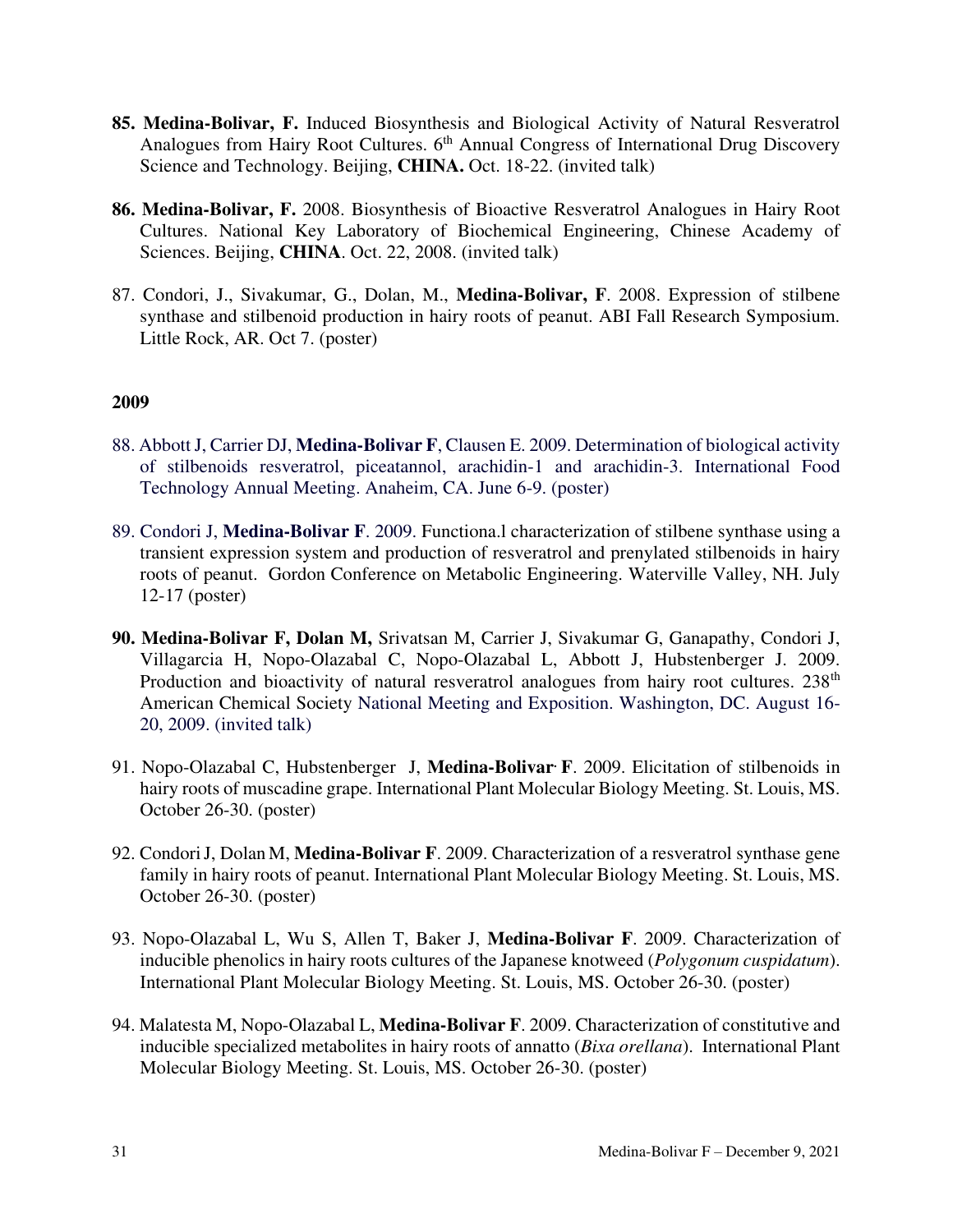**85. Medina-Bolivar, F.** Induced Biosynthesis and Biological Activity of Natural Resveratrol Analogues from Hairy Root Cultures. 6th Annual Congress of International Drug Discovery Science and Technology. Beijing, **CHINA.** Oct. 18-22. (invited talk)

**86. Medina-Bolivar, F.** 2008. Biosynthesis of Bioactive Resveratrol Analogues in Hairy Root Cultures. National Key Laboratory of Biochemical Engineering, Chinese Academy of Sciences. Beijing, **CHINA**. Oct. 22, 2008. (invited talk)

87. Condori, J., Sivakumar, G., Dolan, M., **Medina-Bolivar, F**. 2008. Expression of stilbene synthase and stilbenoid production in hairy roots of peanut. ABI Fall Research Symposium. Little Rock, AR. Oct 7. (poster)

**2009**

88. Abbott J, Carrier DJ, **Medina-Bolivar F**, Clausen E. 2009. Determination of biological activity of stilbenoids resveratrol, piceatannol, arachidin-1 and arachidin-3. International Food Technology Annual Meeting. Anaheim, CA. June 6-9. (poster)

89. Condori J, **Medina-Bolivar F**. 2009. Functiona.l characterization of stilbene synthase using a transient expression system and production of resveratrol and prenylated stilbenoids in hairy roots of peanut. Gordon Conference on Metabolic Engineering. Waterville Valley, NH. July 12-17 (poster)

**90. Medina-Bolivar F, Dolan M,** Srivatsan M, Carrier J, Sivakumar G, Ganapathy, Condori J, Villagarcia H, Nopo-Olazabal C, Nopo-Olazabal L, Abbott J, Hubstenberger J. 2009. Production and bioactivity of natural resveratrol analogues from hairy root cultures. 238th American Chemical Society National Meeting and Exposition. Washington, DC. August 16-20, 2009. (invited talk)

91. Nopo-Olazabal C, Hubstenberger J, **Medina-Bolivar. F**. 2009. Elicitation of stilbenoids in hairy roots of muscadine grape. International Plant Molecular Biology Meeting. St. Louis, MS. October 26-30. (poster)

92. Condori J, Dolan M, **Medina-Bolivar F**. 2009. Characterization of a resveratrol synthase gene family in hairy roots of peanut. International Plant Molecular Biology Meeting. St. Louis, MS. October 26-30. (poster)

93. Nopo-Olazabal L, Wu S, Allen T, Baker J, **Medina-Bolivar F**. 2009. Characterization of inducible phenolics in hairy roots cultures of the Japanese knotweed (*Polygonum cuspidatum*). International Plant Molecular Biology Meeting. St. Louis, MS. October 26-30. (poster)

94. Malatesta M, Nopo-Olazabal L, **Medina-Bolivar F**. 2009. Characterization of constitutive and inducible specialized metabolites in hairy roots of annatto (*Bixa orellana*). International Plant Molecular Biology Meeting. St. Louis, MS. October 26-30. (poster)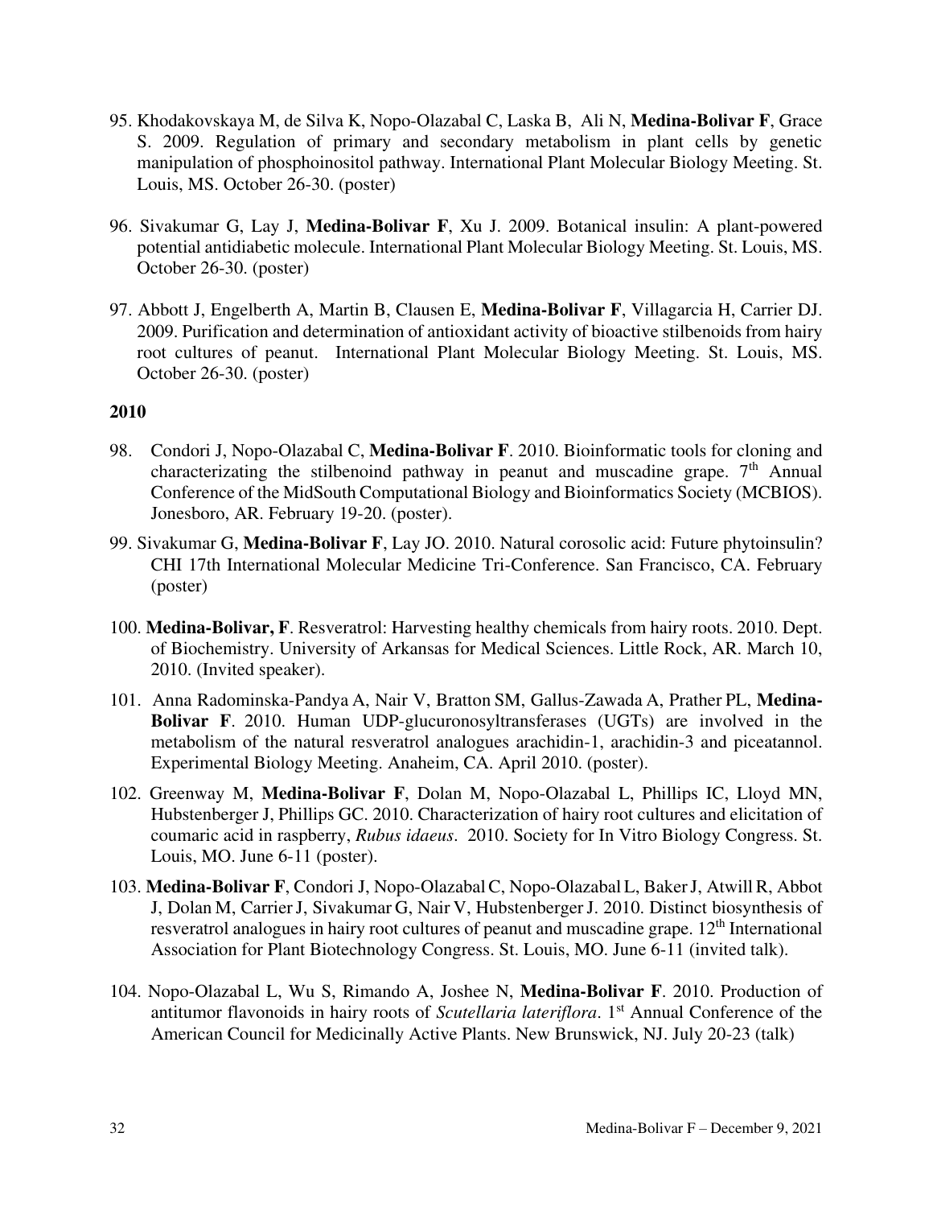95. Khodakovskaya M, de Silva K, Nopo-Olazabal C, Laska B, Ali N, **Medina-Bolivar F**, Grace S. 2009. Regulation of primary and secondary metabolism in plant cells by genetic manipulation of phosphoinositol pathway. International Plant Molecular Biology Meeting. St. Louis, MS. October 26-30. (poster)

96. Sivakumar G, Lay J, **Medina-Bolivar F**, Xu J. 2009. Botanical insulin: A plant-powered potential antidiabetic molecule. International Plant Molecular Biology Meeting. St. Louis, MS. October 26-30. (poster)

97. Abbott J, Engelberth A, Martin B, Clausen E, **Medina-Bolivar F**, Villagarcia H, Carrier DJ. 2009. Purification and determination of antioxidant activity of bioactive stilbenoids from hairy root cultures of peanut. International Plant Molecular Biology Meeting. St. Louis, MS. October 26-30. (poster)

**2010**

98. Condori J, Nopo-Olazabal C, **Medina-Bolivar F**. 2010. Bioinformatic tools for cloning and characterizating the stilbenoind pathway in peanut and muscadine grape. 7th Annual Conference of the MidSouth Computational Biology and Bioinformatics Society (MCBIOS). Jonesboro, AR. February 19-20. (poster).

99. Sivakumar G, **Medina-Bolivar F**, Lay JO. 2010. Natural corosolic acid: Future phytoinsulin? CHI 17th International Molecular Medicine Tri-Conference. San Francisco, CA. February (poster)

100. **Medina-Bolivar, F**. Resveratrol: Harvesting healthy chemicals from hairy roots. 2010. Dept. of Biochemistry. University of Arkansas for Medical Sciences. Little Rock, AR. March 10, 2010. (Invited speaker).

101. Anna Radominska-Pandya A, Nair V, Bratton SM, Gallus-Zawada A, Prather PL, **Medina-Bolivar F**. 2010. Human UDP-glucuronosyltransferases (UGTs) are involved in the metabolism of the natural resveratrol analogues arachidin-1, arachidin-3 and piceatannol. Experimental Biology Meeting. Anaheim, CA. April 2010. (poster).

102. Greenway M, **Medina-Bolivar F**, Dolan M, Nopo-Olazabal L, Phillips IC, Lloyd MN, Hubstenberger J, Phillips GC. 2010. Characterization of hairy root cultures and elicitation of coumaric acid in raspberry, *Rubus idaeus*. 2010. Society for In Vitro Biology Congress. St. Louis, MO. June 6-11 (poster).

103. **Medina-Bolivar F**, Condori J, Nopo-Olazabal C, Nopo-Olazabal L, Baker J, Atwill R, Abbot J, Dolan M, Carrier J, Sivakumar G, Nair V, Hubstenberger J. 2010. Distinct biosynthesis of resveratrol analogues in hairy root cultures of peanut and muscadine grape. 12th International Association for Plant Biotechnology Congress. St. Louis, MO. June 6-11 (invited talk).

104. Nopo-Olazabal L, Wu S, Rimando A, Joshee N, **Medina-Bolivar F**. 2010. Production of antitumor flavonoids in hairy roots of *Scutellaria lateriflora*. 1st Annual Conference of the American Council for Medicinally Active Plants. New Brunswick, NJ. July 20-23 (talk)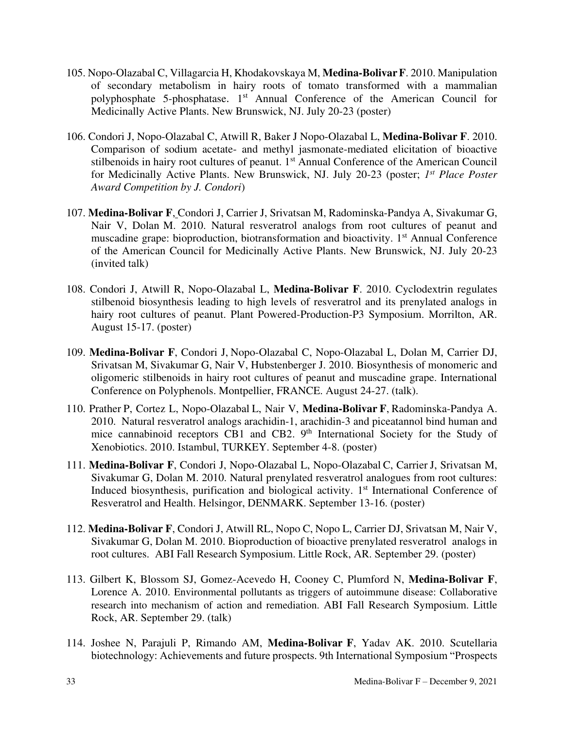105. Nopo-Olazabal C, Villagarcia H, Khodakovskaya M, **Medina-Bolivar F**. 2010. Manipulation of secondary metabolism in hairy roots of tomato transformed with a mammalian polyphosphate 5-phosphatase. 1st Annual Conference of the American Council for Medicinally Active Plants. New Brunswick, NJ. July 20-23 (poster)

106. Condori J, Nopo-Olazabal C, Atwill R, Baker J Nopo-Olazabal L, **Medina-Bolivar F**. 2010. Comparison of sodium acetate- and methyl jasmonate-mediated elicitation of bioactive stilbenoids in hairy root cultures of peanut. 1st Annual Conference of the American Council for Medicinally Active Plants. New Brunswick, NJ. July 20-23 (poster; *1st Place Poster Award Competition by J. Condori*)

107. **Medina-Bolivar F**, Condori J, Carrier J, Srivatsan M, Radominska-Pandya A, Sivakumar G, Nair V, Dolan M. 2010. Natural resveratrol analogs from root cultures of peanut and muscadine grape: bioproduction, biotransformation and bioactivity. 1st Annual Conference of the American Council for Medicinally Active Plants. New Brunswick, NJ. July 20-23 (invited talk)

108. Condori J, Atwill R, Nopo-Olazabal L, **Medina-Bolivar F**. 2010. Cyclodextrin regulates stilbenoid biosynthesis leading to high levels of resveratrol and its prenylated analogs in hairy root cultures of peanut. Plant Powered-Production-P3 Symposium. Morrilton, AR. August 15-17. (poster)

109. **Medina-Bolivar F**, Condori J, Nopo-Olazabal C, Nopo-Olazabal L, Dolan M, Carrier DJ, Srivatsan M, Sivakumar G, Nair V, Hubstenberger J. 2010. Biosynthesis of monomeric and oligomeric stilbenoids in hairy root cultures of peanut and muscadine grape. International Conference on Polyphenols. Montpellier, FRANCE. August 24-27. (talk).

110. Prather P, Cortez L, Nopo-Olazabal L, Nair V, **Medina-Bolivar F**, Radominska-Pandya A. 2010. Natural resveratrol analogs arachidin-1, arachidin-3 and piceatannol bind human and mice cannabinoid receptors CB1 and CB2. 9th International Society for the Study of Xenobiotics. 2010. Istambul, TURKEY. September 4-8. (poster)

111. **Medina-Bolivar F**, Condori J, Nopo-Olazabal L, Nopo-Olazabal C, Carrier J, Srivatsan M, Sivakumar G, Dolan M. 2010. Natural prenylated resveratrol analogues from root cultures: Induced biosynthesis, purification and biological activity. 1st International Conference of Resveratrol and Health. Helsingor, DENMARK. September 13-16. (poster)

112. **Medina-Bolivar F**, Condori J, Atwill RL, Nopo C, Nopo L, Carrier DJ, Srivatsan M, Nair V, Sivakumar G, Dolan M. 2010. Bioproduction of bioactive prenylated resveratrol analogs in root cultures. ABI Fall Research Symposium. Little Rock, AR. September 29. (poster)

113. Gilbert K, Blossom SJ, Gomez-Acevedo H, Cooney C, Plumford N, **Medina-Bolivar F**, Lorence A. 2010. Environmental pollutants as triggers of autoimmune disease: Collaborative research into mechanism of action and remediation. ABI Fall Research Symposium. Little Rock, AR. September 29. (talk)

114. Joshee N, Parajuli P, Rimando AM, **Medina-Bolivar F**, Yadav AK. 2010. Scutellaria biotechnology: Achievements and future prospects. 9th International Symposium "Prospects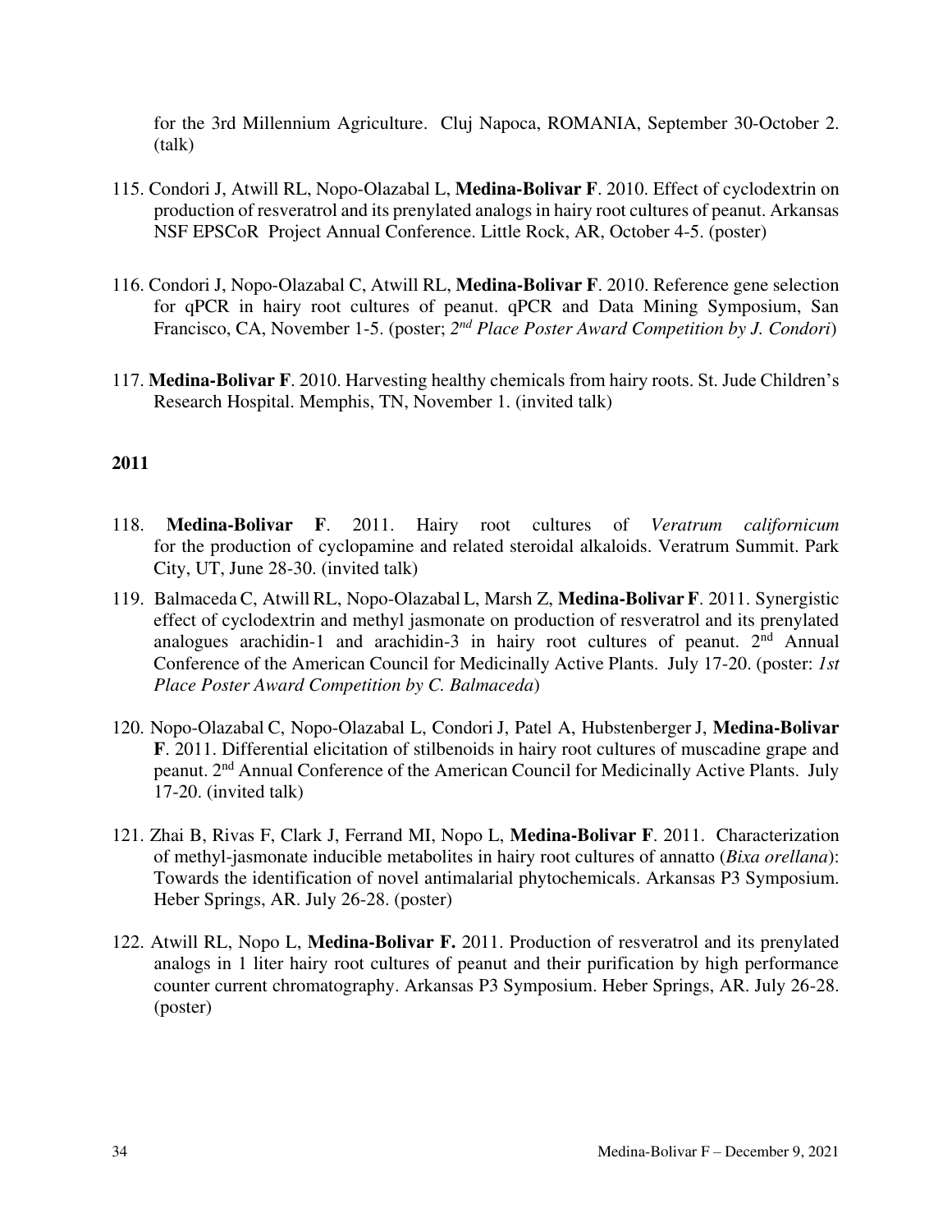for the 3rd Millennium Agriculture. Cluj Napoca, ROMANIA, September 30-October 2. (talk)

115. Condori J, Atwill RL, Nopo-Olazabal L, **Medina-Bolivar F**. 2010. Effect of cyclodextrin on production of resveratrol and its prenylated analogs in hairy root cultures of peanut. Arkansas NSF EPSCoR Project Annual Conference. Little Rock, AR, October 4-5. (poster)

116. Condori J, Nopo-Olazabal C, Atwill RL, **Medina-Bolivar F**. 2010. Reference gene selection for qPCR in hairy root cultures of peanut. qPCR and Data Mining Symposium, San Francisco, CA, November 1-5. (poster; *2nd Place Poster Award Competition by J. Condori*)

117. **Medina-Bolivar F**. 2010. Harvesting healthy chemicals from hairy roots. St. Jude Children's Research Hospital. Memphis, TN, November 1. (invited talk)

**2011**

118. **Medina-Bolivar F**. 2011. Hairy root cultures of *Veratrum californicum* for the production of cyclopamine and related steroidal alkaloids. Veratrum Summit. Park City, UT, June 28-30. (invited talk)

119. Balmaceda C, Atwill RL, Nopo-Olazabal L, Marsh Z, **Medina-Bolivar F**. 2011. Synergistic effect of cyclodextrin and methyl jasmonate on production of resveratrol and its prenylated analogues arachidin-1 and arachidin-3 in hairy root cultures of peanut. 2nd Annual Conference of the American Council for Medicinally Active Plants. July 17-20. (poster: *1st Place Poster Award Competition by C. Balmaceda*)

120. Nopo-Olazabal C, Nopo-Olazabal L, Condori J, Patel A, Hubstenberger J, **Medina-Bolivar F**. 2011. Differential elicitation of stilbenoids in hairy root cultures of muscadine grape and peanut. 2nd Annual Conference of the American Council for Medicinally Active Plants. July 17-20. (invited talk)

121. Zhai B, Rivas F, Clark J, Ferrand MI, Nopo L, **Medina-Bolivar F**. 2011. Characterization of methyl-jasmonate inducible metabolites in hairy root cultures of annatto (*Bixa orellana*): Towards the identification of novel antimalarial phytochemicals. Arkansas P3 Symposium. Heber Springs, AR. July 26-28. (poster)

122. Atwill RL, Nopo L, **Medina-Bolivar F.** 2011. Production of resveratrol and its prenylated analogs in 1 liter hairy root cultures of peanut and their purification by high performance counter current chromatography. Arkansas P3 Symposium. Heber Springs, AR. July 26-28. (poster)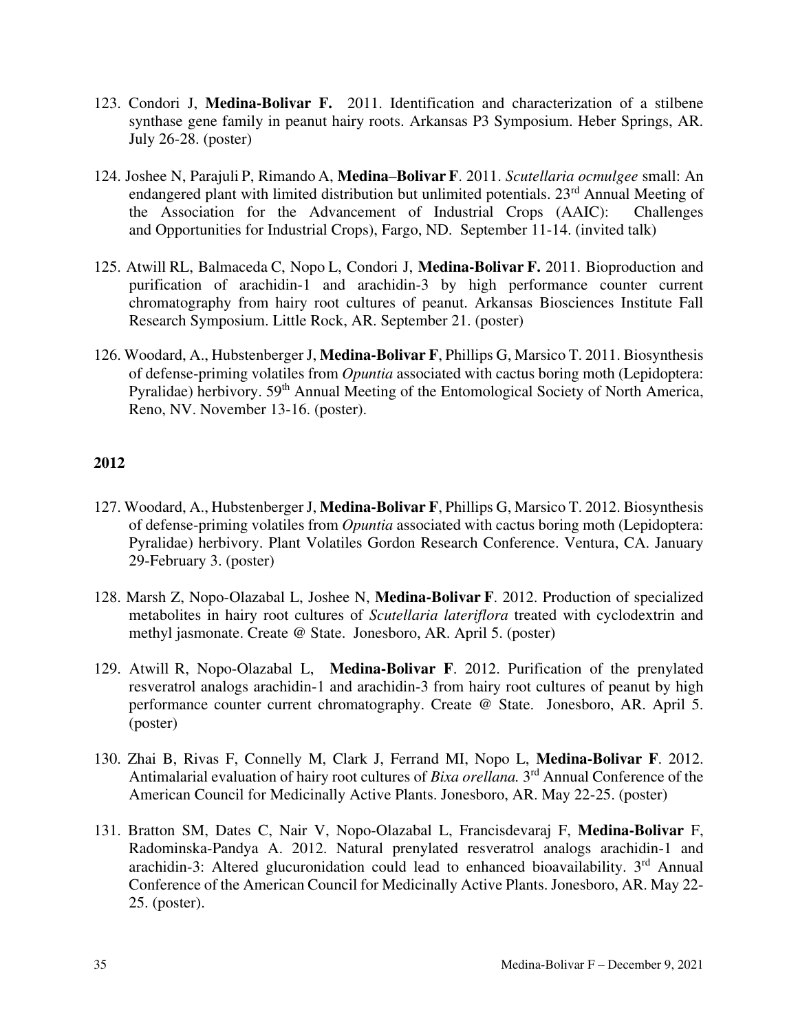123. Condori J, **Medina-Bolivar F.** 2011. Identification and characterization of a stilbene synthase gene family in peanut hairy roots. Arkansas P3 Symposium. Heber Springs, AR. July 26-28. (poster)

124. Joshee N, Parajuli P, Rimando A, **Medina–Bolivar F**. 2011. *Scutellaria ocmulgee* small: An endangered plant with limited distribution but unlimited potentials. 23rd Annual Meeting of the Association for the Advancement of Industrial Crops (AAIC): Challenges and Opportunities for Industrial Crops), Fargo, ND. September 11-14. (invited talk)

125. Atwill RL, Balmaceda C, Nopo L, Condori J, **Medina-Bolivar F.** 2011. Bioproduction and purification of arachidin-1 and arachidin-3 by high performance counter current chromatography from hairy root cultures of peanut. Arkansas Biosciences Institute Fall Research Symposium. Little Rock, AR. September 21. (poster)

126. Woodard, A., Hubstenberger J, **Medina-Bolivar F**, Phillips G, Marsico T. 2011. Biosynthesis of defense-priming volatiles from *Opuntia* associated with cactus boring moth (Lepidoptera: Pyralidae) herbivory. 59th Annual Meeting of the Entomological Society of North America, Reno, NV. November 13-16. (poster).

**2012**

127. Woodard, A., Hubstenberger J, **Medina-Bolivar F**, Phillips G, Marsico T. 2012. Biosynthesis of defense-priming volatiles from *Opuntia* associated with cactus boring moth (Lepidoptera: Pyralidae) herbivory. Plant Volatiles Gordon Research Conference. Ventura, CA. January 29-February 3. (poster)

128. Marsh Z, Nopo-Olazabal L, Joshee N, **Medina-Bolivar F**. 2012. Production of specialized metabolites in hairy root cultures of *Scutellaria lateriflora* treated with cyclodextrin and methyl jasmonate. Create @ State. Jonesboro, AR. April 5. (poster)

129. Atwill R, Nopo-Olazabal L, **Medina-Bolivar F**. 2012. Purification of the prenylated resveratrol analogs arachidin-1 and arachidin-3 from hairy root cultures of peanut by high performance counter current chromatography. Create @ State. Jonesboro, AR. April 5. (poster)

130. Zhai B, Rivas F, Connelly M, Clark J, Ferrand MI, Nopo L, **Medina-Bolivar F**. 2012. Antimalarial evaluation of hairy root cultures of *Bixa orellana.* 3rd Annual Conference of the American Council for Medicinally Active Plants. Jonesboro, AR. May 22-25. (poster)

131. Bratton SM, Dates C, Nair V, Nopo-Olazabal L, Francisdevaraj F, **Medina-Bolivar** F, Radominska-Pandya A. 2012. Natural prenylated resveratrol analogs arachidin-1 and arachidin-3: Altered glucuronidation could lead to enhanced bioavailability. 3rd Annual Conference of the American Council for Medicinally Active Plants. Jonesboro, AR. May 22-25. (poster).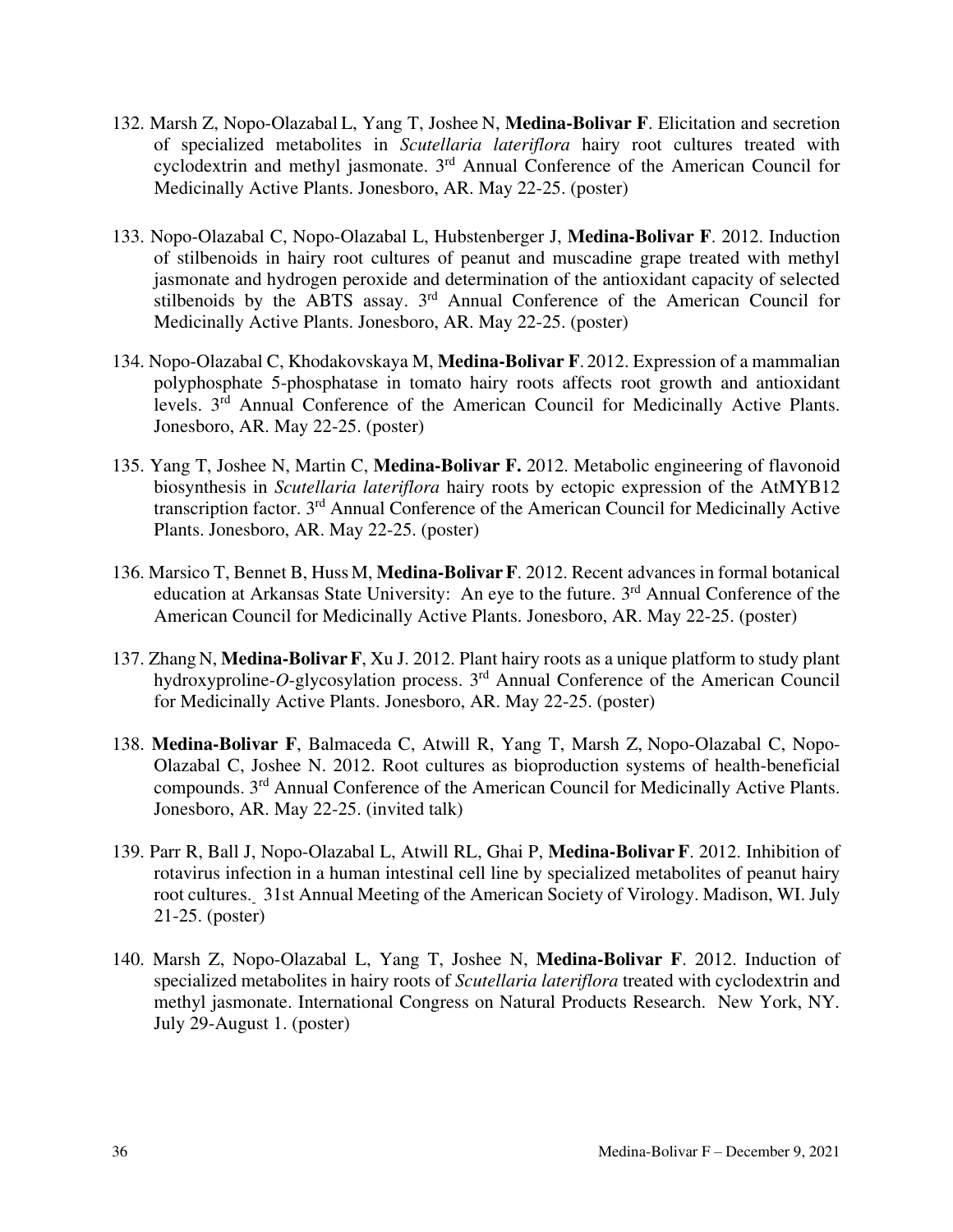132. Marsh Z, Nopo-Olazabal L, Yang T, Joshee N, **Medina-Bolivar F**. Elicitation and secretion of specialized metabolites in *Scutellaria lateriflora* hairy root cultures treated with cyclodextrin and methyl jasmonate. 3rd Annual Conference of the American Council for Medicinally Active Plants. Jonesboro, AR. May 22-25. (poster)

133. Nopo-Olazabal C, Nopo-Olazabal L, Hubstenberger J, **Medina-Bolivar F**. 2012. Induction of stilbenoids in hairy root cultures of peanut and muscadine grape treated with methyl jasmonate and hydrogen peroxide and determination of the antioxidant capacity of selected stilbenoids by the ABTS assay. 3rd Annual Conference of the American Council for Medicinally Active Plants. Jonesboro, AR. May 22-25. (poster)

134. Nopo-Olazabal C, Khodakovskaya M, **Medina-Bolivar F**. 2012. Expression of a mammalian polyphosphate 5-phosphatase in tomato hairy roots affects root growth and antioxidant levels. 3rd Annual Conference of the American Council for Medicinally Active Plants. Jonesboro, AR. May 22-25. (poster)

135. Yang T, Joshee N, Martin C, **Medina-Bolivar F.** 2012. Metabolic engineering of flavonoid biosynthesis in *Scutellaria lateriflora* hairy roots by ectopic expression of the AtMYB12 transcription factor. 3rd Annual Conference of the American Council for Medicinally Active Plants. Jonesboro, AR. May 22-25. (poster)

136. Marsico T, Bennet B, Huss M, **Medina-Bolivar F**. 2012. Recent advances in formal botanical education at Arkansas State University: An eye to the future. 3rd Annual Conference of the American Council for Medicinally Active Plants. Jonesboro, AR. May 22-25. (poster)

137. Zhang N, **Medina-Bolivar F**, Xu J. 2012. Plant hairy roots as a unique platform to study plant hydroxyproline-*O*-glycosylation process. 3rd Annual Conference of the American Council for Medicinally Active Plants. Jonesboro, AR. May 22-25. (poster)

138. **Medina-Bolivar F**, Balmaceda C, Atwill R, Yang T, Marsh Z, Nopo-Olazabal C, Nopo-Olazabal C, Joshee N. 2012. Root cultures as bioproduction systems of health-beneficial compounds. 3rd Annual Conference of the American Council for Medicinally Active Plants. Jonesboro, AR. May 22-25. (invited talk)

139. Parr R, Ball J, Nopo-Olazabal L, Atwill RL, Ghai P, **Medina-Bolivar F**. 2012. Inhibition of rotavirus infection in a human intestinal cell line by specialized metabolites of peanut hairy root cultures. 31st Annual Meeting of the American Society of Virology. Madison, WI. July 21-25. (poster)

140. Marsh Z, Nopo-Olazabal L, Yang T, Joshee N, **Medina-Bolivar F**. 2012. Induction of specialized metabolites in hairy roots of *Scutellaria lateriflora* treated with cyclodextrin and methyl jasmonate. International Congress on Natural Products Research. New York, NY. July 29-August 1. (poster)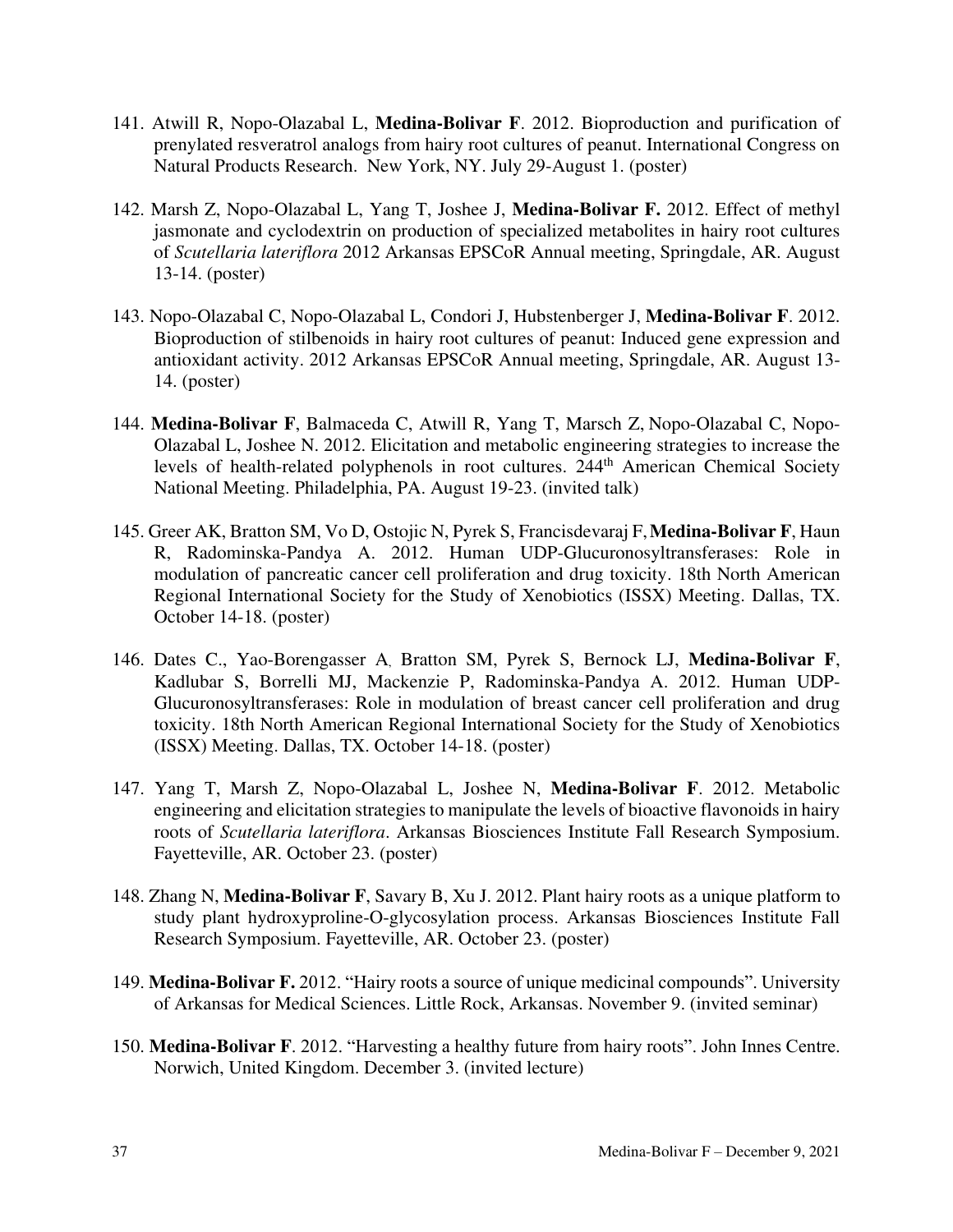141. Atwill R, Nopo-Olazabal L, **Medina-Bolivar F**. 2012. Bioproduction and purification of prenylated resveratrol analogs from hairy root cultures of peanut. International Congress on Natural Products Research. New York, NY. July 29-August 1. (poster)

142. Marsh Z, Nopo-Olazabal L, Yang T, Joshee J, **Medina-Bolivar F.** 2012. Effect of methyl jasmonate and cyclodextrin on production of specialized metabolites in hairy root cultures of *Scutellaria lateriflora* 2012 Arkansas EPSCoR Annual meeting, Springdale, AR. August 13-14. (poster)

143. Nopo-Olazabal C, Nopo-Olazabal L, Condori J, Hubstenberger J, **Medina-Bolivar F**. 2012. Bioproduction of stilbenoids in hairy root cultures of peanut: Induced gene expression and antioxidant activity. 2012 Arkansas EPSCoR Annual meeting, Springdale, AR. August 13-14. (poster)

144. **Medina-Bolivar F**, Balmaceda C, Atwill R, Yang T, Marsch Z, Nopo-Olazabal C, Nopo-Olazabal L, Joshee N. 2012. Elicitation and metabolic engineering strategies to increase the levels of health-related polyphenols in root cultures. 244th American Chemical Society National Meeting. Philadelphia, PA. August 19-23. (invited talk)

145. Greer AK, Bratton SM, Vo D, Ostojic N, Pyrek S, Francisdevaraj F, **Medina-Bolivar F**, Haun R, Radominska-Pandya A. 2012. Human UDP-Glucuronosyltransferases: Role in modulation of pancreatic cancer cell proliferation and drug toxicity. 18th North American Regional International Society for the Study of Xenobiotics (ISSX) Meeting. Dallas, TX. October 14-18. (poster)

146. Dates C., Yao-Borengasser A, Bratton SM, Pyrek S, Bernock LJ, **Medina-Bolivar F**, Kadlubar S, Borrelli MJ, Mackenzie P, Radominska-Pandya A. 2012. Human UDP-Glucuronosyltransferases: Role in modulation of breast cancer cell proliferation and drug toxicity. 18th North American Regional International Society for the Study of Xenobiotics (ISSX) Meeting. Dallas, TX. October 14-18. (poster)

147. Yang T, Marsh Z, Nopo-Olazabal L, Joshee N, **Medina-Bolivar F**. 2012. Metabolic engineering and elicitation strategies to manipulate the levels of bioactive flavonoids in hairy roots of *Scutellaria lateriflora*. Arkansas Biosciences Institute Fall Research Symposium. Fayetteville, AR. October 23. (poster)

148. Zhang N, **Medina-Bolivar F**, Savary B, Xu J. 2012. Plant hairy roots as a unique platform to study plant hydroxyproline-O-glycosylation process. Arkansas Biosciences Institute Fall Research Symposium. Fayetteville, AR. October 23. (poster)

149. **Medina-Bolivar F.** 2012. "Hairy roots a source of unique medicinal compounds". University of Arkansas for Medical Sciences. Little Rock, Arkansas. November 9. (invited seminar)

150. **Medina-Bolivar F**. 2012. "Harvesting a healthy future from hairy roots". John Innes Centre. Norwich, United Kingdom. December 3. (invited lecture)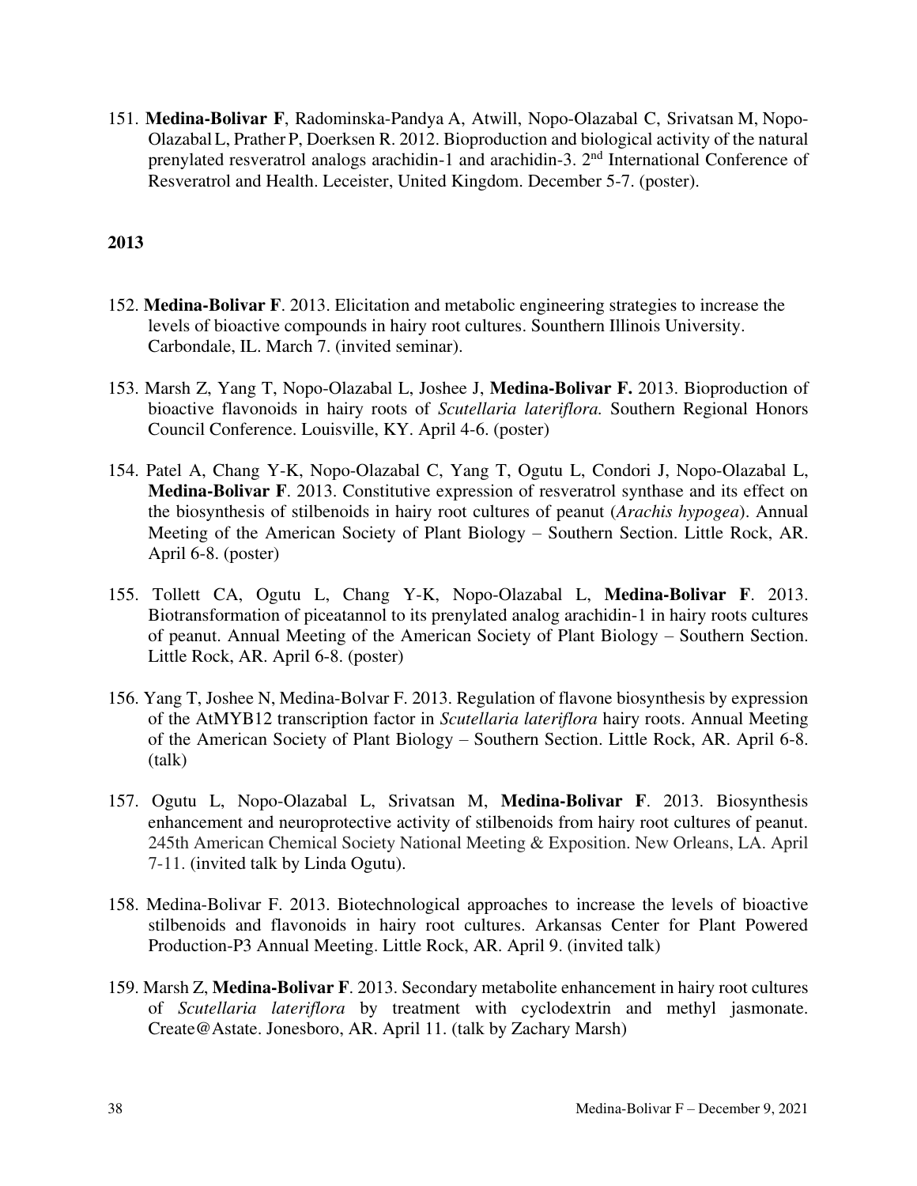151. **Medina-Bolivar F**, Radominska-Pandya A, Atwill, Nopo-Olazabal C, Srivatsan M, Nopo-Olazabal L, Prather P, Doerksen R. 2012. Bioproduction and biological activity of the natural prenylated resveratrol analogs arachidin-1 and arachidin-3. 2nd International Conference of Resveratrol and Health. Leceister, United Kingdom. December 5-7. (poster).

**2013**

152. **Medina-Bolivar F**. 2013. Elicitation and metabolic engineering strategies to increase the levels of bioactive compounds in hairy root cultures. Sounthern Illinois University. Carbondale, IL. March 7. (invited seminar).

153. Marsh Z, Yang T, Nopo-Olazabal L, Joshee J, **Medina-Bolivar F.** 2013. Bioproduction of bioactive flavonoids in hairy roots of *Scutellaria lateriflora.* Southern Regional Honors Council Conference. Louisville, KY. April 4-6. (poster)

154. Patel A, Chang Y-K, Nopo-Olazabal C, Yang T, Ogutu L, Condori J, Nopo-Olazabal L, **Medina-Bolivar F**. 2013. Constitutive expression of resveratrol synthase and its effect on the biosynthesis of stilbenoids in hairy root cultures of peanut (*Arachis hypogea*). Annual Meeting of the American Society of Plant Biology – Southern Section. Little Rock, AR. April 6-8. (poster)

155. Tollett CA, Ogutu L, Chang Y-K, Nopo-Olazabal L, **Medina-Bolivar F**. 2013. Biotransformation of piceatannol to its prenylated analog arachidin-1 in hairy roots cultures of peanut. Annual Meeting of the American Society of Plant Biology – Southern Section. Little Rock, AR. April 6-8. (poster)

156. Yang T, Joshee N, Medina-Bolvar F. 2013. Regulation of flavone biosynthesis by expression of the AtMYB12 transcription factor in *Scutellaria lateriflora* hairy roots. Annual Meeting of the American Society of Plant Biology – Southern Section. Little Rock, AR. April 6-8. (talk)

157. Ogutu L, Nopo-Olazabal L, Srivatsan M, **Medina-Bolivar F**. 2013. Biosynthesis enhancement and neuroprotective activity of stilbenoids from hairy root cultures of peanut. 245th American Chemical Society National Meeting & Exposition. New Orleans, LA. April 7-11. (invited talk by Linda Ogutu).

158. Medina-Bolivar F. 2013. Biotechnological approaches to increase the levels of bioactive stilbenoids and flavonoids in hairy root cultures. Arkansas Center for Plant Powered Production-P3 Annual Meeting. Little Rock, AR. April 9. (invited talk)

159. Marsh Z, **Medina-Bolivar F**. 2013. Secondary metabolite enhancement in hairy root cultures of *Scutellaria lateriflora* by treatment with cyclodextrin and methyl jasmonate. Create@Astate. Jonesboro, AR. April 11. (talk by Zachary Marsh)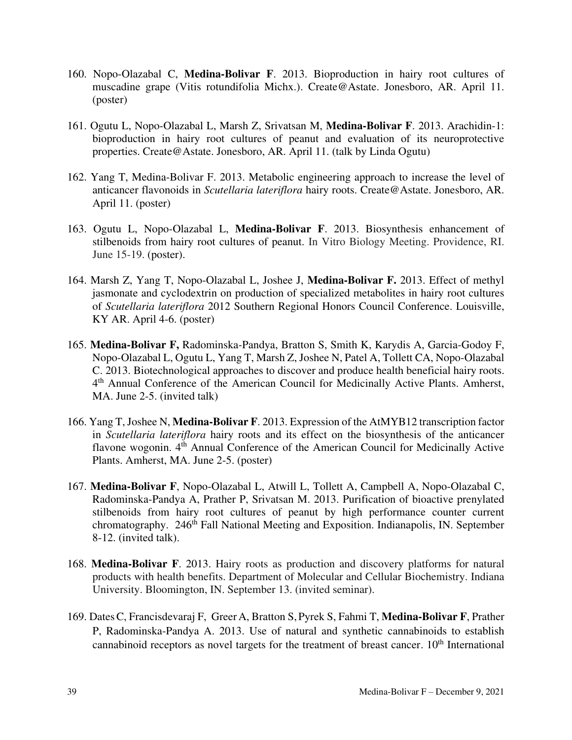160. Nopo-Olazabal C, **Medina-Bolivar F**. 2013. Bioproduction in hairy root cultures of muscadine grape (Vitis rotundifolia Michx.). Create@Astate. Jonesboro, AR. April 11. (poster)

161. Ogutu L, Nopo-Olazabal L, Marsh Z, Srivatsan M, **Medina-Bolivar F**. 2013. Arachidin-1: bioproduction in hairy root cultures of peanut and evaluation of its neuroprotective properties. Create@Astate. Jonesboro, AR. April 11. (talk by Linda Ogutu)

162. Yang T, Medina-Bolivar F. 2013. Metabolic engineering approach to increase the level of anticancer flavonoids in *Scutellaria lateriflora* hairy roots. Create@Astate. Jonesboro, AR. April 11. (poster)

163. Ogutu L, Nopo-Olazabal L, **Medina-Bolivar F**. 2013. Biosynthesis enhancement of stilbenoids from hairy root cultures of peanut. In Vitro Biology Meeting. Providence, RI. June 15-19. (poster).

164. Marsh Z, Yang T, Nopo-Olazabal L, Joshee J, **Medina-Bolivar F.** 2013. Effect of methyl jasmonate and cyclodextrin on production of specialized metabolites in hairy root cultures of *Scutellaria lateriflora* 2012 Southern Regional Honors Council Conference. Louisville, KY AR. April 4-6. (poster)

165. **Medina-Bolivar F,** Radominska-Pandya, Bratton S, Smith K, Karydis A, Garcia-Godoy F, Nopo-Olazabal L, Ogutu L, Yang T, Marsh Z, Joshee N, Patel A, Tollett CA, Nopo-Olazabal C. 2013. Biotechnological approaches to discover and produce health beneficial hairy roots. 4th Annual Conference of the American Council for Medicinally Active Plants. Amherst, MA. June 2-5. (invited talk)

166. Yang T, Joshee N, **Medina-Bolivar F**. 2013. Expression of the AtMYB12 transcription factor in *Scutellaria lateriflora* hairy roots and its effect on the biosynthesis of the anticancer flavone wogonin. 4th Annual Conference of the American Council for Medicinally Active Plants. Amherst, MA. June 2-5. (poster)

167. **Medina-Bolivar F**, Nopo-Olazabal L, Atwill L, Tollett A, Campbell A, Nopo-Olazabal C, Radominska-Pandya A, Prather P, Srivatsan M. 2013. Purification of bioactive prenylated stilbenoids from hairy root cultures of peanut by high performance counter current chromatography. 246th Fall National Meeting and Exposition. Indianapolis, IN. September 8-12. (invited talk).

168. **Medina-Bolivar F**. 2013. Hairy roots as production and discovery platforms for natural products with health benefits. Department of Molecular and Cellular Biochemistry. Indiana University. Bloomington, IN. September 13. (invited seminar).

169. Dates C, Francisdevaraj F, Greer A, Bratton S, Pyrek S, Fahmi T, **Medina-Bolivar F**, Prather P, Radominska-Pandya A. 2013. Use of natural and synthetic cannabinoids to establish cannabinoid receptors as novel targets for the treatment of breast cancer. 10th International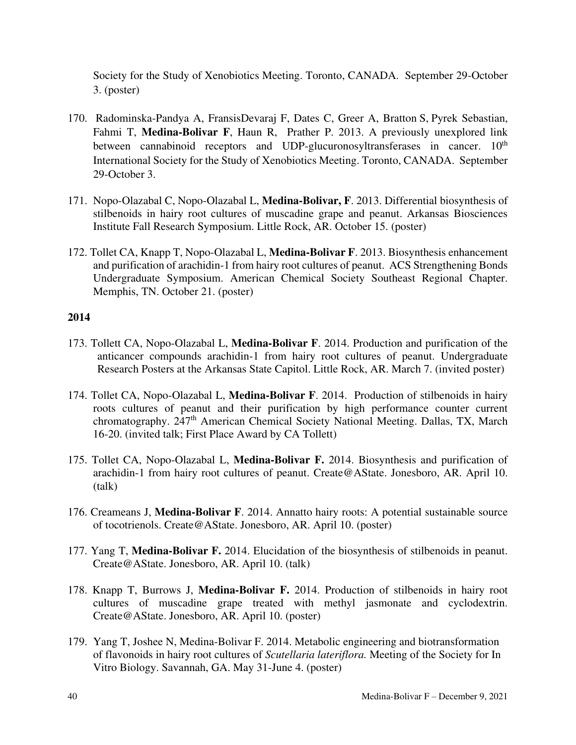Society for the Study of Xenobiotics Meeting. Toronto, CANADA. September 29-October 3. (poster)

170. Radominska-Pandya A, FransisDevaraj F, Dates C, Greer A, Bratton S, Pyrek Sebastian, Fahmi T, **Medina-Bolivar F**, Haun R, Prather P. 2013. A previously unexplored link between cannabinoid receptors and UDP-glucuronosyltransferases in cancer. $10^{th}$ International Society for the Study of Xenobiotics Meeting. Toronto, CANADA. September 29-October 3.

171. Nopo-Olazabal C, Nopo-Olazabal L, **Medina-Bolivar, F**. 2013. Differential biosynthesis of stilbenoids in hairy root cultures of muscadine grape and peanut. Arkansas Biosciences Institute Fall Research Symposium. Little Rock, AR. October 15. (poster)

172. Tollet CA, Knapp T, Nopo-Olazabal L, **Medina-Bolivar F**. 2013. Biosynthesis enhancement and purification of arachidin-1 from hairy root cultures of peanut. ACS Strengthening Bonds Undergraduate Symposium. American Chemical Society Southeast Regional Chapter. Memphis, TN. October 21. (poster)

**2014**

173. Tollett CA, Nopo-Olazabal L, **Medina-Bolivar F**. 2014. Production and purification of the anticancer compounds arachidin-1 from hairy root cultures of peanut. Undergraduate Research Posters at the Arkansas State Capitol. Little Rock, AR. March 7. (invited poster)

174. Tollet CA, Nopo-Olazabal L, **Medina-Bolivar F**. 2014. Production of stilbenoids in hairy roots cultures of peanut and their purification by high performance counter current chromatography. $247^{th}$ American Chemical Society National Meeting. Dallas, TX, March 16-20. (invited talk; First Place Award by CA Tollett)

175. Tollet CA, Nopo-Olazabal L, **Medina-Bolivar F.** 2014. Biosynthesis and purification of arachidin-1 from hairy root cultures of peanut. Create@AState. Jonesboro, AR. April 10. (talk)

176. Creameans J, **Medina-Bolivar F**. 2014. Annatto hairy roots: A potential sustainable source of tocotrienols. Create@AState. Jonesboro, AR. April 10. (poster)

177. Yang T, **Medina-Bolivar F.** 2014. Elucidation of the biosynthesis of stilbenoids in peanut. Create@AState. Jonesboro, AR. April 10. (talk)

178. Knapp T, Burrows J, **Medina-Bolivar F.** 2014. Production of stilbenoids in hairy root cultures of muscadine grape treated with methyl jasmonate and cyclodextrin. Create@AState. Jonesboro, AR. April 10. (poster)

179. Yang T, Joshee N, Medina-Bolivar F. 2014. Metabolic engineering and biotransformation of flavonoids in hairy root cultures of *Scutellaria lateriflora.* Meeting of the Society for In Vitro Biology. Savannah, GA. May 31-June 4. (poster)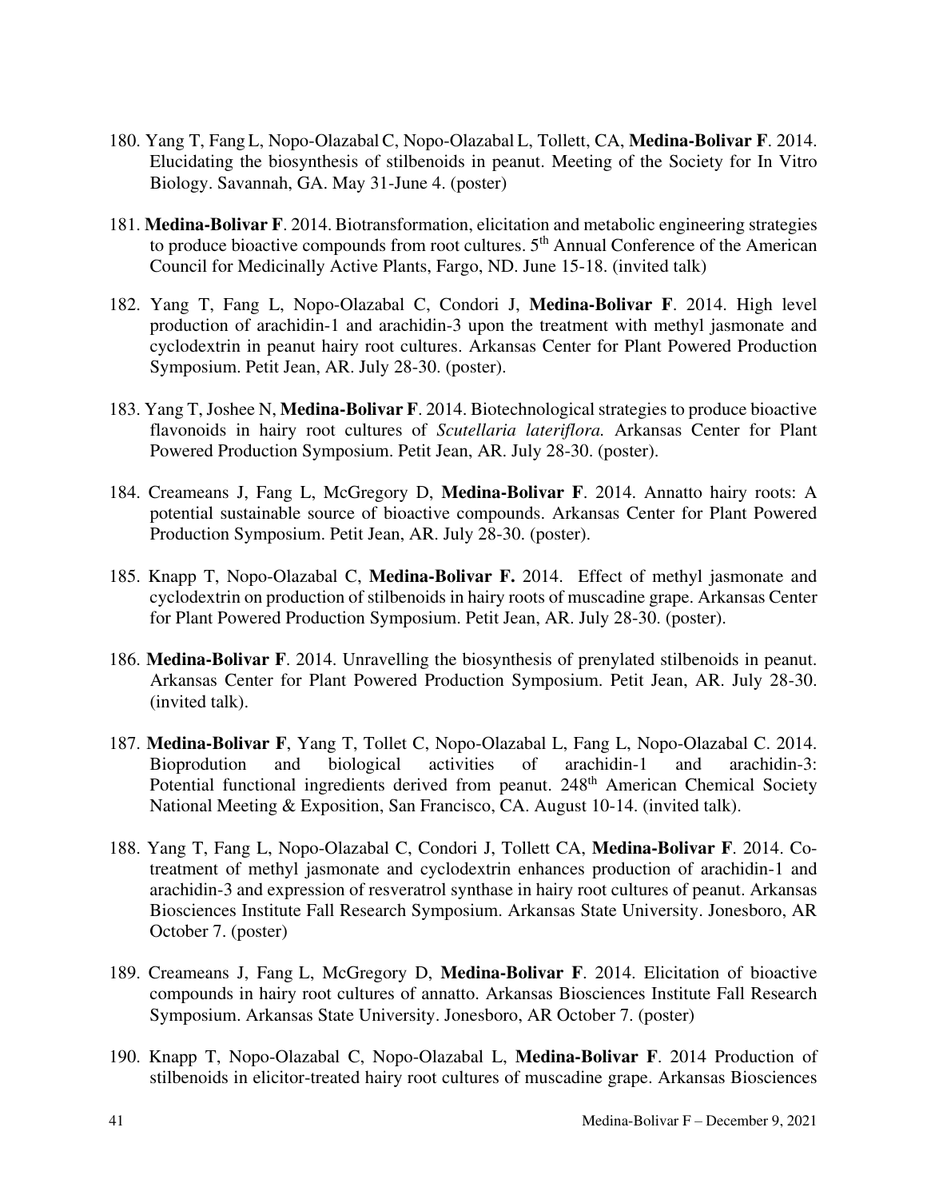180. Yang T, Fang L, Nopo-Olazabal C, Nopo-Olazabal L, Tollett, CA, **Medina-Bolivar F**. 2014. Elucidating the biosynthesis of stilbenoids in peanut. Meeting of the Society for In Vitro Biology. Savannah, GA. May 31-June 4. (poster)

181. **Medina-Bolivar F**. 2014. Biotransformation, elicitation and metabolic engineering strategies to produce bioactive compounds from root cultures. 5th Annual Conference of the American Council for Medicinally Active Plants, Fargo, ND. June 15-18. (invited talk)

182. Yang T, Fang L, Nopo-Olazabal C, Condori J, **Medina-Bolivar F**. 2014. High level production of arachidin-1 and arachidin-3 upon the treatment with methyl jasmonate and cyclodextrin in peanut hairy root cultures. Arkansas Center for Plant Powered Production Symposium. Petit Jean, AR. July 28-30. (poster).

183. Yang T, Joshee N, **Medina-Bolivar F**. 2014. Biotechnological strategies to produce bioactive flavonoids in hairy root cultures of *Scutellaria lateriflora.* Arkansas Center for Plant Powered Production Symposium. Petit Jean, AR. July 28-30. (poster).

184. Creameans J, Fang L, McGregory D, **Medina-Bolivar F**. 2014. Annatto hairy roots: A potential sustainable source of bioactive compounds. Arkansas Center for Plant Powered Production Symposium. Petit Jean, AR. July 28-30. (poster).

185. Knapp T, Nopo-Olazabal C, **Medina-Bolivar F.** 2014. Effect of methyl jasmonate and cyclodextrin on production of stilbenoids in hairy roots of muscadine grape. Arkansas Center for Plant Powered Production Symposium. Petit Jean, AR. July 28-30. (poster).

186. **Medina-Bolivar F**. 2014. Unravelling the biosynthesis of prenylated stilbenoids in peanut. Arkansas Center for Plant Powered Production Symposium. Petit Jean, AR. July 28-30. (invited talk).

187. **Medina-Bolivar F**, Yang T, Tollet C, Nopo-Olazabal L, Fang L, Nopo-Olazabal C. 2014. Bioprodution and biological activities of arachidin-1 and arachidin-3: Potential functional ingredients derived from peanut. 248th American Chemical Society National Meeting & Exposition, San Francisco, CA. August 10-14. (invited talk).

188. Yang T, Fang L, Nopo-Olazabal C, Condori J, Tollett CA, **Medina-Bolivar F**. 2014. Co-treatment of methyl jasmonate and cyclodextrin enhances production of arachidin-1 and arachidin-3 and expression of resveratrol synthase in hairy root cultures of peanut. Arkansas Biosciences Institute Fall Research Symposium. Arkansas State University. Jonesboro, AR October 7. (poster)

189. Creameans J, Fang L, McGregory D, **Medina-Bolivar F**. 2014. Elicitation of bioactive compounds in hairy root cultures of annatto. Arkansas Biosciences Institute Fall Research Symposium. Arkansas State University. Jonesboro, AR October 7. (poster)

190. Knapp T, Nopo-Olazabal C, Nopo-Olazabal L, **Medina-Bolivar F**. 2014 Production of stilbenoids in elicitor-treated hairy root cultures of muscadine grape. Arkansas Biosciences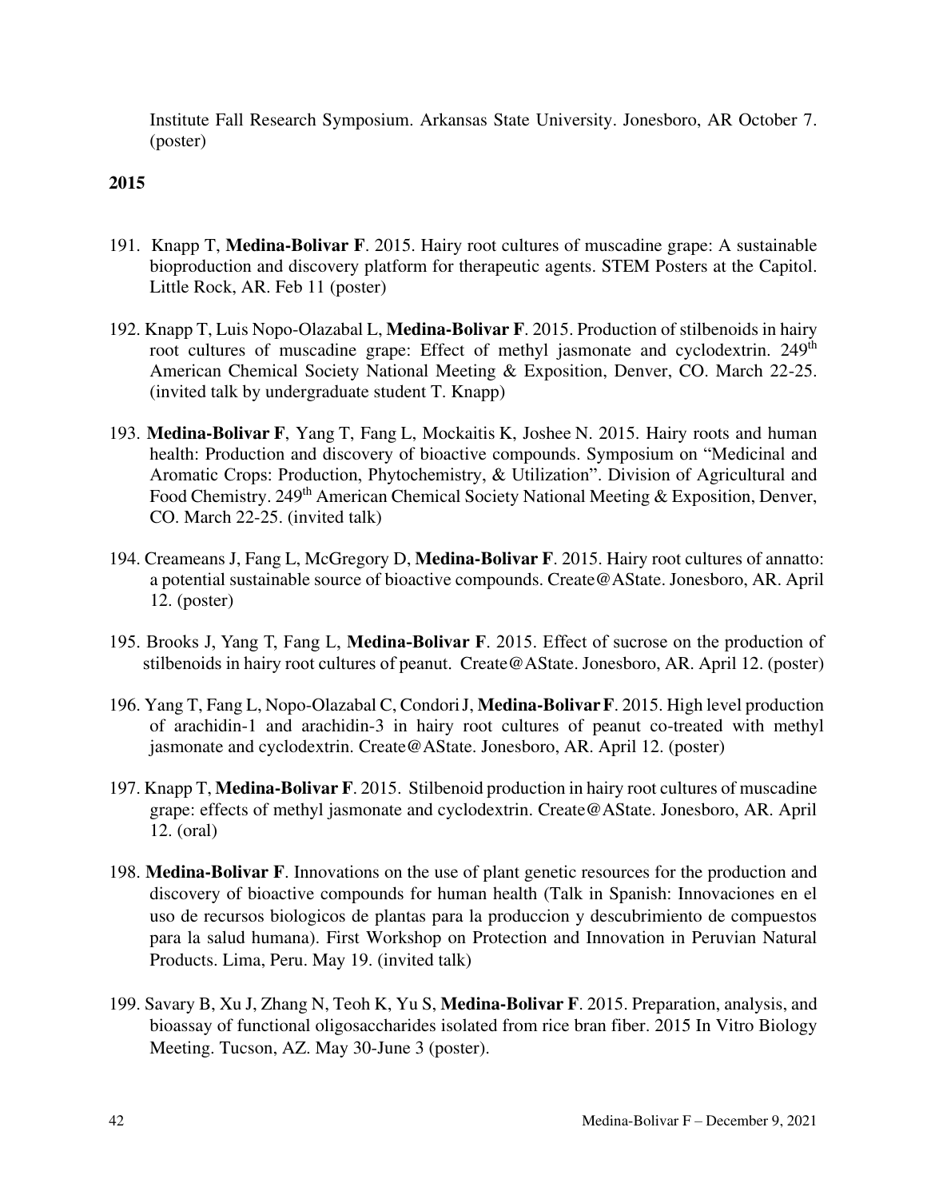Institute Fall Research Symposium. Arkansas State University. Jonesboro, AR October 7. (poster)

**2015**

191. Knapp T, **Medina-Bolivar F**. 2015. Hairy root cultures of muscadine grape: A sustainable bioproduction and discovery platform for therapeutic agents. STEM Posters at the Capitol. Little Rock, AR. Feb 11 (poster)

192. Knapp T, Luis Nopo-Olazabal L, **Medina-Bolivar F**. 2015. Production of stilbenoids in hairy root cultures of muscadine grape: Effect of methyl jasmonate and cyclodextrin. 249th American Chemical Society National Meeting & Exposition, Denver, CO. March 22-25. (invited talk by undergraduate student T. Knapp)

193. **Medina-Bolivar F**, Yang T, Fang L, Mockaitis K, Joshee N. 2015. Hairy roots and human health: Production and discovery of bioactive compounds. Symposium on "Medicinal and Aromatic Crops: Production, Phytochemistry, & Utilization". Division of Agricultural and Food Chemistry. 249th American Chemical Society National Meeting & Exposition, Denver, CO. March 22-25. (invited talk)

194. Creameans J, Fang L, McGregory D, **Medina-Bolivar F**. 2015. Hairy root cultures of annatto: a potential sustainable source of bioactive compounds. Create@AState. Jonesboro, AR. April 12. (poster)

195. Brooks J, Yang T, Fang L, **Medina-Bolivar F**. 2015. Effect of sucrose on the production of stilbenoids in hairy root cultures of peanut. Create@AState. Jonesboro, AR. April 12. (poster)

196. Yang T, Fang L, Nopo-Olazabal C, Condori J, **Medina-Bolivar F**. 2015. High level production of arachidin-1 and arachidin-3 in hairy root cultures of peanut co-treated with methyl jasmonate and cyclodextrin. Create@AState. Jonesboro, AR. April 12. (poster)

197. Knapp T, **Medina-Bolivar F**. 2015. Stilbenoid production in hairy root cultures of muscadine grape: effects of methyl jasmonate and cyclodextrin. Create@AState. Jonesboro, AR. April 12. (oral)

198. **Medina-Bolivar F**. Innovations on the use of plant genetic resources for the production and discovery of bioactive compounds for human health (Talk in Spanish: Innovaciones en el uso de recursos biologicos de plantas para la produccion y descubrimiento de compuestos para la salud humana). First Workshop on Protection and Innovation in Peruvian Natural Products. Lima, Peru. May 19. (invited talk)

199. Savary B, Xu J, Zhang N, Teoh K, Yu S, **Medina-Bolivar F**. 2015. Preparation, analysis, and bioassay of functional oligosaccharides isolated from rice bran fiber. 2015 In Vitro Biology Meeting. Tucson, AZ. May 30-June 3 (poster).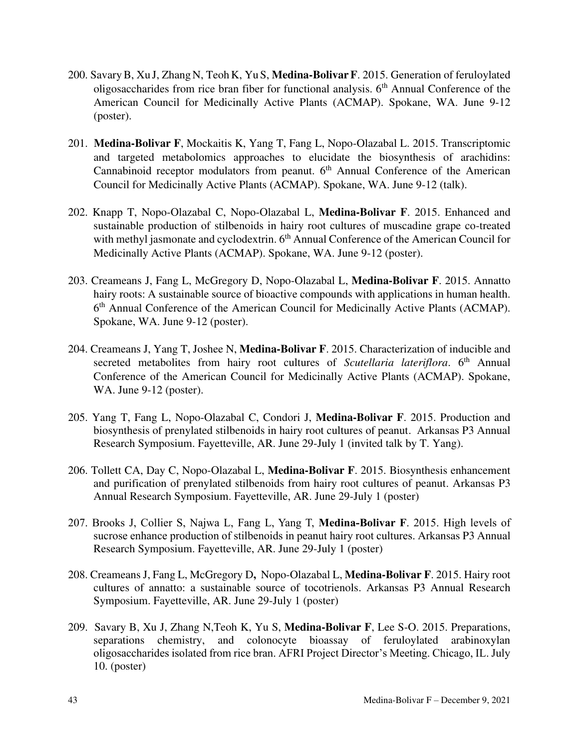200. Savary B, Xu J, Zhang N, Teoh K, Yu S, **Medina-Bolivar F**. 2015. Generation of feruloylated oligosaccharides from rice bran fiber for functional analysis. 6th Annual Conference of the American Council for Medicinally Active Plants (ACMAP). Spokane, WA. June 9-12 (poster).

201. **Medina-Bolivar F**, Mockaitis K, Yang T, Fang L, Nopo-Olazabal L. 2015. Transcriptomic and targeted metabolomics approaches to elucidate the biosynthesis of arachidins: Cannabinoid receptor modulators from peanut. 6th Annual Conference of the American Council for Medicinally Active Plants (ACMAP). Spokane, WA. June 9-12 (talk).

202. Knapp T, Nopo-Olazabal C, Nopo-Olazabal L, **Medina-Bolivar F**. 2015. Enhanced and sustainable production of stilbenoids in hairy root cultures of muscadine grape co-treated with methyl jasmonate and cyclodextrin. 6th Annual Conference of the American Council for Medicinally Active Plants (ACMAP). Spokane, WA. June 9-12 (poster).

203. Creameans J, Fang L, McGregory D, Nopo-Olazabal L, **Medina-Bolivar F**. 2015. Annatto hairy roots: A sustainable source of bioactive compounds with applications in human health. 6th Annual Conference of the American Council for Medicinally Active Plants (ACMAP). Spokane, WA. June 9-12 (poster).

204. Creameans J, Yang T, Joshee N, **Medina-Bolivar F**. 2015. Characterization of inducible and secreted metabolites from hairy root cultures of *Scutellaria lateriflora*. 6th Annual Conference of the American Council for Medicinally Active Plants (ACMAP). Spokane, WA. June 9-12 (poster).

205. Yang T, Fang L, Nopo-Olazabal C, Condori J, **Medina-Bolivar F**. 2015. Production and biosynthesis of prenylated stilbenoids in hairy root cultures of peanut. Arkansas P3 Annual Research Symposium. Fayetteville, AR. June 29-July 1 (invited talk by T. Yang).

206. Tollett CA, Day C, Nopo-Olazabal L, **Medina-Bolivar F**. 2015. Biosynthesis enhancement and purification of prenylated stilbenoids from hairy root cultures of peanut. Arkansas P3 Annual Research Symposium. Fayetteville, AR. June 29-July 1 (poster)

207. Brooks J, Collier S, Najwa L, Fang L, Yang T, **Medina-Bolivar F**. 2015. High levels of sucrose enhance production of stilbenoids in peanut hairy root cultures. Arkansas P3 Annual Research Symposium. Fayetteville, AR. June 29-July 1 (poster)

208. Creameans J, Fang L, McGregory D, Nopo-Olazabal L, **Medina-Bolivar F**. 2015. Hairy root cultures of annatto: a sustainable source of tocotrienols. Arkansas P3 Annual Research Symposium. Fayetteville, AR. June 29-July 1 (poster)

209. Savary B, Xu J, Zhang N, Teoh K, Yu S, **Medina-Bolivar F**, Lee S-O. 2015. Preparations, separations chemistry, and colonocyte bioassay of feruloylated arabinoxylan oligosaccharides isolated from rice bran. AFRI Project Director's Meeting. Chicago, IL. July 10. (poster)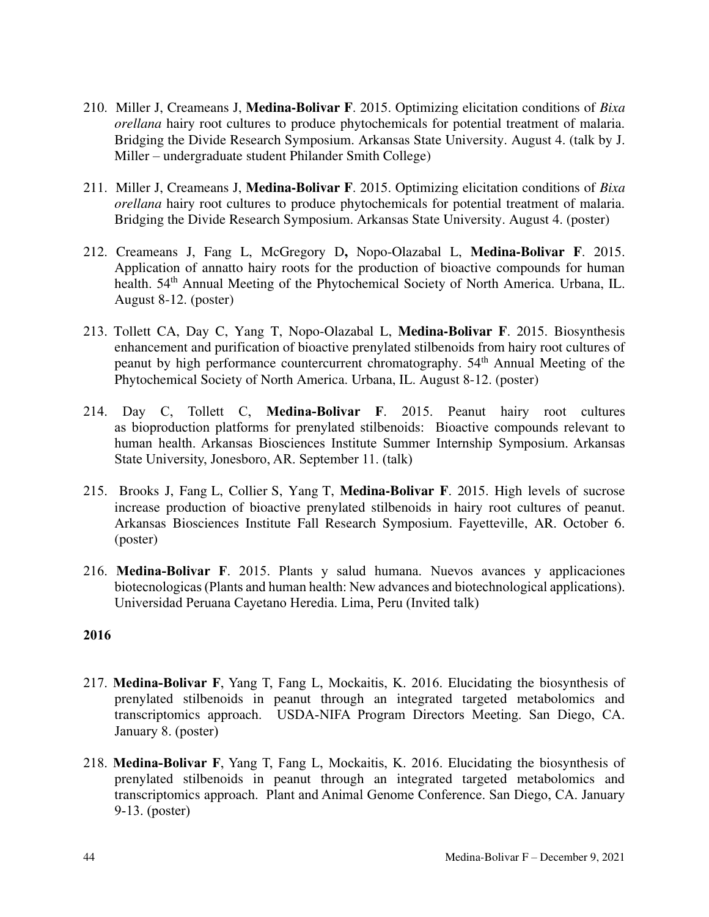210. Miller J, Creameans J, **Medina-Bolivar F**. 2015. Optimizing elicitation conditions of *Bixa orellana* hairy root cultures to produce phytochemicals for potential treatment of malaria. Bridging the Divide Research Symposium. Arkansas State University. August 4. (talk by J. Miller – undergraduate student Philander Smith College)

211. Miller J, Creameans J, **Medina-Bolivar F**. 2015. Optimizing elicitation conditions of *Bixa orellana* hairy root cultures to produce phytochemicals for potential treatment of malaria. Bridging the Divide Research Symposium. Arkansas State University. August 4. (poster)

212. Creameans J, Fang L, McGregory D**,** Nopo-Olazabal L, **Medina-Bolivar F**. 2015. Application of annatto hairy roots for the production of bioactive compounds for human health. 54th Annual Meeting of the Phytochemical Society of North America. Urbana, IL. August 8-12. (poster)

213. Tollett CA, Day C, Yang T, Nopo-Olazabal L, **Medina-Bolivar F**. 2015. Biosynthesis enhancement and purification of bioactive prenylated stilbenoids from hairy root cultures of peanut by high performance countercurrent chromatography. 54th Annual Meeting of the Phytochemical Society of North America. Urbana, IL. August 8-12. (poster)

214. Day C, Tollett C, **Medina-Bolivar F**. 2015. Peanut hairy root cultures as bioproduction platforms for prenylated stilbenoids: Bioactive compounds relevant to human health. Arkansas Biosciences Institute Summer Internship Symposium. Arkansas State University, Jonesboro, AR. September 11. (talk)

215. Brooks J, Fang L, Collier S, Yang T, **Medina-Bolivar F**. 2015. High levels of sucrose increase production of bioactive prenylated stilbenoids in hairy root cultures of peanut. Arkansas Biosciences Institute Fall Research Symposium. Fayetteville, AR. October 6. (poster)

216. **Medina-Bolivar F**. 2015. Plants y salud humana. Nuevos avances y applicaciones biotecnologicas (Plants and human health: New advances and biotechnological applications). Universidad Peruana Cayetano Heredia. Lima, Peru (Invited talk)

**2016**

217. **Medina-Bolivar F**, Yang T, Fang L, Mockaitis, K. 2016. Elucidating the biosynthesis of prenylated stilbenoids in peanut through an integrated targeted metabolomics and transcriptomics approach. USDA-NIFA Program Directors Meeting. San Diego, CA. January 8. (poster)

218. **Medina-Bolivar F**, Yang T, Fang L, Mockaitis, K. 2016. Elucidating the biosynthesis of prenylated stilbenoids in peanut through an integrated targeted metabolomics and transcriptomics approach. Plant and Animal Genome Conference. San Diego, CA. January 9-13. (poster)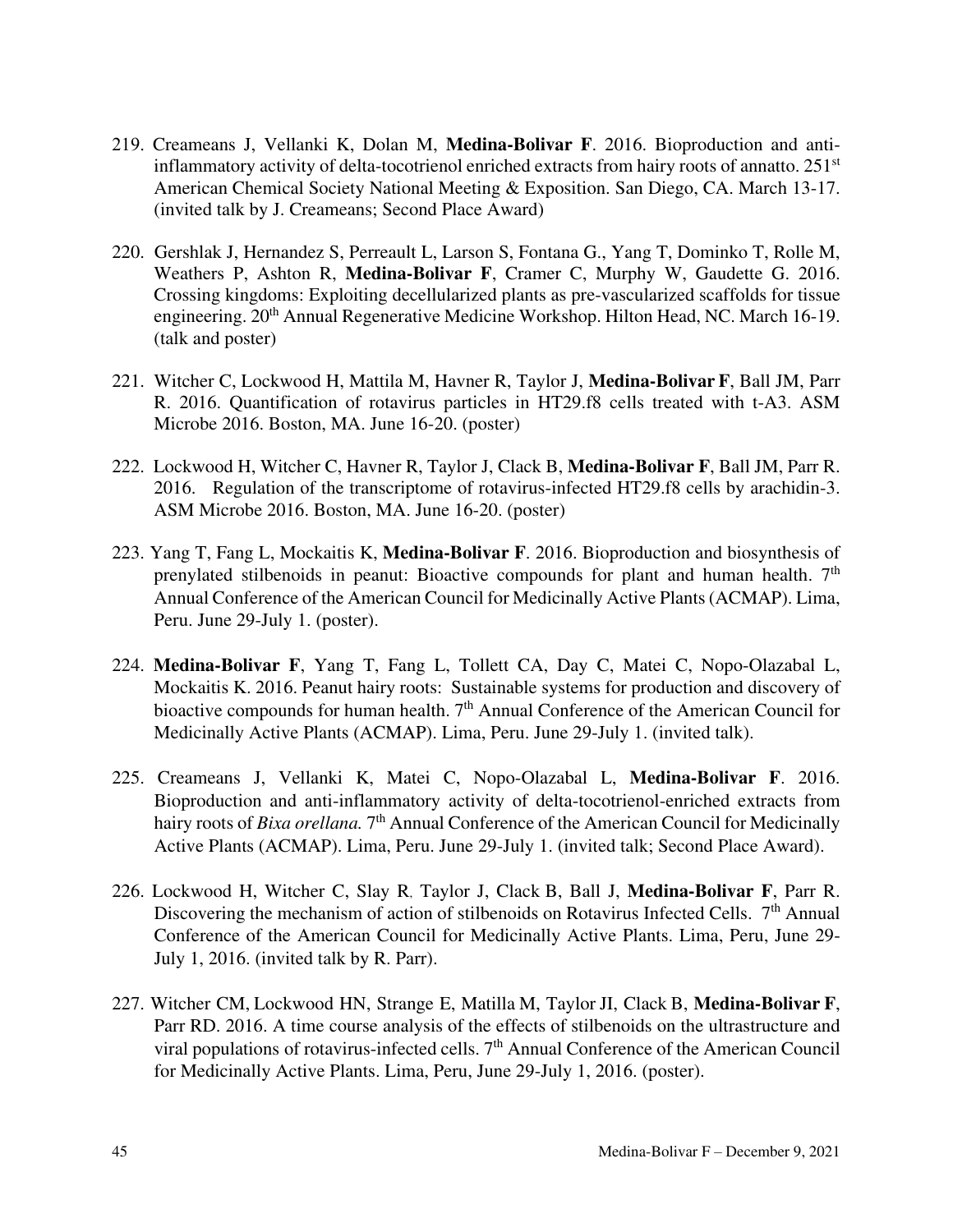219. Creameans J, Vellanki K, Dolan M, **Medina-Bolivar F**. 2016. Bioproduction and anti-inflammatory activity of delta-tocotrienol enriched extracts from hairy roots of annatto. 251st American Chemical Society National Meeting & Exposition. San Diego, CA. March 13-17. (invited talk by J. Creameans; Second Place Award)

220. Gershlak J, Hernandez S, Perreault L, Larson S, Fontana G., Yang T, Dominko T, Rolle M, Weathers P, Ashton R, **Medina-Bolivar F**, Cramer C, Murphy W, Gaudette G. 2016. Crossing kingdoms: Exploiting decellularized plants as pre-vascularized scaffolds for tissue engineering. 20th Annual Regenerative Medicine Workshop. Hilton Head, NC. March 16-19. (talk and poster)

221. Witcher C, Lockwood H, Mattila M, Havner R, Taylor J, **Medina-Bolivar F**, Ball JM, Parr R. 2016. Quantification of rotavirus particles in HT29.f8 cells treated with t-A3. ASM Microbe 2016. Boston, MA. June 16-20. (poster)

222. Lockwood H, Witcher C, Havner R, Taylor J, Clack B, **Medina-Bolivar F**, Ball JM, Parr R. 2016. Regulation of the transcriptome of rotavirus-infected HT29.f8 cells by arachidin-3. ASM Microbe 2016. Boston, MA. June 16-20. (poster)

223. Yang T, Fang L, Mockaitis K, **Medina-Bolivar F**. 2016. Bioproduction and biosynthesis of prenylated stilbenoids in peanut: Bioactive compounds for plant and human health. 7th Annual Conference of the American Council for Medicinally Active Plants (ACMAP). Lima, Peru. June 29-July 1. (poster).

224. **Medina-Bolivar F**, Yang T, Fang L, Tollett CA, Day C, Matei C, Nopo-Olazabal L, Mockaitis K. 2016. Peanut hairy roots: Sustainable systems for production and discovery of bioactive compounds for human health. 7th Annual Conference of the American Council for Medicinally Active Plants (ACMAP). Lima, Peru. June 29-July 1. (invited talk).

225. Creameans J, Vellanki K, Matei C, Nopo-Olazabal L, **Medina-Bolivar F**. 2016. Bioproduction and anti-inflammatory activity of delta-tocotrienol-enriched extracts from hairy roots of *Bixa orellana.* 7th Annual Conference of the American Council for Medicinally Active Plants (ACMAP). Lima, Peru. June 29-July 1. (invited talk; Second Place Award).

226. Lockwood H, Witcher C, Slay R, Taylor J, Clack B, Ball J, **Medina-Bolivar F**, Parr R. Discovering the mechanism of action of stilbenoids on Rotavirus Infected Cells. 7th Annual Conference of the American Council for Medicinally Active Plants. Lima, Peru, June 29-July 1, 2016. (invited talk by R. Parr).

227. Witcher CM, Lockwood HN, Strange E, Matilla M, Taylor JI, Clack B, **Medina-Bolivar F**, Parr RD. 2016. A time course analysis of the effects of stilbenoids on the ultrastructure and viral populations of rotavirus-infected cells. 7th Annual Conference of the American Council for Medicinally Active Plants. Lima, Peru, June 29-July 1, 2016. (poster).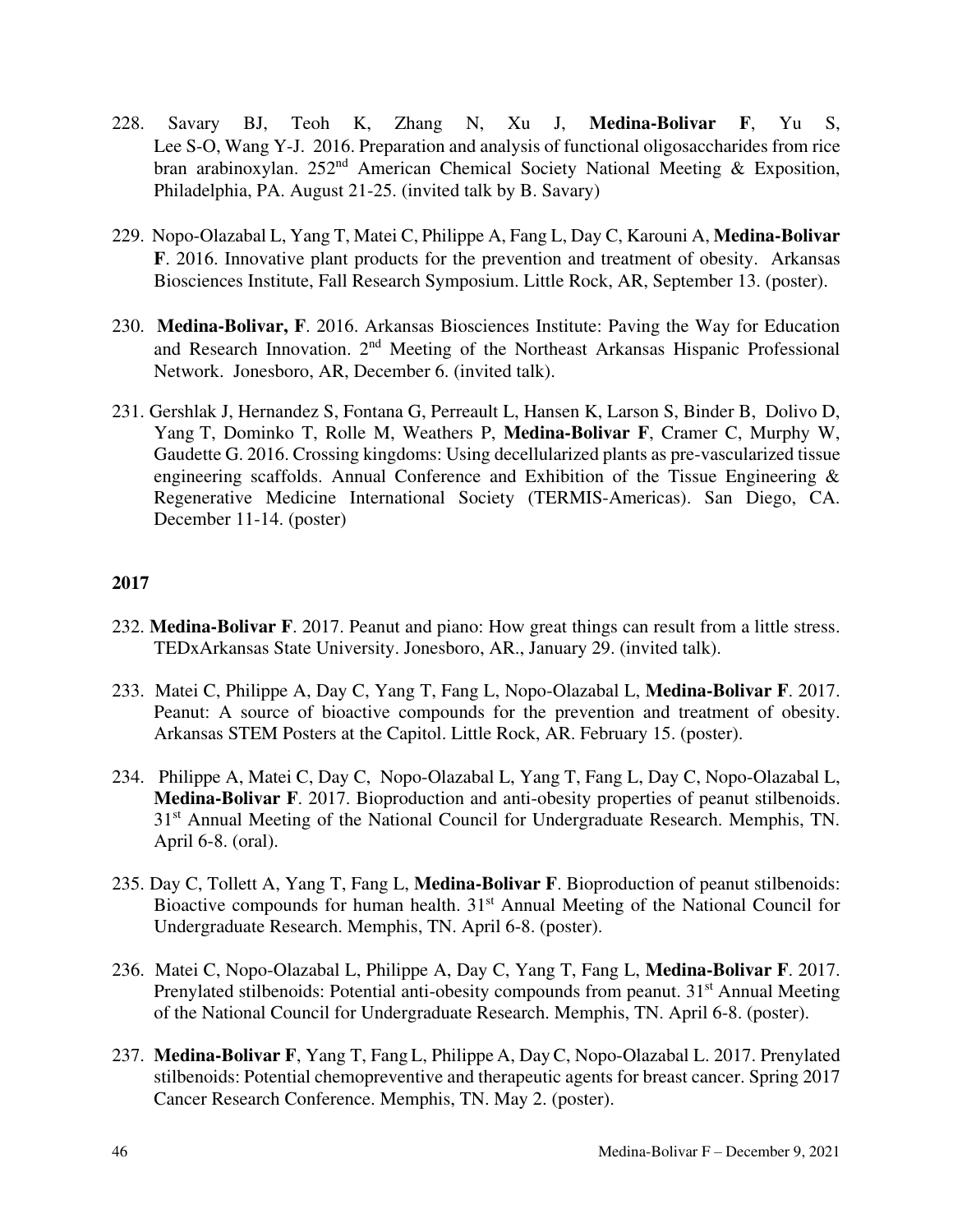228. Savary BJ, Teoh K, Zhang N, Xu J, **Medina-Bolivar F**, Yu S, Lee S-O, Wang Y-J. 2016. Preparation and analysis of functional oligosaccharides from rice bran arabinoxylan. 252nd American Chemical Society National Meeting & Exposition, Philadelphia, PA. August 21-25. (invited talk by B. Savary)

229. Nopo-Olazabal L, Yang T, Matei C, Philippe A, Fang L, Day C, Karouni A, **Medina-Bolivar F**. 2016. Innovative plant products for the prevention and treatment of obesity. Arkansas Biosciences Institute, Fall Research Symposium. Little Rock, AR, September 13. (poster).

230. **Medina-Bolivar, F**. 2016. Arkansas Biosciences Institute: Paving the Way for Education and Research Innovation. 2nd Meeting of the Northeast Arkansas Hispanic Professional Network. Jonesboro, AR, December 6. (invited talk).

231. Gershlak J, Hernandez S, Fontana G, Perreault L, Hansen K, Larson S, Binder B, Dolivo D, Yang T, Dominko T, Rolle M, Weathers P, **Medina-Bolivar F**, Cramer C, Murphy W, Gaudette G. 2016. Crossing kingdoms: Using decellularized plants as pre-vascularized tissue engineering scaffolds. Annual Conference and Exhibition of the Tissue Engineering & Regenerative Medicine International Society (TERMIS-Americas). San Diego, CA. December 11-14. (poster)

**2017**

232. **Medina-Bolivar F**. 2017. Peanut and piano: How great things can result from a little stress. TEDxArkansas State University. Jonesboro, AR., January 29. (invited talk).

233. Matei C, Philippe A, Day C, Yang T, Fang L, Nopo-Olazabal L, **Medina-Bolivar F**. 2017. Peanut: A source of bioactive compounds for the prevention and treatment of obesity. Arkansas STEM Posters at the Capitol. Little Rock, AR. February 15. (poster).

234. Philippe A, Matei C, Day C, Nopo-Olazabal L, Yang T, Fang L, Day C, Nopo-Olazabal L, **Medina-Bolivar F**. 2017. Bioproduction and anti-obesity properties of peanut stilbenoids. 31st Annual Meeting of the National Council for Undergraduate Research. Memphis, TN. April 6-8. (oral).

235. Day C, Tollett A, Yang T, Fang L, **Medina-Bolivar F**. Bioproduction of peanut stilbenoids: Bioactive compounds for human health. 31st Annual Meeting of the National Council for Undergraduate Research. Memphis, TN. April 6-8. (poster).

236. Matei C, Nopo-Olazabal L, Philippe A, Day C, Yang T, Fang L, **Medina-Bolivar F**. 2017. Prenylated stilbenoids: Potential anti-obesity compounds from peanut. 31st Annual Meeting of the National Council for Undergraduate Research. Memphis, TN. April 6-8. (poster).

237. **Medina-Bolivar F**, Yang T, Fang L, Philippe A, Day C, Nopo-Olazabal L. 2017. Prenylated stilbenoids: Potential chemopreventive and therapeutic agents for breast cancer. Spring 2017 Cancer Research Conference. Memphis, TN. May 2. (poster).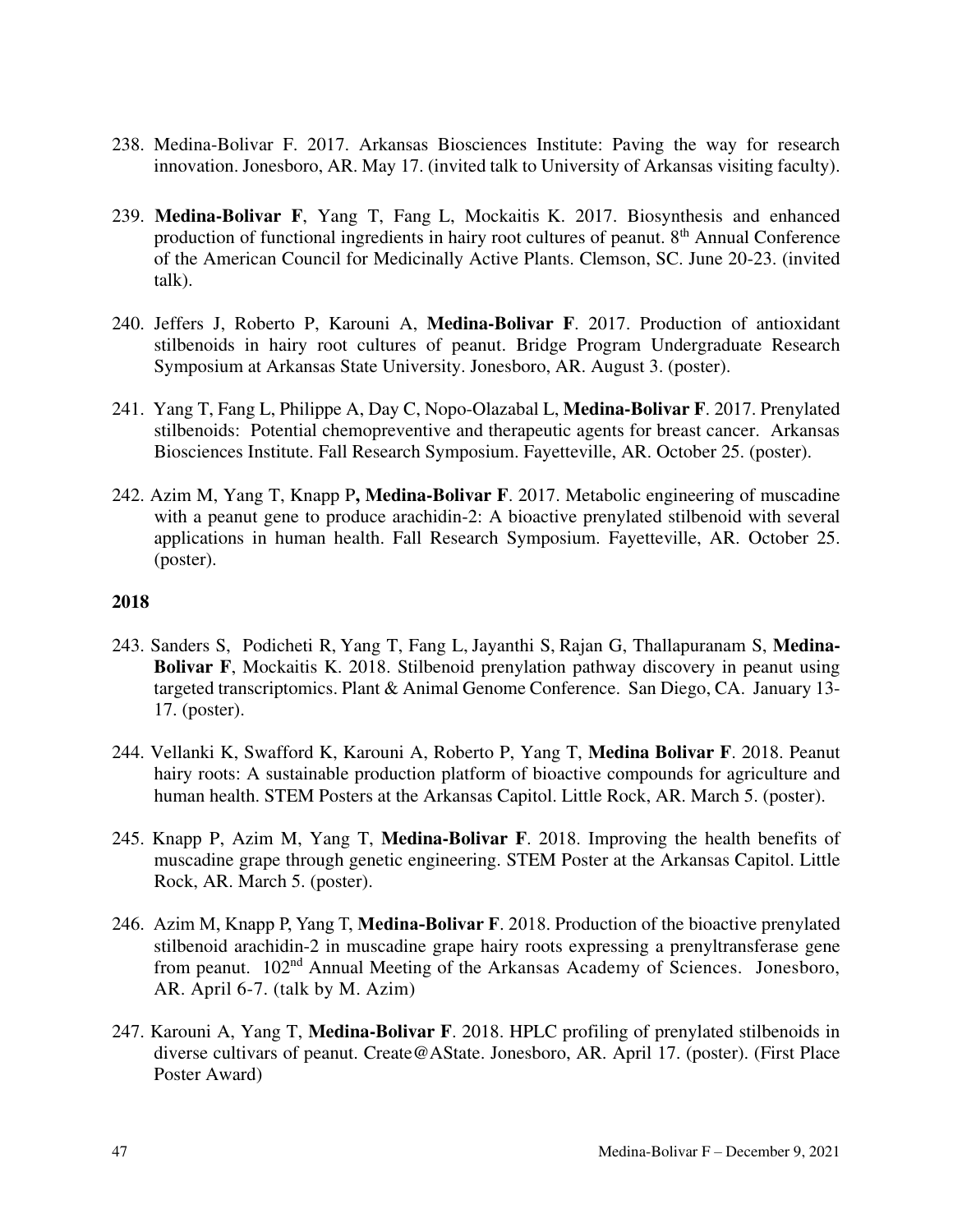238. Medina-Bolivar F. 2017. Arkansas Biosciences Institute: Paving the way for research innovation. Jonesboro, AR. May 17. (invited talk to University of Arkansas visiting faculty).

239. **Medina-Bolivar F**, Yang T, Fang L, Mockaitis K. 2017. Biosynthesis and enhanced production of functional ingredients in hairy root cultures of peanut. 8th Annual Conference of the American Council for Medicinally Active Plants. Clemson, SC. June 20-23. (invited talk).

240. Jeffers J, Roberto P, Karouni A, **Medina-Bolivar F**. 2017. Production of antioxidant stilbenoids in hairy root cultures of peanut. Bridge Program Undergraduate Research Symposium at Arkansas State University. Jonesboro, AR. August 3. (poster).

241. Yang T, Fang L, Philippe A, Day C, Nopo-Olazabal L, **Medina-Bolivar F**. 2017. Prenylated stilbenoids: Potential chemopreventive and therapeutic agents for breast cancer. Arkansas Biosciences Institute. Fall Research Symposium. Fayetteville, AR. October 25. (poster).

242. Azim M, Yang T, Knapp P**, Medina-Bolivar F**. 2017. Metabolic engineering of muscadine with a peanut gene to produce arachidin-2: A bioactive prenylated stilbenoid with several applications in human health. Fall Research Symposium. Fayetteville, AR. October 25. (poster).

**2018**

243. Sanders S, Podicheti R, Yang T, Fang L, Jayanthi S, Rajan G, Thallapuranam S, **Medina-Bolivar F**, Mockaitis K. 2018. Stilbenoid prenylation pathway discovery in peanut using targeted transcriptomics. Plant & Animal Genome Conference. San Diego, CA. January 13-17. (poster).

244. Vellanki K, Swafford K, Karouni A, Roberto P, Yang T, **Medina Bolivar F**. 2018. Peanut hairy roots: A sustainable production platform of bioactive compounds for agriculture and human health. STEM Posters at the Arkansas Capitol. Little Rock, AR. March 5. (poster).

245. Knapp P, Azim M, Yang T, **Medina-Bolivar F**. 2018. Improving the health benefits of muscadine grape through genetic engineering. STEM Poster at the Arkansas Capitol. Little Rock, AR. March 5. (poster).

246. Azim M, Knapp P, Yang T, **Medina-Bolivar F**. 2018. Production of the bioactive prenylated stilbenoid arachidin-2 in muscadine grape hairy roots expressing a prenyltransferase gene from peanut. 102nd Annual Meeting of the Arkansas Academy of Sciences. Jonesboro, AR. April 6-7. (talk by M. Azim)

247. Karouni A, Yang T, **Medina-Bolivar F**. 2018. HPLC profiling of prenylated stilbenoids in diverse cultivars of peanut. Create@AState. Jonesboro, AR. April 17. (poster). (First Place Poster Award)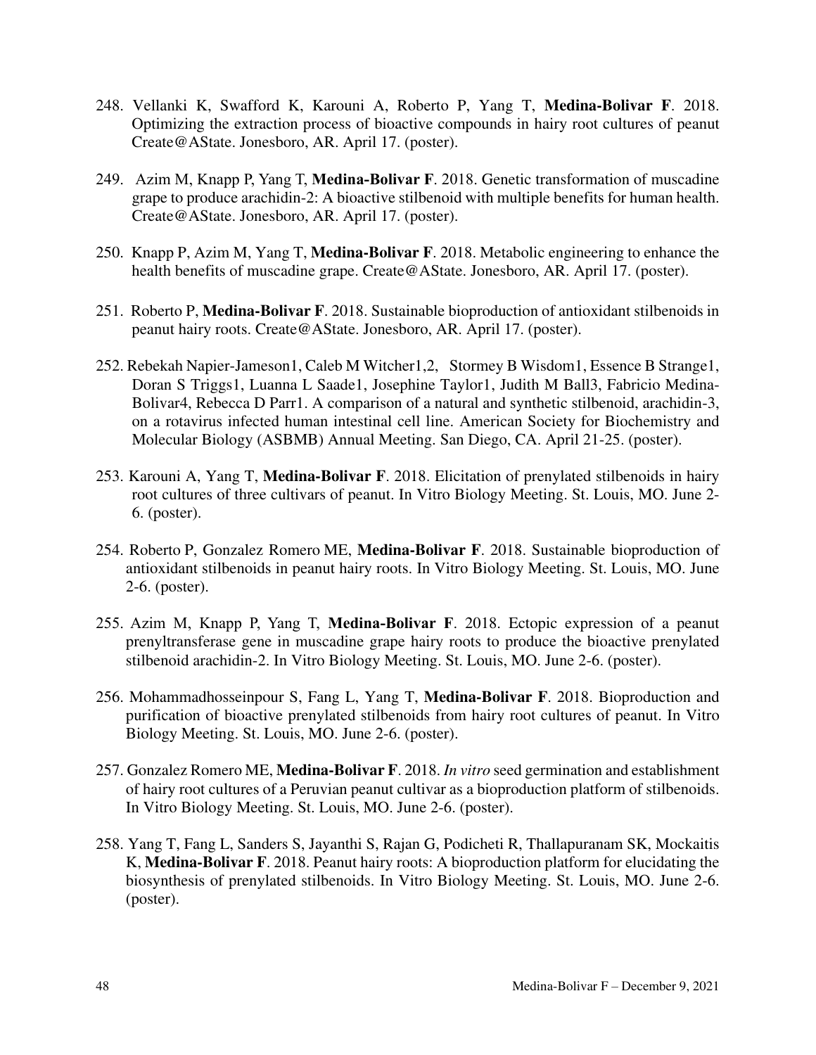248. Vellanki K, Swafford K, Karouni A, Roberto P, Yang T, **Medina-Bolivar F**. 2018. Optimizing the extraction process of bioactive compounds in hairy root cultures of peanut Create@AState. Jonesboro, AR. April 17. (poster).

249. Azim M, Knapp P, Yang T, **Medina-Bolivar F**. 2018. Genetic transformation of muscadine grape to produce arachidin-2: A bioactive stilbenoid with multiple benefits for human health. Create@AState. Jonesboro, AR. April 17. (poster).

250. Knapp P, Azim M, Yang T, **Medina-Bolivar F**. 2018. Metabolic engineering to enhance the health benefits of muscadine grape. Create@AState. Jonesboro, AR. April 17. (poster).

251. Roberto P, **Medina-Bolivar F**. 2018. Sustainable bioproduction of antioxidant stilbenoids in peanut hairy roots. Create@AState. Jonesboro, AR. April 17. (poster).

252. Rebekah Napier-Jameson1, Caleb M Witcher1,2, Stormey B Wisdom1, Essence B Strange1, Doran S Triggs1, Luanna L Saade1, Josephine Taylor1, Judith M Ball3, Fabricio Medina-Bolivar4, Rebecca D Parr1. A comparison of a natural and synthetic stilbenoid, arachidin-3, on a rotavirus infected human intestinal cell line. American Society for Biochemistry and Molecular Biology (ASBMB) Annual Meeting. San Diego, CA. April 21-25. (poster).

253. Karouni A, Yang T, **Medina-Bolivar F**. 2018. Elicitation of prenylated stilbenoids in hairy root cultures of three cultivars of peanut. In Vitro Biology Meeting. St. Louis, MO. June 2-6. (poster).

254. Roberto P, Gonzalez Romero ME, **Medina-Bolivar F**. 2018. Sustainable bioproduction of antioxidant stilbenoids in peanut hairy roots. In Vitro Biology Meeting. St. Louis, MO. June 2-6. (poster).

255. Azim M, Knapp P, Yang T, **Medina-Bolivar F**. 2018. Ectopic expression of a peanut prenyltransferase gene in muscadine grape hairy roots to produce the bioactive prenylated stilbenoid arachidin-2. In Vitro Biology Meeting. St. Louis, MO. June 2-6. (poster).

256. Mohammadhosseinpour S, Fang L, Yang T, **Medina-Bolivar F**. 2018. Bioproduction and purification of bioactive prenylated stilbenoids from hairy root cultures of peanut. In Vitro Biology Meeting. St. Louis, MO. June 2-6. (poster).

257. Gonzalez Romero ME, **Medina-Bolivar F**. 2018. *In vitro* seed germination and establishment of hairy root cultures of a Peruvian peanut cultivar as a bioproduction platform of stilbenoids. In Vitro Biology Meeting. St. Louis, MO. June 2-6. (poster).

258. Yang T, Fang L, Sanders S, Jayanthi S, Rajan G, Podicheti R, Thallapuranam SK, Mockaitis K, **Medina-Bolivar F**. 2018. Peanut hairy roots: A bioproduction platform for elucidating the biosynthesis of prenylated stilbenoids. In Vitro Biology Meeting. St. Louis, MO. June 2-6. (poster).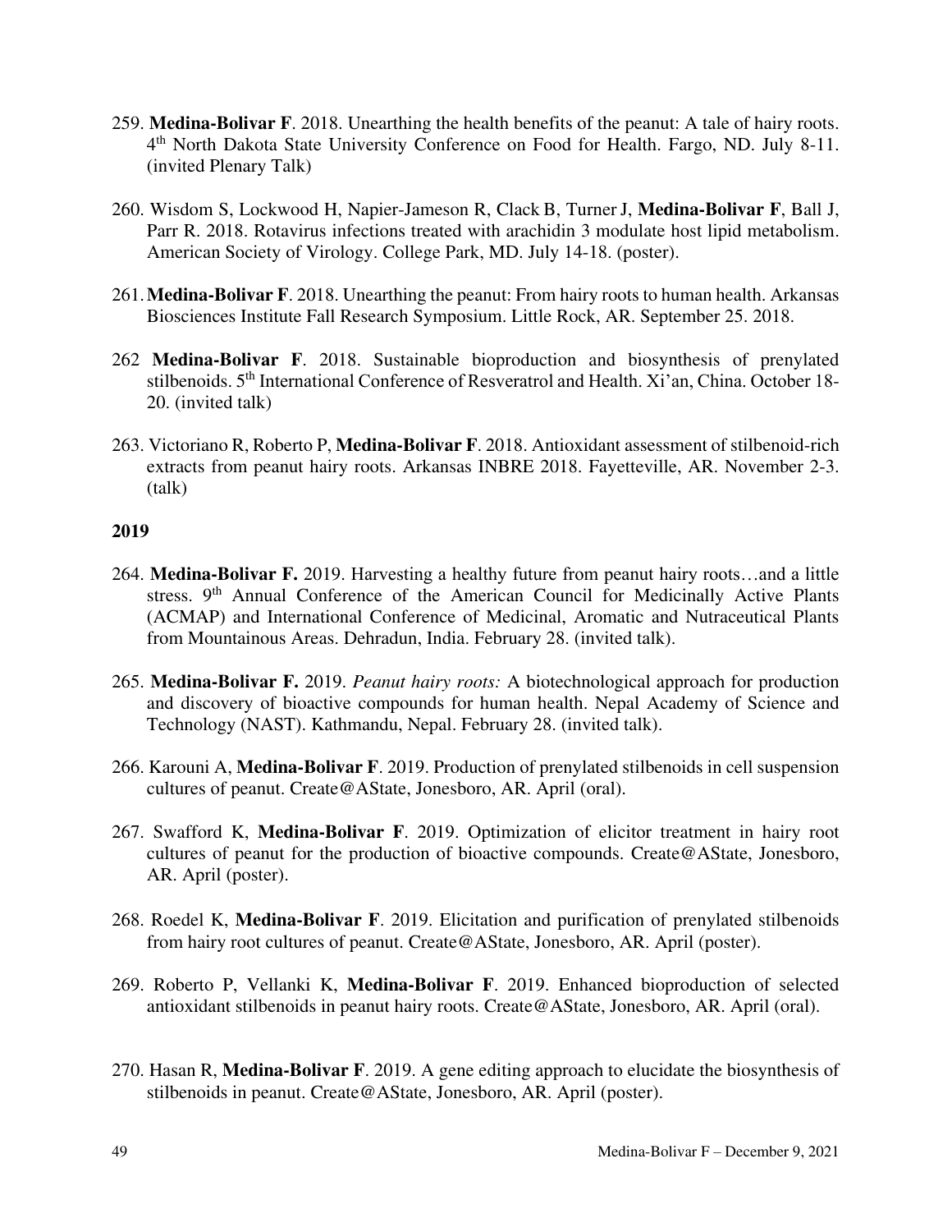259. **Medina-Bolivar F**. 2018. Unearthing the health benefits of the peanut: A tale of hairy roots. 4th North Dakota State University Conference on Food for Health. Fargo, ND. July 8-11. (invited Plenary Talk)

260. Wisdom S, Lockwood H, Napier-Jameson R, Clack B, Turner J, **Medina-Bolivar F**, Ball J, Parr R. 2018. Rotavirus infections treated with arachidin 3 modulate host lipid metabolism. American Society of Virology. College Park, MD. July 14-18. (poster).

261. **Medina-Bolivar F**. 2018. Unearthing the peanut: From hairy roots to human health. Arkansas Biosciences Institute Fall Research Symposium. Little Rock, AR. September 25. 2018.

262 **Medina-Bolivar F**. 2018. Sustainable bioproduction and biosynthesis of prenylated stilbenoids. 5th International Conference of Resveratrol and Health. Xi'an, China. October 18-20. (invited talk)

263. Victoriano R, Roberto P, **Medina-Bolivar F**. 2018. Antioxidant assessment of stilbenoid-rich extracts from peanut hairy roots. Arkansas INBRE 2018. Fayetteville, AR. November 2-3. (talk)

**2019**

264. **Medina-Bolivar F.** 2019. Harvesting a healthy future from peanut hairy roots…and a little stress. 9th Annual Conference of the American Council for Medicinally Active Plants (ACMAP) and International Conference of Medicinal, Aromatic and Nutraceutical Plants from Mountainous Areas. Dehradun, India. February 28. (invited talk).

265. **Medina-Bolivar F.** 2019. *Peanut hairy roots:* A biotechnological approach for production and discovery of bioactive compounds for human health. Nepal Academy of Science and Technology (NAST). Kathmandu, Nepal. February 28. (invited talk).

266. Karouni A, **Medina-Bolivar F**. 2019. Production of prenylated stilbenoids in cell suspension cultures of peanut. Create@AState, Jonesboro, AR. April (oral).

267. Swafford K, **Medina-Bolivar F**. 2019. Optimization of elicitor treatment in hairy root cultures of peanut for the production of bioactive compounds. Create@AState, Jonesboro, AR. April (poster).

268. Roedel K, **Medina-Bolivar F**. 2019. Elicitation and purification of prenylated stilbenoids from hairy root cultures of peanut. Create@AState, Jonesboro, AR. April (poster).

269. Roberto P, Vellanki K, **Medina-Bolivar F**. 2019. Enhanced bioproduction of selected antioxidant stilbenoids in peanut hairy roots. Create@AState, Jonesboro, AR. April (oral).

270. Hasan R, **Medina-Bolivar F**. 2019. A gene editing approach to elucidate the biosynthesis of stilbenoids in peanut. Create@AState, Jonesboro, AR. April (poster).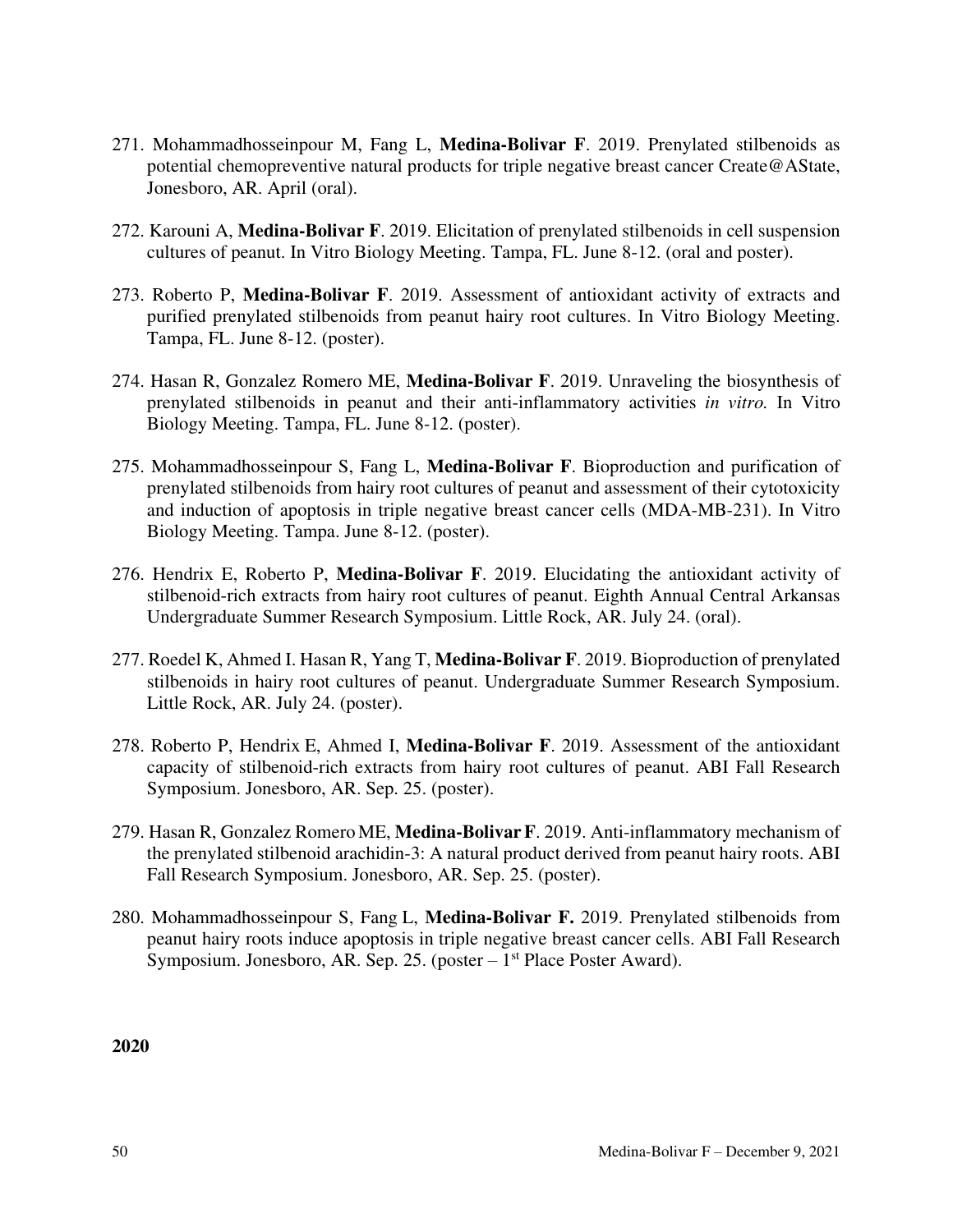271. Mohammadhosseinpour M, Fang L, **Medina-Bolivar F**. 2019. Prenylated stilbenoids as potential chemopreventive natural products for triple negative breast cancer Create@AState, Jonesboro, AR. April (oral).

272. Karouni A, **Medina-Bolivar F**. 2019. Elicitation of prenylated stilbenoids in cell suspension cultures of peanut. In Vitro Biology Meeting. Tampa, FL. June 8-12. (oral and poster).

273. Roberto P, **Medina-Bolivar F**. 2019. Assessment of antioxidant activity of extracts and purified prenylated stilbenoids from peanut hairy root cultures. In Vitro Biology Meeting. Tampa, FL. June 8-12. (poster).

274. Hasan R, Gonzalez Romero ME, **Medina-Bolivar F**. 2019. Unraveling the biosynthesis of prenylated stilbenoids in peanut and their anti-inflammatory activities *in vitro.* In Vitro Biology Meeting. Tampa, FL. June 8-12. (poster).

275. Mohammadhosseinpour S, Fang L, **Medina-Bolivar F**. Bioproduction and purification of prenylated stilbenoids from hairy root cultures of peanut and assessment of their cytotoxicity and induction of apoptosis in triple negative breast cancer cells (MDA-MB-231). In Vitro Biology Meeting. Tampa. June 8-12. (poster).

276. Hendrix E, Roberto P, **Medina-Bolivar F**. 2019. Elucidating the antioxidant activity of stilbenoid-rich extracts from hairy root cultures of peanut. Eighth Annual Central Arkansas Undergraduate Summer Research Symposium. Little Rock, AR. July 24. (oral).

277. Roedel K, Ahmed I. Hasan R, Yang T, **Medina-Bolivar F**. 2019. Bioproduction of prenylated stilbenoids in hairy root cultures of peanut. Undergraduate Summer Research Symposium. Little Rock, AR. July 24. (poster).

278. Roberto P, Hendrix E, Ahmed I, **Medina-Bolivar F**. 2019. Assessment of the antioxidant capacity of stilbenoid-rich extracts from hairy root cultures of peanut. ABI Fall Research Symposium. Jonesboro, AR. Sep. 25. (poster).

279. Hasan R, Gonzalez Romero ME, **Medina-Bolivar F**. 2019. Anti-inflammatory mechanism of the prenylated stilbenoid arachidin-3: A natural product derived from peanut hairy roots. ABI Fall Research Symposium. Jonesboro, AR. Sep. 25. (poster).

280. Mohammadhosseinpour S, Fang L, **Medina-Bolivar F.** 2019. Prenylated stilbenoids from peanut hairy roots induce apoptosis in triple negative breast cancer cells. ABI Fall Research Symposium. Jonesboro, AR. Sep. 25. (poster – 1st Place Poster Award).

**2020**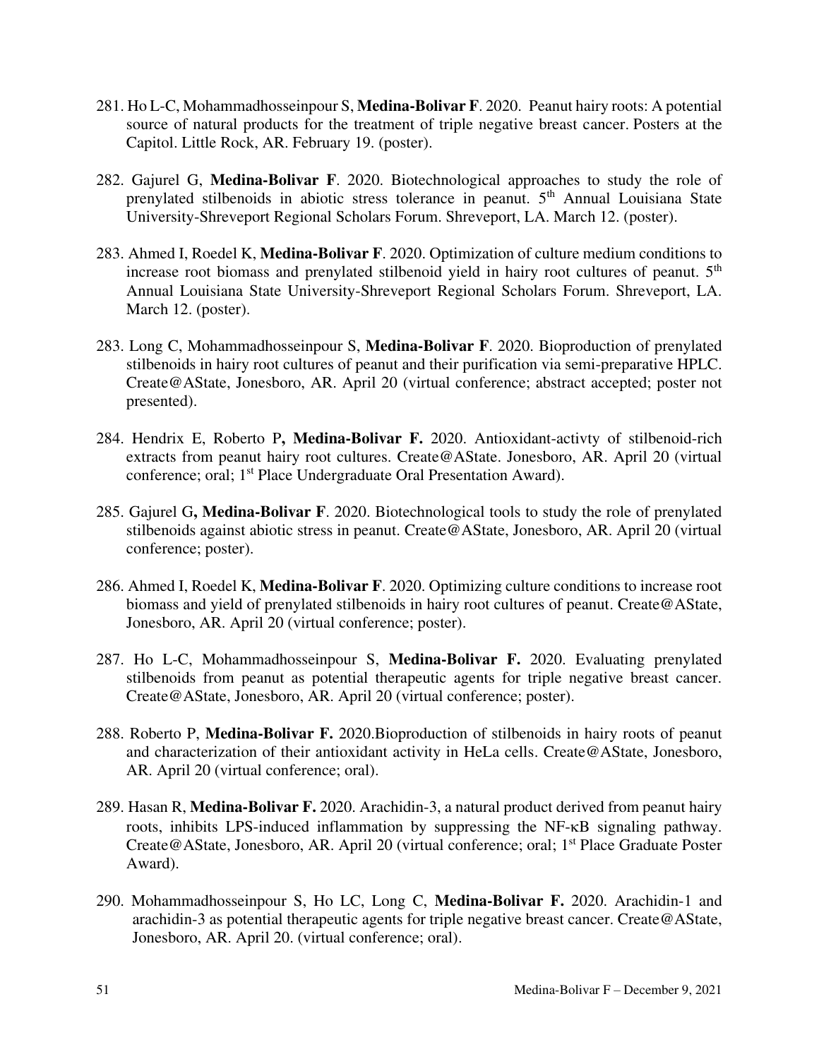281. Ho L-C, Mohammadhosseinpour S, **Medina-Bolivar F**. 2020. Peanut hairy roots: A potential source of natural products for the treatment of triple negative breast cancer. Posters at the Capitol. Little Rock, AR. February 19. (poster).

282. Gajurel G, **Medina-Bolivar F**. 2020. Biotechnological approaches to study the role of prenylated stilbenoids in abiotic stress tolerance in peanut. 5th Annual Louisiana State University-Shreveport Regional Scholars Forum. Shreveport, LA. March 12. (poster).

283. Ahmed I, Roedel K, **Medina-Bolivar F**. 2020. Optimization of culture medium conditions to increase root biomass and prenylated stilbenoid yield in hairy root cultures of peanut. 5th Annual Louisiana State University-Shreveport Regional Scholars Forum. Shreveport, LA. March 12. (poster).

283. Long C, Mohammadhosseinpour S, **Medina-Bolivar F**. 2020. Bioproduction of prenylated stilbenoids in hairy root cultures of peanut and their purification via semi-preparative HPLC. Create@AState, Jonesboro, AR. April 20 (virtual conference; abstract accepted; poster not presented).

284. Hendrix E, Roberto P, **Medina-Bolivar F.** 2020. Antioxidant-activty of stilbenoid-rich extracts from peanut hairy root cultures. Create@AState. Jonesboro, AR. April 20 (virtual conference; oral; 1st Place Undergraduate Oral Presentation Award).

285. Gajurel G, **Medina-Bolivar F**. 2020. Biotechnological tools to study the role of prenylated stilbenoids against abiotic stress in peanut. Create@AState, Jonesboro, AR. April 20 (virtual conference; poster).

286. Ahmed I, Roedel K, **Medina-Bolivar F**. 2020. Optimizing culture conditions to increase root biomass and yield of prenylated stilbenoids in hairy root cultures of peanut. Create@AState, Jonesboro, AR. April 20 (virtual conference; poster).

287. Ho L-C, Mohammadhosseinpour S, **Medina-Bolivar F.** 2020. Evaluating prenylated stilbenoids from peanut as potential therapeutic agents for triple negative breast cancer. Create@AState, Jonesboro, AR. April 20 (virtual conference; poster).

288. Roberto P, **Medina-Bolivar F.** 2020.Bioproduction of stilbenoids in hairy roots of peanut and characterization of their antioxidant activity in HeLa cells. Create@AState, Jonesboro, AR. April 20 (virtual conference; oral).

289. Hasan R, **Medina-Bolivar F.** 2020. Arachidin-3, a natural product derived from peanut hairy roots, inhibits LPS-induced inflammation by suppressing the NF-κB signaling pathway. Create@AState, Jonesboro, AR. April 20 (virtual conference; oral; 1st Place Graduate Poster Award).

290. Mohammadhosseinpour S, Ho LC, Long C, **Medina-Bolivar F.** 2020. Arachidin-1 and arachidin-3 as potential therapeutic agents for triple negative breast cancer. Create@AState, Jonesboro, AR. April 20. (virtual conference; oral).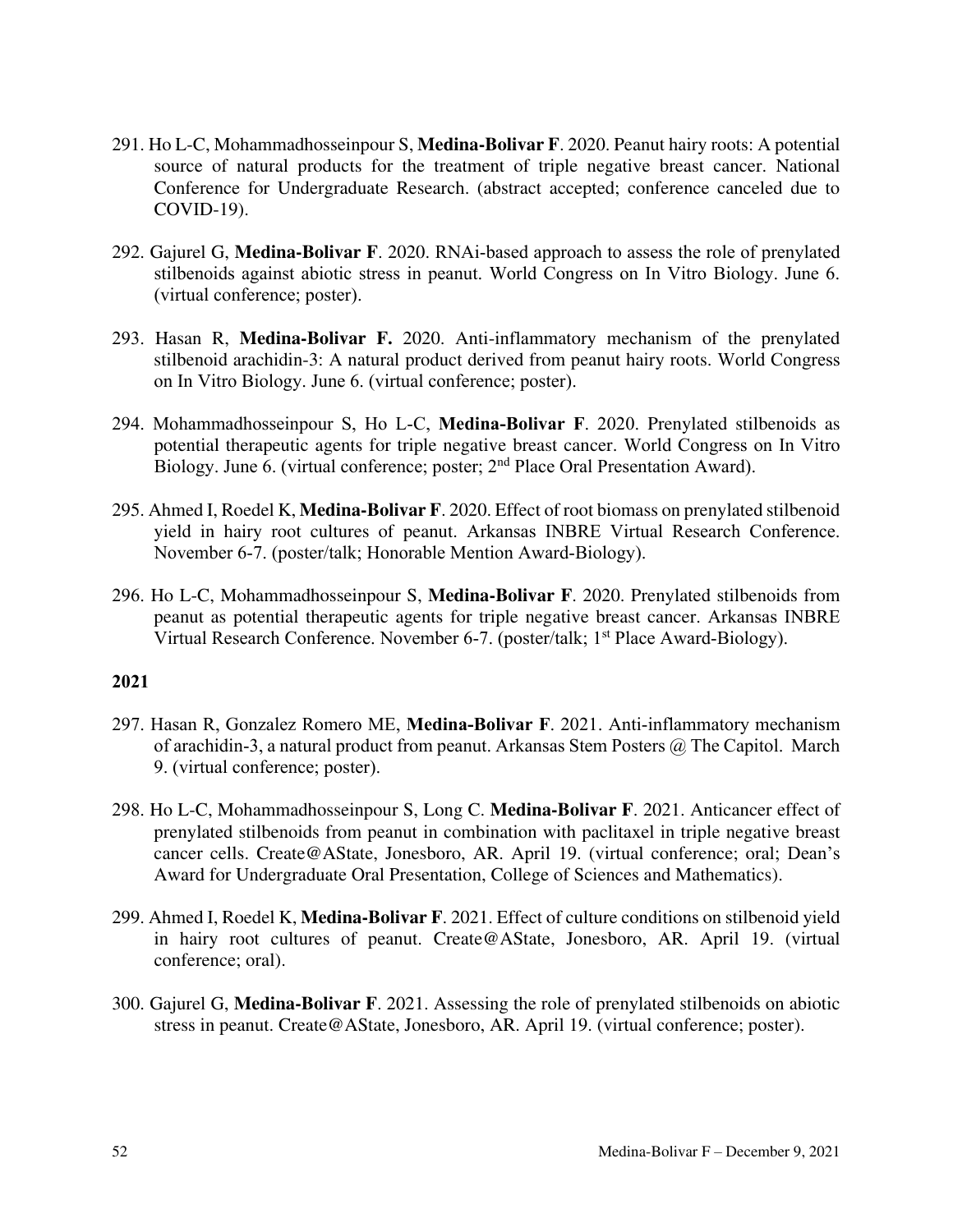291. Ho L-C, Mohammadhosseinpour S, **Medina-Bolivar F**. 2020. Peanut hairy roots: A potential source of natural products for the treatment of triple negative breast cancer. National Conference for Undergraduate Research. (abstract accepted; conference canceled due to COVID-19).

292. Gajurel G, **Medina-Bolivar F**. 2020. RNAi-based approach to assess the role of prenylated stilbenoids against abiotic stress in peanut. World Congress on In Vitro Biology. June 6. (virtual conference; poster).

293. Hasan R, **Medina-Bolivar F.** 2020. Anti-inflammatory mechanism of the prenylated stilbenoid arachidin-3: A natural product derived from peanut hairy roots. World Congress on In Vitro Biology. June 6. (virtual conference; poster).

294. Mohammadhosseinpour S, Ho L-C, **Medina-Bolivar F**. 2020. Prenylated stilbenoids as potential therapeutic agents for triple negative breast cancer. World Congress on In Vitro Biology. June 6. (virtual conference; poster; 2nd Place Oral Presentation Award).

295. Ahmed I, Roedel K, **Medina-Bolivar F**. 2020. Effect of root biomass on prenylated stilbenoid yield in hairy root cultures of peanut. Arkansas INBRE Virtual Research Conference. November 6-7. (poster/talk; Honorable Mention Award-Biology).

296. Ho L-C, Mohammadhosseinpour S, **Medina-Bolivar F**. 2020. Prenylated stilbenoids from peanut as potential therapeutic agents for triple negative breast cancer. Arkansas INBRE Virtual Research Conference. November 6-7. (poster/talk; 1st Place Award-Biology).

**2021**

297. Hasan R, Gonzalez Romero ME, **Medina-Bolivar F**. 2021. Anti-inflammatory mechanism of arachidin-3, a natural product from peanut. Arkansas Stem Posters @ The Capitol. March 9. (virtual conference; poster).

298. Ho L-C, Mohammadhosseinpour S, Long C. **Medina-Bolivar F**. 2021. Anticancer effect of prenylated stilbenoids from peanut in combination with paclitaxel in triple negative breast cancer cells. Create@AState, Jonesboro, AR. April 19. (virtual conference; oral; Dean's Award for Undergraduate Oral Presentation, College of Sciences and Mathematics).

299. Ahmed I, Roedel K, **Medina-Bolivar F**. 2021. Effect of culture conditions on stilbenoid yield in hairy root cultures of peanut. Create@AState, Jonesboro, AR. April 19. (virtual conference; oral).

300. Gajurel G, **Medina-Bolivar F**. 2021. Assessing the role of prenylated stilbenoids on abiotic stress in peanut. Create@AState, Jonesboro, AR. April 19. (virtual conference; poster).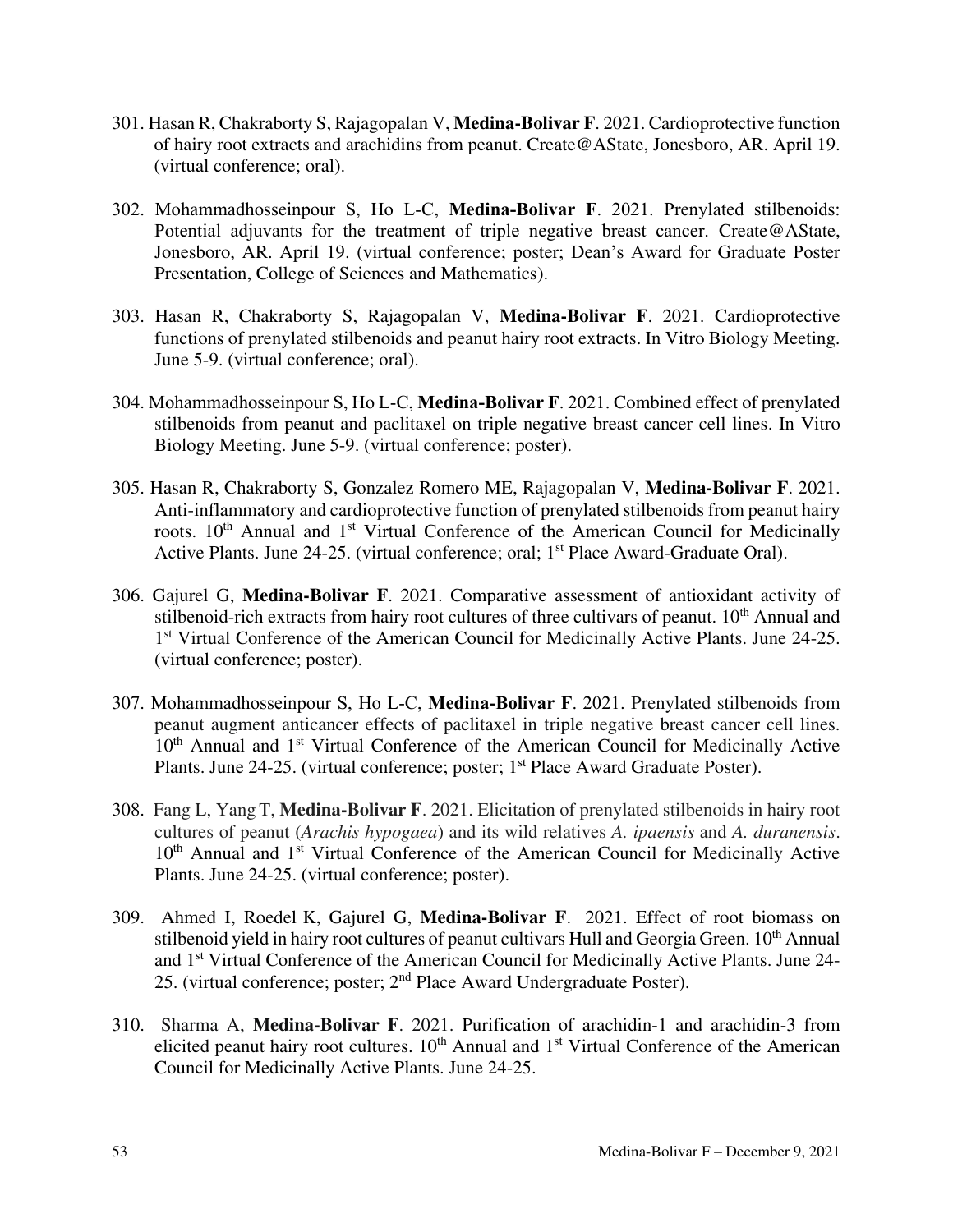301. Hasan R, Chakraborty S, Rajagopalan V, **Medina-Bolivar F**. 2021. Cardioprotective function of hairy root extracts and arachidins from peanut. Create@AState, Jonesboro, AR. April 19. (virtual conference; oral).

302. Mohammadhosseinpour S, Ho L-C, **Medina-Bolivar F**. 2021. Prenylated stilbenoids: Potential adjuvants for the treatment of triple negative breast cancer. Create@AState, Jonesboro, AR. April 19. (virtual conference; poster; Dean's Award for Graduate Poster Presentation, College of Sciences and Mathematics).

303. Hasan R, Chakraborty S, Rajagopalan V, **Medina-Bolivar F**. 2021. Cardioprotective functions of prenylated stilbenoids and peanut hairy root extracts. In Vitro Biology Meeting. June 5-9. (virtual conference; oral).

304. Mohammadhosseinpour S, Ho L-C, **Medina-Bolivar F**. 2021. Combined effect of prenylated stilbenoids from peanut and paclitaxel on triple negative breast cancer cell lines. In Vitro Biology Meeting. June 5-9. (virtual conference; poster).

305. Hasan R, Chakraborty S, Gonzalez Romero ME, Rajagopalan V, **Medina-Bolivar F**. 2021. Anti-inflammatory and cardioprotective function of prenylated stilbenoids from peanut hairy roots. 10th Annual and 1st Virtual Conference of the American Council for Medicinally Active Plants. June 24-25. (virtual conference; oral; 1st Place Award-Graduate Oral).

306. Gajurel G, **Medina-Bolivar F**. 2021. Comparative assessment of antioxidant activity of stilbenoid-rich extracts from hairy root cultures of three cultivars of peanut. 10th Annual and 1st Virtual Conference of the American Council for Medicinally Active Plants. June 24-25. (virtual conference; poster).

307. Mohammadhosseinpour S, Ho L-C, **Medina-Bolivar F**. 2021. Prenylated stilbenoids from peanut augment anticancer effects of paclitaxel in triple negative breast cancer cell lines. 10th Annual and 1st Virtual Conference of the American Council for Medicinally Active Plants. June 24-25. (virtual conference; poster; 1st Place Award Graduate Poster).

308. Fang L, Yang T, **Medina-Bolivar F**. 2021. Elicitation of prenylated stilbenoids in hairy root cultures of peanut (*Arachis hypogaea*) and its wild relatives *A. ipaensis* and *A. duranensis*. 10th Annual and 1st Virtual Conference of the American Council for Medicinally Active Plants. June 24-25. (virtual conference; poster).

309. Ahmed I, Roedel K, Gajurel G, **Medina-Bolivar F**. 2021. Effect of root biomass on stilbenoid yield in hairy root cultures of peanut cultivars Hull and Georgia Green. 10th Annual and 1st Virtual Conference of the American Council for Medicinally Active Plants. June 24-25. (virtual conference; poster; 2nd Place Award Undergraduate Poster).

310. Sharma A, **Medina-Bolivar F**. 2021. Purification of arachidin-1 and arachidin-3 from elicited peanut hairy root cultures. 10th Annual and 1st Virtual Conference of the American Council for Medicinally Active Plants. June 24-25.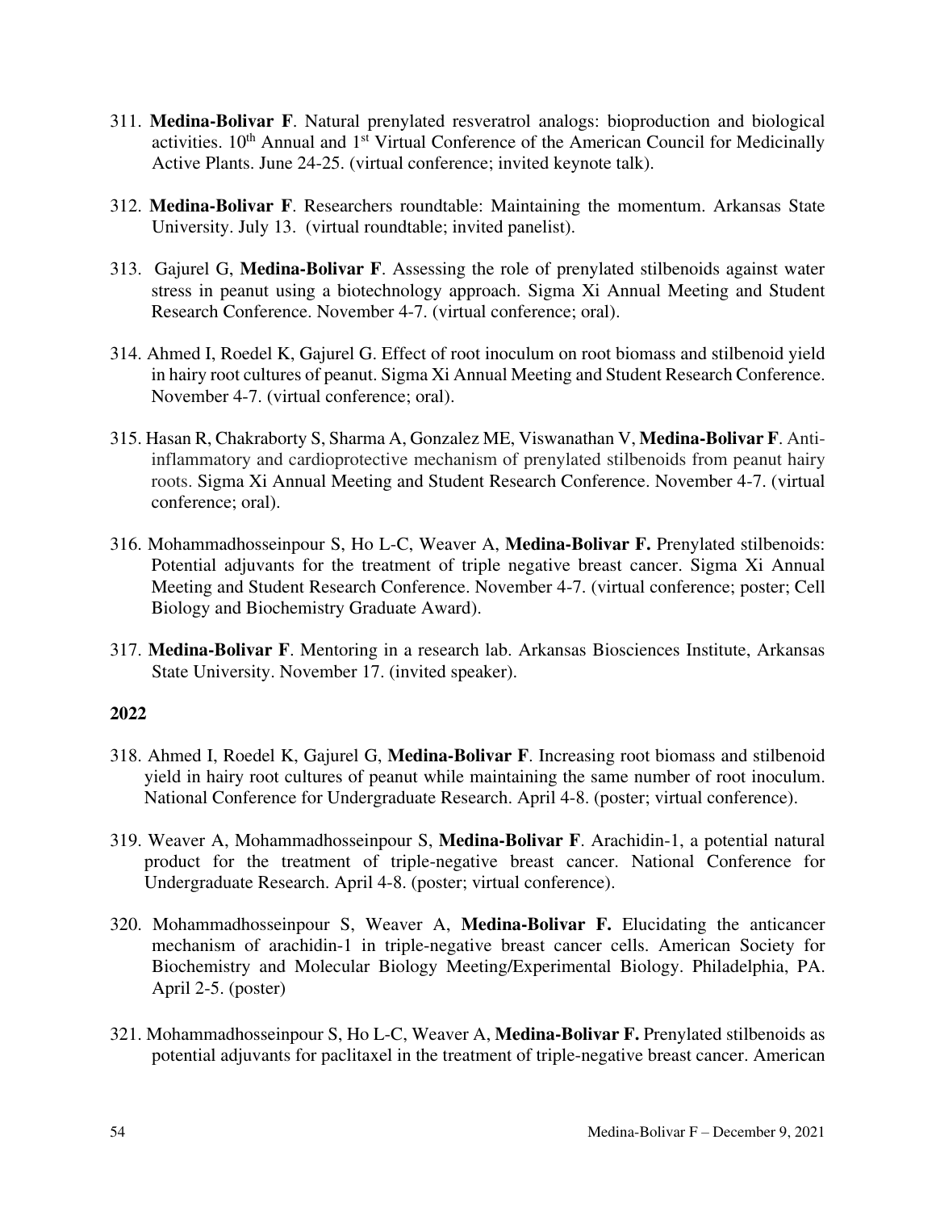311. **Medina-Bolivar F**. Natural prenylated resveratrol analogs: bioproduction and biological activities. 10th Annual and 1st Virtual Conference of the American Council for Medicinally Active Plants. June 24-25. (virtual conference; invited keynote talk).

312. **Medina-Bolivar F**. Researchers roundtable: Maintaining the momentum. Arkansas State University. July 13. (virtual roundtable; invited panelist).

313. Gajurel G, **Medina-Bolivar F**. Assessing the role of prenylated stilbenoids against water stress in peanut using a biotechnology approach. Sigma Xi Annual Meeting and Student Research Conference. November 4-7. (virtual conference; oral).

314. Ahmed I, Roedel K, Gajurel G. Effect of root inoculum on root biomass and stilbenoid yield in hairy root cultures of peanut. Sigma Xi Annual Meeting and Student Research Conference. November 4-7. (virtual conference; oral).

315. Hasan R, Chakraborty S, Sharma A, Gonzalez ME, Viswanathan V, **Medina-Bolivar F**. Anti-inflammatory and cardioprotective mechanism of prenylated stilbenoids from peanut hairy roots. Sigma Xi Annual Meeting and Student Research Conference. November 4-7. (virtual conference; oral).

316. Mohammadhosseinpour S, Ho L-C, Weaver A, **Medina-Bolivar F.** Prenylated stilbenoids: Potential adjuvants for the treatment of triple negative breast cancer. Sigma Xi Annual Meeting and Student Research Conference. November 4-7. (virtual conference; poster; Cell Biology and Biochemistry Graduate Award).

317. **Medina-Bolivar F**. Mentoring in a research lab. Arkansas Biosciences Institute, Arkansas State University. November 17. (invited speaker).

**2022**

318. Ahmed I, Roedel K, Gajurel G, **Medina-Bolivar F**. Increasing root biomass and stilbenoid yield in hairy root cultures of peanut while maintaining the same number of root inoculum. National Conference for Undergraduate Research. April 4-8. (poster; virtual conference).

319. Weaver A, Mohammadhosseinpour S, **Medina-Bolivar F**. Arachidin-1, a potential natural product for the treatment of triple-negative breast cancer. National Conference for Undergraduate Research. April 4-8. (poster; virtual conference).

320. Mohammadhosseinpour S, Weaver A, **Medina-Bolivar F.** Elucidating the anticancer mechanism of arachidin-1 in triple-negative breast cancer cells. American Society for Biochemistry and Molecular Biology Meeting/Experimental Biology. Philadelphia, PA. April 2-5. (poster)

321. Mohammadhosseinpour S, Ho L-C, Weaver A, **Medina-Bolivar F.** Prenylated stilbenoids as potential adjuvants for paclitaxel in the treatment of triple-negative breast cancer. American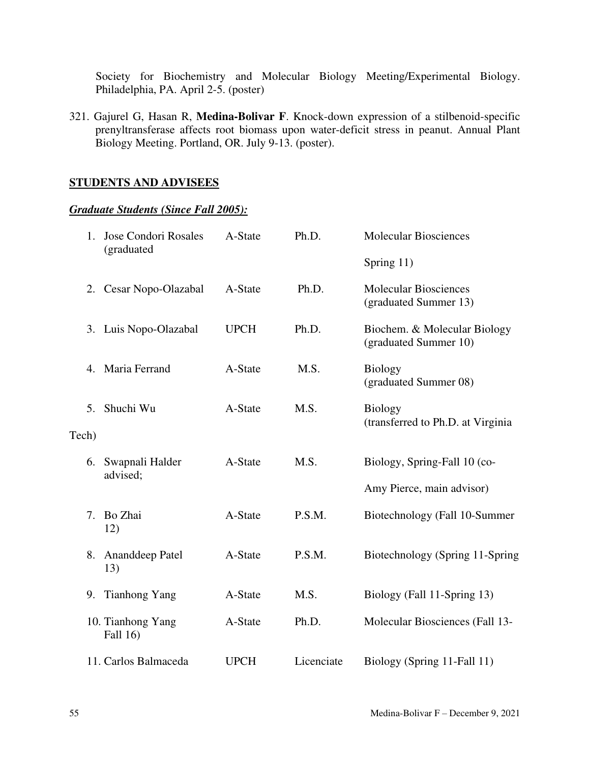Society for Biochemistry and Molecular Biology Meeting/Experimental Biology. Philadelphia, PA. April 2-5. (poster)

321. Gajurel G, Hasan R, **Medina-Bolivar F**. Knock-down expression of a stilbenoid-specific prenyltransferase affects root biomass upon water-deficit stress in peanut. Annual Plant Biology Meeting. Portland, OR. July 9-13. (poster).

## STUDENTS AND ADVISEES

### *Graduate Students (Since Fall 2005):*

| | Name | Institution | Degree | Program |
|---|---|---|---|---|
| 1. | Jose Condori Rosales | A-State | Ph.D. | Molecular Biosciences (graduated Spring 11) |
| 2. | Cesar Nopo-Olazabal | A-State | Ph.D. | Molecular Biosciences (graduated Summer 13) |
| 3. | Luis Nopo-Olazabal | UPCH | Ph.D. | Biochem. & Molecular Biology (graduated Summer 10) |
| 4. | Maria Ferrand | A-State | M.S. | Biology (graduated Summer 08) |
| 5. | Shuchi Wu | A-State | M.S. | Biology (transferred to Ph.D. at Virginia Tech) |
| 6. | Swapnali Halder | A-State | M.S. | Biology, Spring-Fall 10 (co-advised; Amy Pierce, main advisor) |
| 7. | Bo Zhai | A-State | P.S.M. | Biotechnology (Fall 10-Summer 12) |
| 8. | Ananddeep Patel | A-State | P.S.M. | Biotechnology (Spring 11-Spring 13) |
| 9. | Tianhong Yang | A-State | M.S. | Biology (Fall 11-Spring 13) |
| 10. | Tianhong Yang | A-State | Ph.D. | Molecular Biosciences (Fall 13-Fall 16) |
| 11. | Carlos Balmaceda | UPCH | Licenciate | Biology (Spring 11-Fall 11) |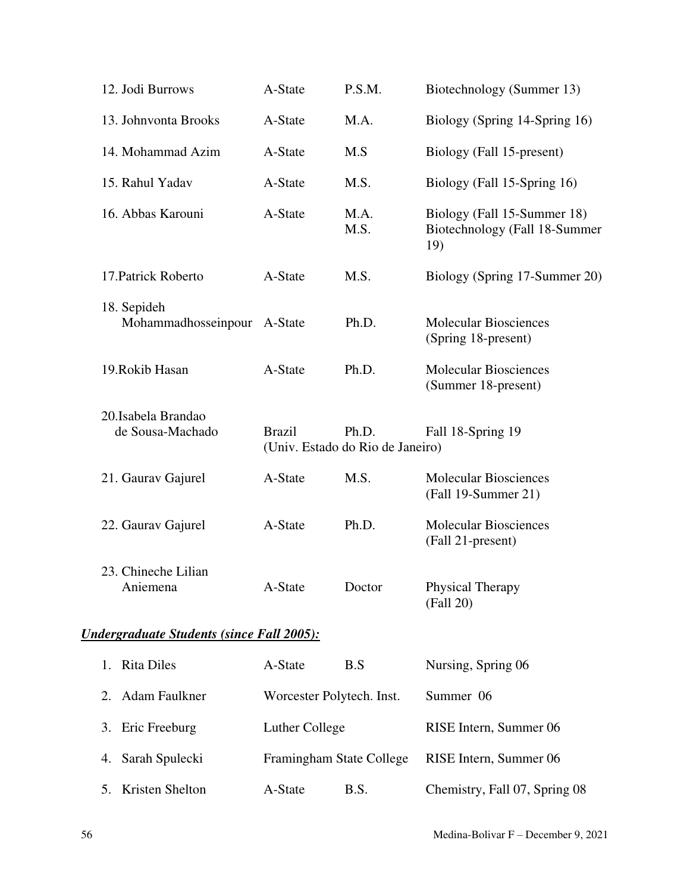| | | | |
|---|---|---|---|
| 12. Jodi Burrows | A-State | P.S.M. | Biotechnology (Summer 13) |
| 13. Johnvonta Brooks | A-State | M.A. | Biology (Spring 14-Spring 16) |
| 14. Mohammad Azim | A-State | M.S | Biology (Fall 15-present) |
| 15. Rahul Yadav | A-State | M.S. | Biology (Fall 15-Spring 16) |
| 16. Abbas Karouni | A-State | M.A.<br>M.S. | Biology (Fall 15-Summer 18)<br>Biotechnology (Fall 18-Summer 19) |
| 17.Patrick Roberto | A-State | M.S. | Biology (Spring 17-Summer 20) |
| 18. Sepideh Mohammadhosseinpour | A-State | Ph.D. | Molecular Biosciences (Spring 18-present) |
| 19.Rokib Hasan | A-State | Ph.D. | Molecular Biosciences (Summer 18-present) |
| 20.Isabela Brandao de Sousa-Machado | Brazil (Univ. Estado do Rio de Janeiro) | Ph.D. | Fall 18-Spring 19 |
| 21. Gaurav Gajurel | A-State | M.S. | Molecular Biosciences (Fall 19-Summer 21) |
| 22. Gaurav Gajurel | A-State | Ph.D. | Molecular Biosciences (Fall 21-present) |
| 23. Chineche Lilian Aniemena | A-State | Doctor | Physical Therapy (Fall 20) |

***Undergraduate Students (since Fall 2005):***

| | | | |
|---|---|---|---|
| 1. Rita Diles | A-State | B.S | Nursing, Spring 06 |
| 2. Adam Faulkner | Worcester Polytech. Inst. | | Summer 06 |
| 3. Eric Freeburg | Luther College | | RISE Intern, Summer 06 |
| 4. Sarah Spulecki | Framingham State College | | RISE Intern, Summer 06 |
| 5. Kristen Shelton | A-State | B.S. | Chemistry, Fall 07, Spring 08 |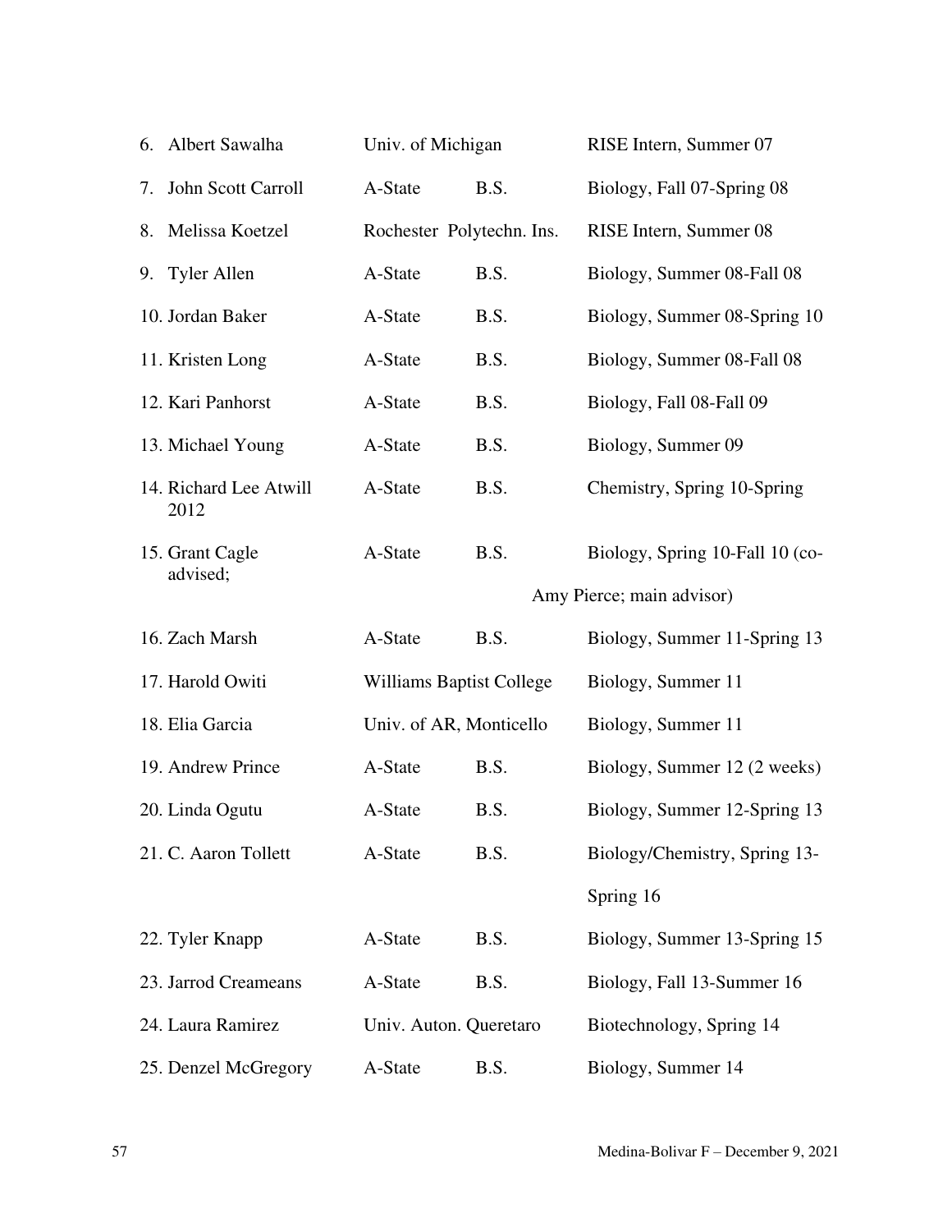6. Albert Sawalha Univ. of Michigan RISE Intern, Summer 07
7. John Scott Carroll A-State B.S. Biology, Fall 07-Spring 08
8. Melissa Koetzel Rochester Polytechn. Ins. RISE Intern, Summer 08
9. Tyler Allen A-State B.S. Biology, Summer 08-Fall 08
10. Jordan Baker A-State B.S. Biology, Summer 08-Spring 10
11. Kristen Long A-State B.S. Biology, Summer 08-Fall 08
12. Kari Panhorst A-State B.S. Biology, Fall 08-Fall 09
13. Michael Young A-State B.S. Biology, Summer 09
14. Richard Lee Atwill A-State B.S. Chemistry, Spring 10-Spring 2012
15. Grant Cagle A-State B.S. Biology, Spring 10-Fall 10 (co-advised; Amy Pierce; main advisor)
16. Zach Marsh A-State B.S. Biology, Summer 11-Spring 13
17. Harold Owiti Williams Baptist College Biology, Summer 11
18. Elia Garcia Univ. of AR, Monticello Biology, Summer 11
19. Andrew Prince A-State B.S. Biology, Summer 12 (2 weeks)
20. Linda Ogutu A-State B.S. Biology, Summer 12-Spring 13
21. C. Aaron Tollett A-State B.S. Biology/Chemistry, Spring 13-Spring 16
22. Tyler Knapp A-State B.S. Biology, Summer 13-Spring 15
23. Jarrod Creameans A-State B.S. Biology, Fall 13-Summer 16
24. Laura Ramirez Univ. Auton. Queretaro Biotechnology, Spring 14
25. Denzel McGregory A-State B.S. Biology, Summer 14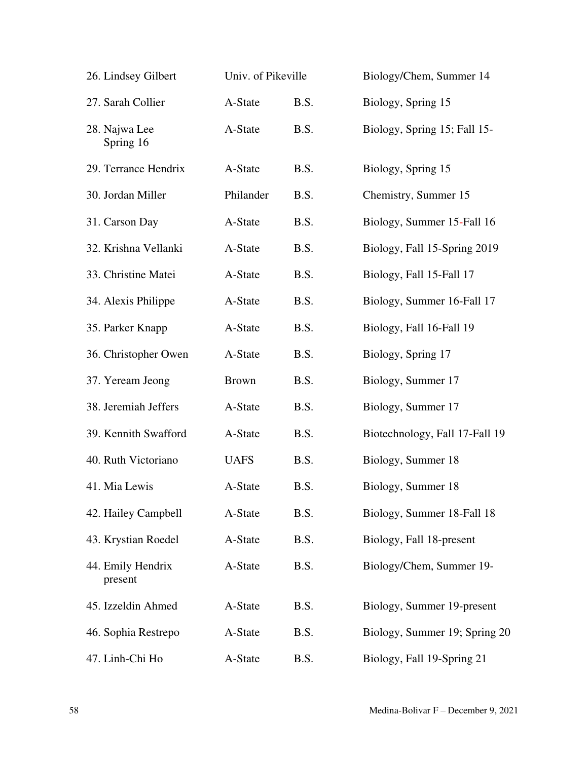| | | | |
|---|---|---|---|
| 26. Lindsey Gilbert | Univ. of Pikeville | | Biology/Chem, Summer 14 |
| 27. Sarah Collier | A-State | B.S. | Biology, Spring 15 |
| 28. Najwa Lee | A-State | B.S. | Biology, Spring 15; Fall 15-Spring 16 |
| 29. Terrance Hendrix | A-State | B.S. | Biology, Spring 15 |
| 30. Jordan Miller | Philander | B.S. | Chemistry, Summer 15 |
| 31. Carson Day | A-State | B.S. | Biology, Summer 15-Fall 16 |
| 32. Krishna Vellanki | A-State | B.S. | Biology, Fall 15-Spring 2019 |
| 33. Christine Matei | A-State | B.S. | Biology, Fall 15-Fall 17 |
| 34. Alexis Philippe | A-State | B.S. | Biology, Summer 16-Fall 17 |
| 35. Parker Knapp | A-State | B.S. | Biology, Fall 16-Fall 19 |
| 36. Christopher Owen | A-State | B.S. | Biology, Spring 17 |
| 37. Yeream Jeong | Brown | B.S. | Biology, Summer 17 |
| 38. Jeremiah Jeffers | A-State | B.S. | Biology, Summer 17 |
| 39. Kennith Swafford | A-State | B.S. | Biotechnology, Fall 17-Fall 19 |
| 40. Ruth Victoriano | UAFS | B.S. | Biology, Summer 18 |
| 41. Mia Lewis | A-State | B.S. | Biology, Summer 18 |
| 42. Hailey Campbell | A-State | B.S. | Biology, Summer 18-Fall 18 |
| 43. Krystian Roedel | A-State | B.S. | Biology, Fall 18-present |
| 44. Emily Hendrix | A-State | B.S. | Biology/Chem, Summer 19-present |
| 45. Izzeldin Ahmed | A-State | B.S. | Biology, Summer 19-present |
| 46. Sophia Restrepo | A-State | B.S. | Biology, Summer 19; Spring 20 |
| 47. Linh-Chi Ho | A-State | B.S. | Biology, Fall 19-Spring 21 |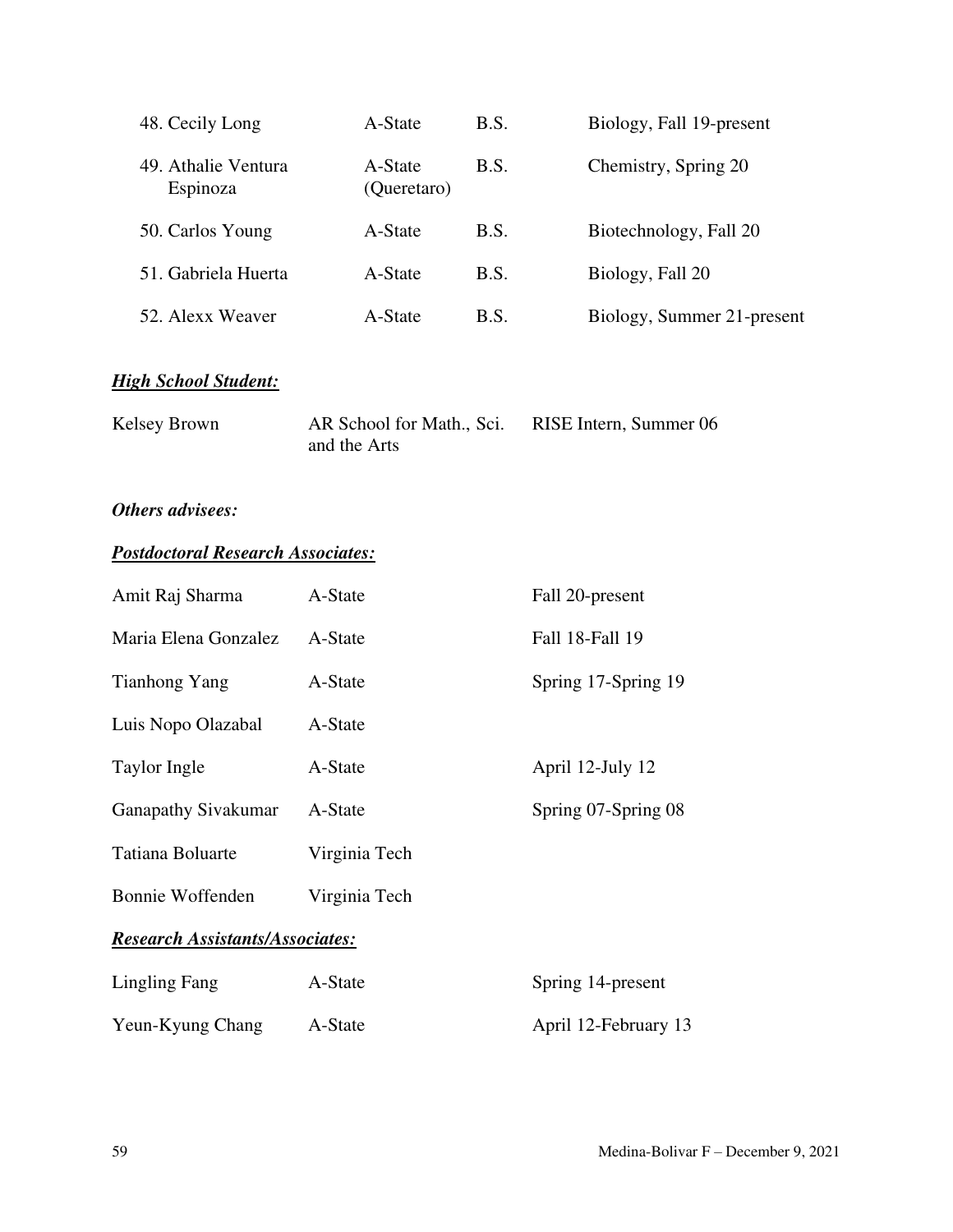| | | | |
|---|---|---|---|
| 48. Cecily Long | A-State | B.S. | Biology, Fall 19-present |
| 49. Athalie Ventura Espinoza | A-State (Queretaro) | B.S. | Chemistry, Spring 20 |
| 50. Carlos Young | A-State | B.S. | Biotechnology, Fall 20 |
| 51. Gabriela Huerta | A-State | B.S. | Biology, Fall 20 |
| 52. Alexx Weaver | A-State | B.S. | Biology, Summer 21-present |

***<u>High School Student:</u>***

| | | |
|---|---|---|
| Kelsey Brown | AR School for Math., Sci. and the Arts | RISE Intern, Summer 06 |

***Others advisees:***

***<u>Postdoctoral Research Associates:</u>***

| | | |
|---|---|---|
| Amit Raj Sharma | A-State | Fall 20-present |
| Maria Elena Gonzalez | A-State | Fall 18-Fall 19 |
| Tianhong Yang | A-State | Spring 17-Spring 19 |
| Luis Nopo Olazabal | A-State | |
| Taylor Ingle | A-State | April 12-July 12 |
| Ganapathy Sivakumar | A-State | Spring 07-Spring 08 |
| Tatiana Boluarte | Virginia Tech | |
| Bonnie Woffenden | Virginia Tech | |

***<u>Research Assistants/Associates:</u>***

| | | |
|---|---|---|
| Lingling Fang | A-State | Spring 14-present |
| Yeun-Kyung Chang | A-State | April 12-February 13 |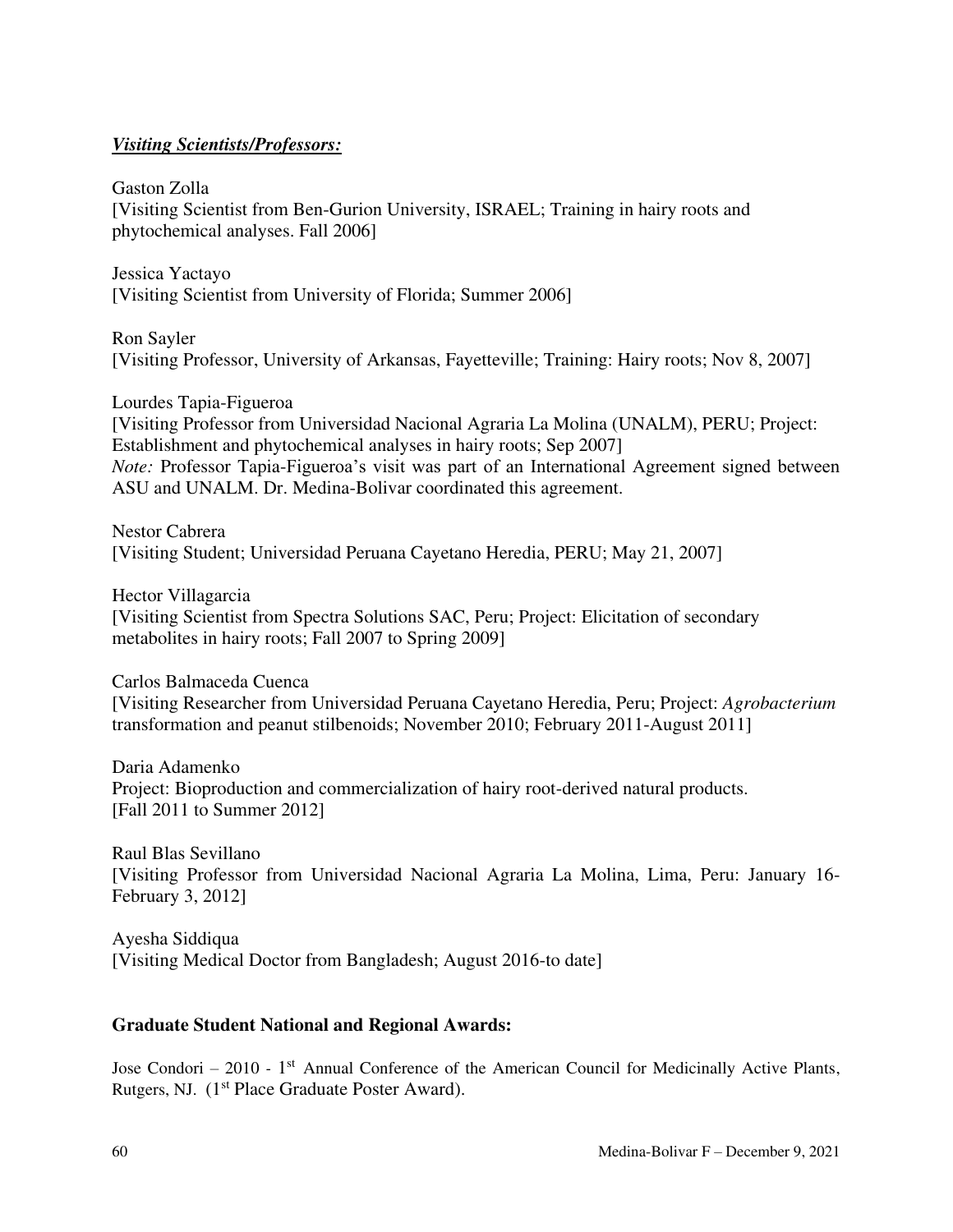***Visiting Scientists/Professors:***

Gaston Zolla
[Visiting Scientist from Ben-Gurion University, ISRAEL; Training in hairy roots and phytochemical analyses. Fall 2006]

Jessica Yactayo
[Visiting Scientist from University of Florida; Summer 2006]

Ron Sayler
[Visiting Professor, University of Arkansas, Fayetteville; Training: Hairy roots; Nov 8, 2007]

Lourdes Tapia-Figueroa
[Visiting Professor from Universidad Nacional Agraria La Molina (UNALM), PERU; Project: Establishment and phytochemical analyses in hairy roots; Sep 2007]
*Note:* Professor Tapia-Figueroa's visit was part of an International Agreement signed between ASU and UNALM. Dr. Medina-Bolivar coordinated this agreement.

Nestor Cabrera
[Visiting Student; Universidad Peruana Cayetano Heredia, PERU; May 21, 2007]

Hector Villagarcia
[Visiting Scientist from Spectra Solutions SAC, Peru; Project: Elicitation of secondary metabolites in hairy roots; Fall 2007 to Spring 2009]

Carlos Balmaceda Cuenca
[Visiting Researcher from Universidad Peruana Cayetano Heredia, Peru; Project: *Agrobacterium* transformation and peanut stilbenoids; November 2010; February 2011-August 2011]

Daria Adamenko
Project: Bioproduction and commercialization of hairy root-derived natural products.
[Fall 2011 to Summer 2012]

Raul Blas Sevillano
[Visiting Professor from Universidad Nacional Agraria La Molina, Lima, Peru: January 16-February 3, 2012]

Ayesha Siddiqua
[Visiting Medical Doctor from Bangladesh; August 2016-to date]

**Graduate Student National and Regional Awards:**

Jose Condori – 2010 - 1st Annual Conference of the American Council for Medicinally Active Plants, Rutgers, NJ. (1st Place Graduate Poster Award).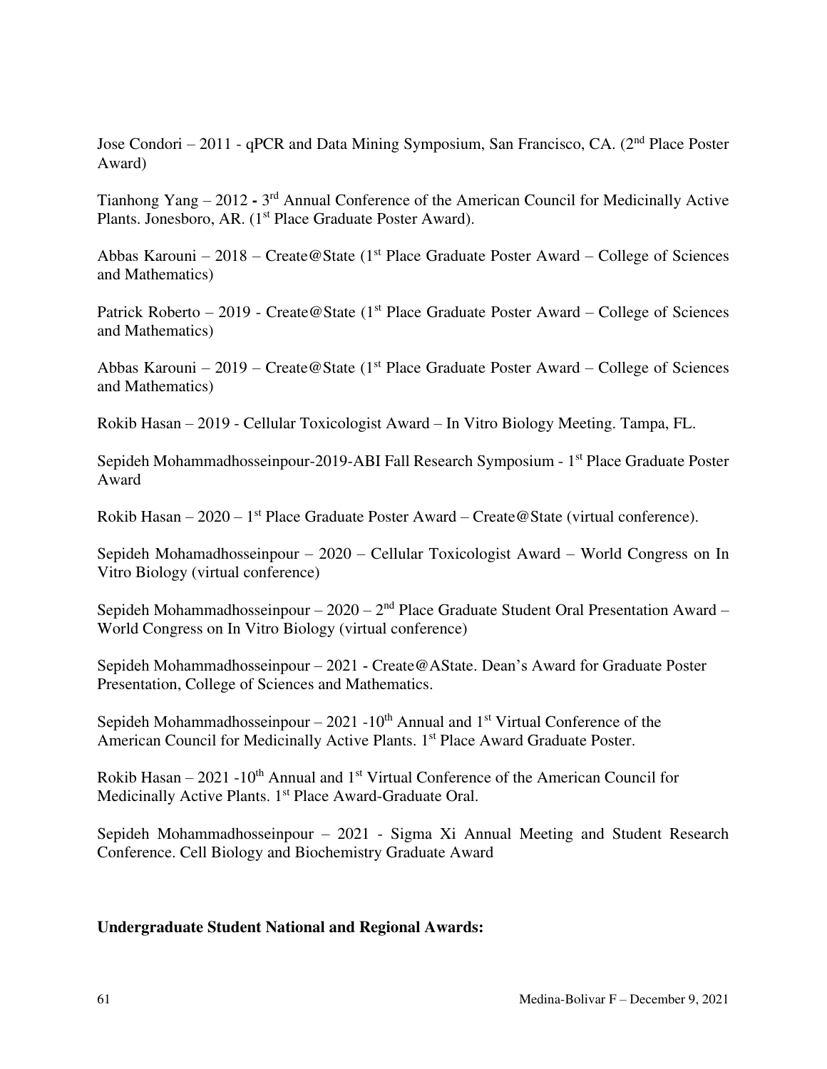Jose Condori – 2011 - qPCR and Data Mining Symposium, San Francisco, CA. (2nd Place Poster Award)

Tianhong Yang – 2012 **-** 3rd Annual Conference of the American Council for Medicinally Active Plants. Jonesboro, AR. (1st Place Graduate Poster Award).

Abbas Karouni – 2018 – Create@State (1st Place Graduate Poster Award – College of Sciences and Mathematics)

Patrick Roberto – 2019 - Create@State (1st Place Graduate Poster Award – College of Sciences and Mathematics)

Abbas Karouni – 2019 – Create@State (1st Place Graduate Poster Award – College of Sciences and Mathematics)

Rokib Hasan – 2019 - Cellular Toxicologist Award – In Vitro Biology Meeting. Tampa, FL.

Sepideh Mohammadhosseinpour-2019-ABI Fall Research Symposium - 1st Place Graduate Poster Award

Rokib Hasan – 2020 – 1st Place Graduate Poster Award – Create@State (virtual conference).

Sepideh Mohamadhosseinpour – 2020 – Cellular Toxicologist Award – World Congress on In Vitro Biology (virtual conference)

Sepideh Mohammadhosseinpour – 2020 – 2nd Place Graduate Student Oral Presentation Award – World Congress on In Vitro Biology (virtual conference)

Sepideh Mohammadhosseinpour – 2021 - Create@AState. Dean's Award for Graduate Poster Presentation, College of Sciences and Mathematics.

Sepideh Mohammadhosseinpour – 2021 -10th Annual and 1st Virtual Conference of the American Council for Medicinally Active Plants. 1st Place Award Graduate Poster.

Rokib Hasan – 2021 -10th Annual and 1st Virtual Conference of the American Council for Medicinally Active Plants. 1st Place Award-Graduate Oral.

Sepideh Mohammadhosseinpour – 2021 - Sigma Xi Annual Meeting and Student Research Conference. Cell Biology and Biochemistry Graduate Award

**Undergraduate Student National and Regional Awards:**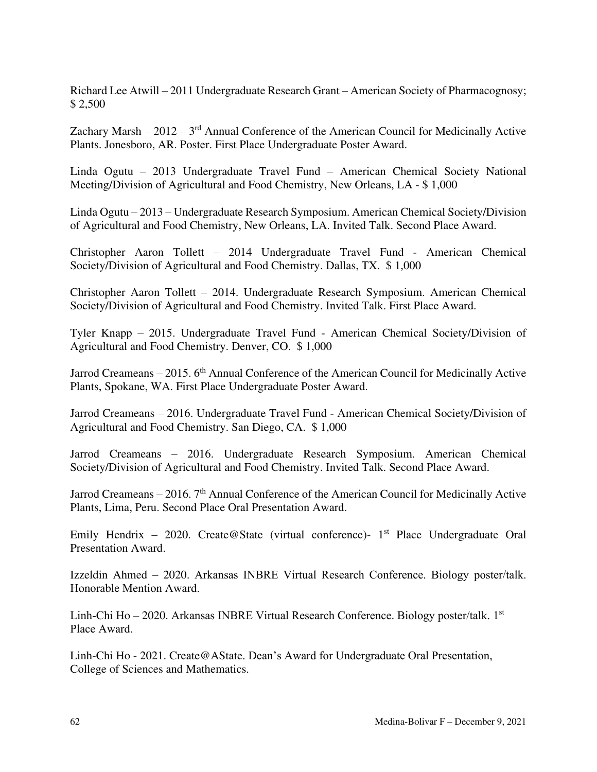Richard Lee Atwill – 2011 Undergraduate Research Grant – American Society of Pharmacognosy; $ 2,500

Zachary Marsh – 2012 – 3rd Annual Conference of the American Council for Medicinally Active Plants. Jonesboro, AR. Poster. First Place Undergraduate Poster Award.

Linda Ogutu – 2013 Undergraduate Travel Fund – American Chemical Society National Meeting/Division of Agricultural and Food Chemistry, New Orleans, LA - $ 1,000

Linda Ogutu – 2013 – Undergraduate Research Symposium. American Chemical Society/Division of Agricultural and Food Chemistry, New Orleans, LA. Invited Talk. Second Place Award.

Christopher Aaron Tollett – 2014 Undergraduate Travel Fund - American Chemical Society/Division of Agricultural and Food Chemistry. Dallas, TX. $ 1,000

Christopher Aaron Tollett – 2014. Undergraduate Research Symposium. American Chemical Society/Division of Agricultural and Food Chemistry. Invited Talk. First Place Award.

Tyler Knapp – 2015. Undergraduate Travel Fund - American Chemical Society/Division of Agricultural and Food Chemistry. Denver, CO. $ 1,000

Jarrod Creameans – 2015. 6th Annual Conference of the American Council for Medicinally Active Plants, Spokane, WA. First Place Undergraduate Poster Award.

Jarrod Creameans – 2016. Undergraduate Travel Fund - American Chemical Society/Division of Agricultural and Food Chemistry. San Diego, CA. $ 1,000

Jarrod Creameans – 2016. Undergraduate Research Symposium. American Chemical Society/Division of Agricultural and Food Chemistry. Invited Talk. Second Place Award.

Jarrod Creameans – 2016. 7th Annual Conference of the American Council for Medicinally Active Plants, Lima, Peru. Second Place Oral Presentation Award.

Emily Hendrix – 2020. Create@State (virtual conference)- 1st Place Undergraduate Oral Presentation Award.

Izzeldin Ahmed – 2020. Arkansas INBRE Virtual Research Conference. Biology poster/talk. Honorable Mention Award.

Linh-Chi Ho – 2020. Arkansas INBRE Virtual Research Conference. Biology poster/talk. 1st Place Award.

Linh-Chi Ho - 2021. Create@AState. Dean's Award for Undergraduate Oral Presentation, College of Sciences and Mathematics.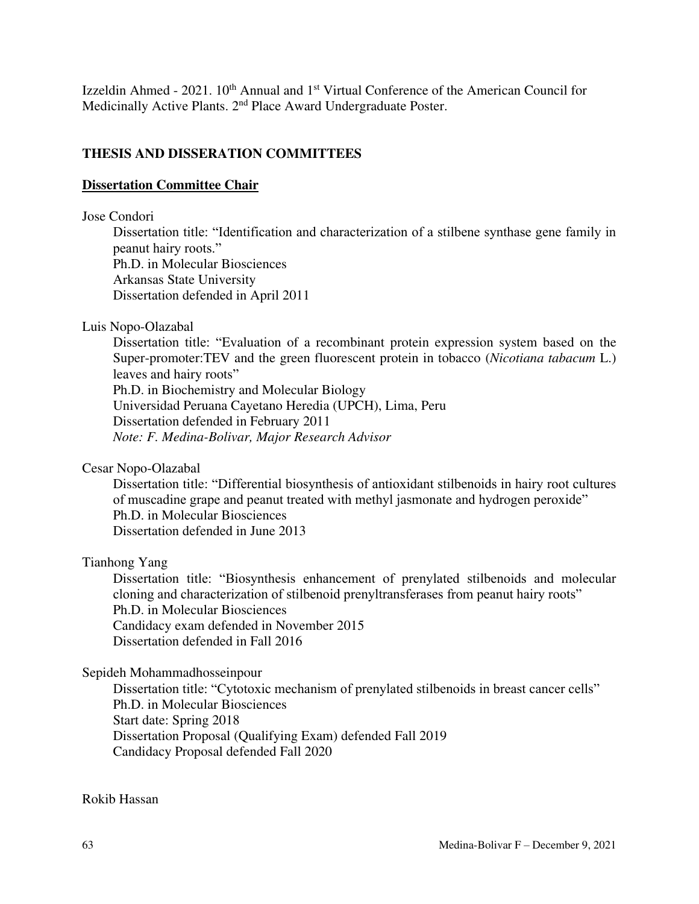Izzeldin Ahmed - 2021. 10th Annual and 1st Virtual Conference of the American Council for Medicinally Active Plants. 2nd Place Award Undergraduate Poster.

## THESIS AND DISSERATION COMMITTEES

### Dissertation Committee Chair

Jose Condori

Dissertation title: "Identification and characterization of a stilbene synthase gene family in peanut hairy roots."
Ph.D. in Molecular Biosciences
Arkansas State University
Dissertation defended in April 2011

Luis Nopo-Olazabal

Dissertation title: "Evaluation of a recombinant protein expression system based on the Super-promoter:TEV and the green fluorescent protein in tobacco (*Nicotiana tabacum* L.) leaves and hairy roots"
Ph.D. in Biochemistry and Molecular Biology
Universidad Peruana Cayetano Heredia (UPCH), Lima, Peru
Dissertation defended in February 2011
*Note: F. Medina-Bolivar, Major Research Advisor*

Cesar Nopo-Olazabal

Dissertation title: "Differential biosynthesis of antioxidant stilbenoids in hairy root cultures of muscadine grape and peanut treated with methyl jasmonate and hydrogen peroxide"
Ph.D. in Molecular Biosciences
Dissertation defended in June 2013

Tianhong Yang

Dissertation title: "Biosynthesis enhancement of prenylated stilbenoids and molecular cloning and characterization of stilbenoid prenyltransferases from peanut hairy roots"
Ph.D. in Molecular Biosciences
Candidacy exam defended in November 2015
Dissertation defended in Fall 2016

Sepideh Mohammadhosseinpour

Dissertation title: "Cytotoxic mechanism of prenylated stilbenoids in breast cancer cells"
Ph.D. in Molecular Biosciences
Start date: Spring 2018
Dissertation Proposal (Qualifying Exam) defended Fall 2019
Candidacy Proposal defended Fall 2020

Rokib Hassan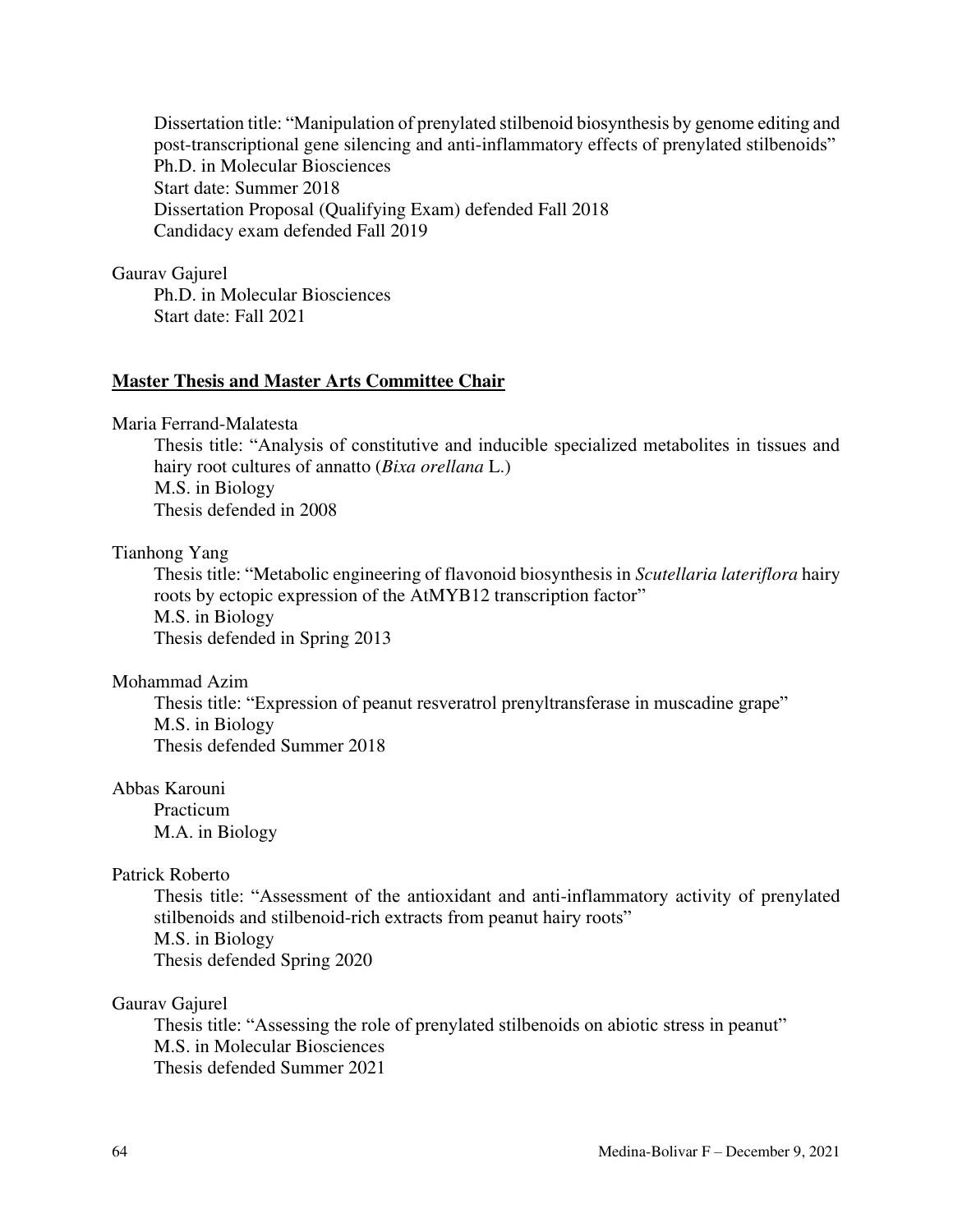Dissertation title: "Manipulation of prenylated stilbenoid biosynthesis by genome editing and post-transcriptional gene silencing and anti-inflammatory effects of prenylated stilbenoids"
Ph.D. in Molecular Biosciences
Start date: Summer 2018
Dissertation Proposal (Qualifying Exam) defended Fall 2018
Candidacy exam defended Fall 2019

Gaurav Gajurel
Ph.D. in Molecular Biosciences
Start date: Fall 2021

## Master Thesis and Master Arts Committee Chair

Maria Ferrand-Malatesta
Thesis title: "Analysis of constitutive and inducible specialized metabolites in tissues and hairy root cultures of annatto (*Bixa orellana* L.)
M.S. in Biology
Thesis defended in 2008

Tianhong Yang
Thesis title: "Metabolic engineering of flavonoid biosynthesis in *Scutellaria lateriflora* hairy roots by ectopic expression of the AtMYB12 transcription factor"
M.S. in Biology
Thesis defended in Spring 2013

Mohammad Azim
Thesis title: "Expression of peanut resveratrol prenyltransferase in muscadine grape"
M.S. in Biology
Thesis defended Summer 2018

Abbas Karouni
Practicum
M.A. in Biology

Patrick Roberto
Thesis title: "Assessment of the antioxidant and anti-inflammatory activity of prenylated stilbenoids and stilbenoid-rich extracts from peanut hairy roots"
M.S. in Biology
Thesis defended Spring 2020

Gaurav Gajurel
Thesis title: "Assessing the role of prenylated stilbenoids on abiotic stress in peanut"
M.S. in Molecular Biosciences
Thesis defended Summer 2021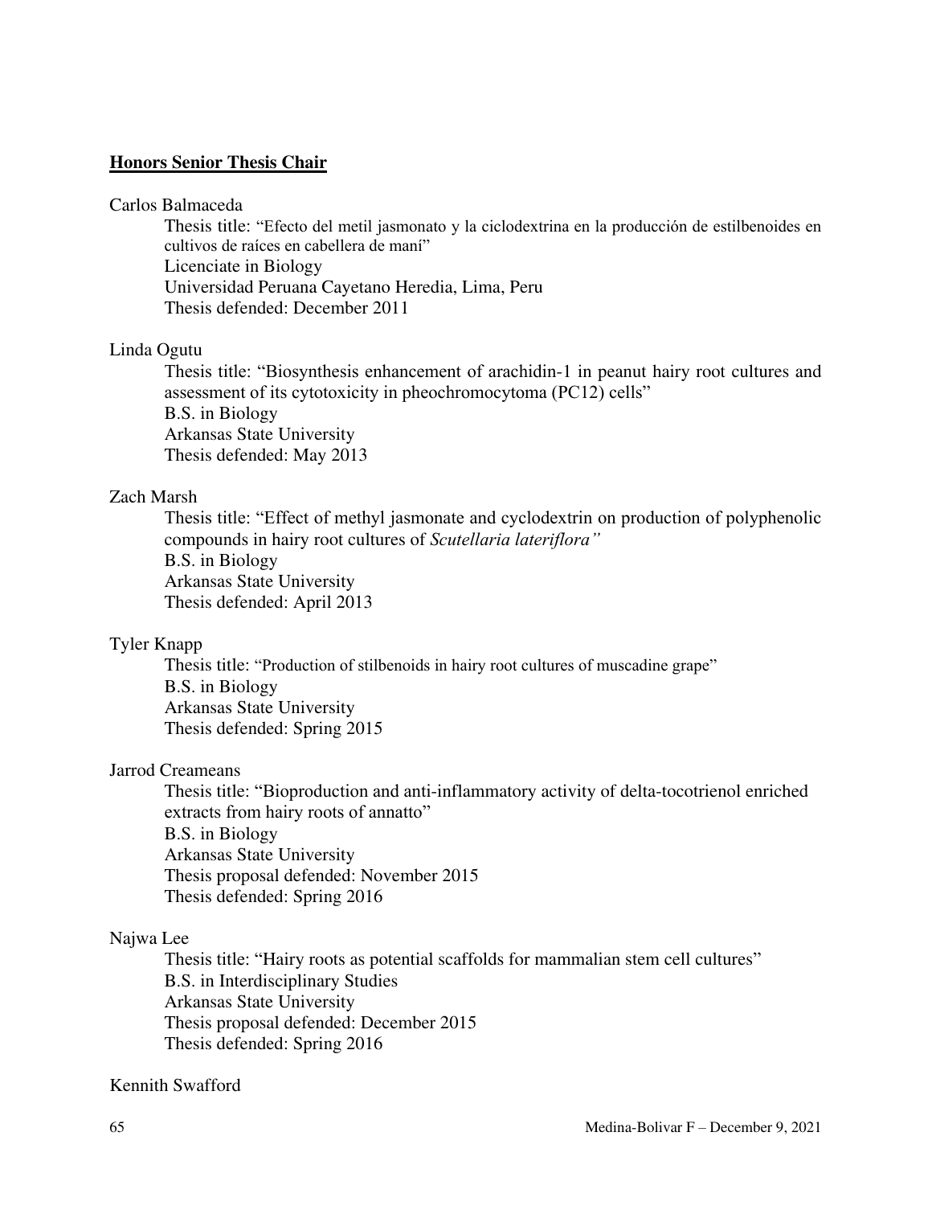**Honors Senior Thesis Chair**

Carlos Balmaceda
  Thesis title: "Efecto del metil jasmonato y la ciclodextrina en la producción de estilbenoides en cultivos de raíces en cabellera de maní"
  Licenciate in Biology
  Universidad Peruana Cayetano Heredia, Lima, Peru
  Thesis defended: December 2011

Linda Ogutu
  Thesis title: "Biosynthesis enhancement of arachidin-1 in peanut hairy root cultures and assessment of its cytotoxicity in pheochromocytoma (PC12) cells"
  B.S. in Biology
  Arkansas State University
  Thesis defended: May 2013

Zach Marsh
  Thesis title: "Effect of methyl jasmonate and cyclodextrin on production of polyphenolic compounds in hairy root cultures of *Scutellaria lateriflora"*
  B.S. in Biology
  Arkansas State University
  Thesis defended: April 2013

Tyler Knapp
  Thesis title: "Production of stilbenoids in hairy root cultures of muscadine grape"
  B.S. in Biology
  Arkansas State University
  Thesis defended: Spring 2015

Jarrod Creameans
  Thesis title: "Bioproduction and anti-inflammatory activity of delta-tocotrienol enriched extracts from hairy roots of annatto"
  B.S. in Biology
  Arkansas State University
  Thesis proposal defended: November 2015
  Thesis defended: Spring 2016

Najwa Lee
  Thesis title: "Hairy roots as potential scaffolds for mammalian stem cell cultures"
  B.S. in Interdisciplinary Studies
  Arkansas State University
  Thesis proposal defended: December 2015
  Thesis defended: Spring 2016

Kennith Swafford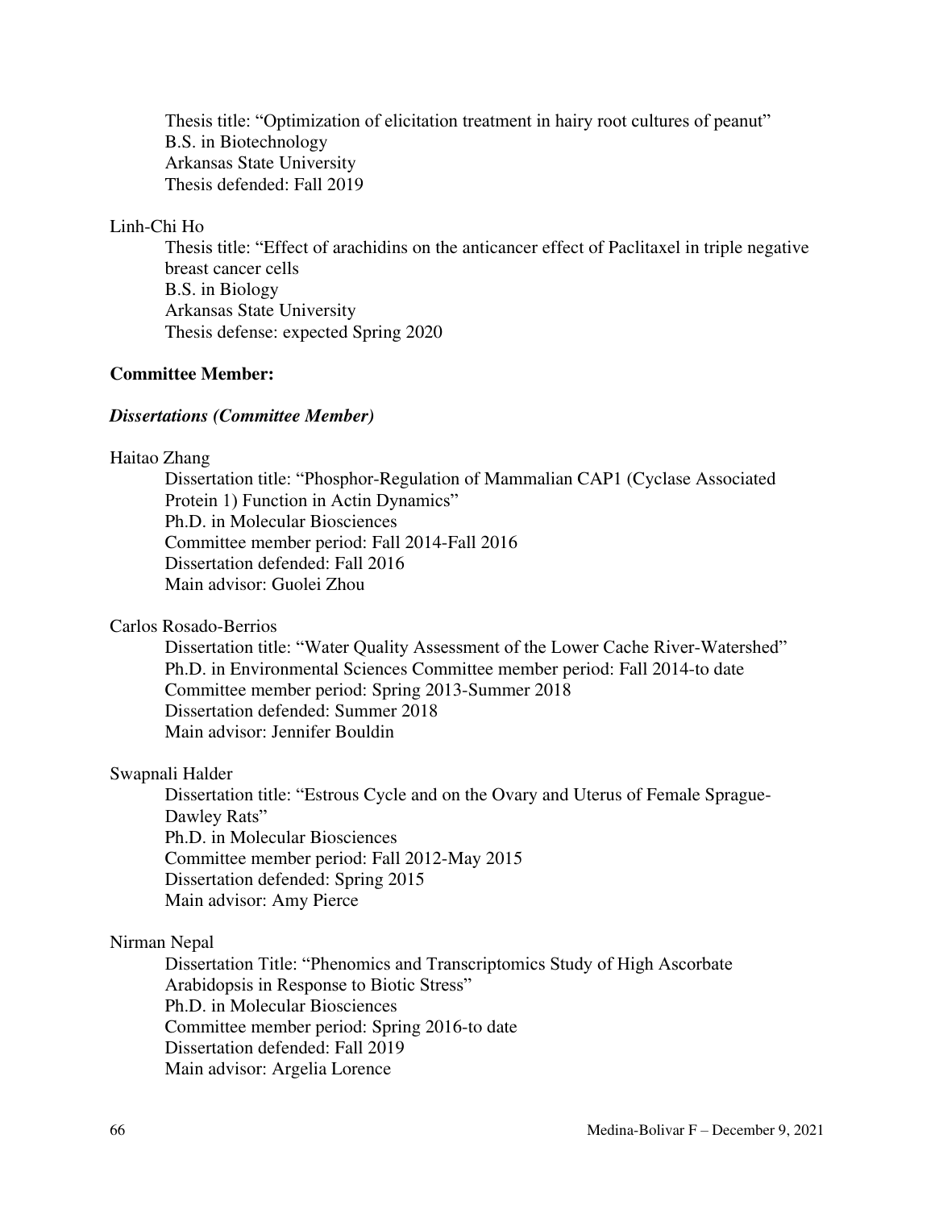Thesis title: "Optimization of elicitation treatment in hairy root cultures of peanut"
B.S. in Biotechnology
Arkansas State University
Thesis defended: Fall 2019

Linh-Chi Ho

Thesis title: "Effect of arachidins on the anticancer effect of Paclitaxel in triple negative breast cancer cells
B.S. in Biology
Arkansas State University
Thesis defense: expected Spring 2020

**Committee Member:**

***Dissertations (Committee Member)***

Haitao Zhang

Dissertation title: "Phosphor-Regulation of Mammalian CAP1 (Cyclase Associated Protein 1) Function in Actin Dynamics"
Ph.D. in Molecular Biosciences
Committee member period: Fall 2014-Fall 2016
Dissertation defended: Fall 2016
Main advisor: Guolei Zhou

Carlos Rosado-Berrios

Dissertation title: "Water Quality Assessment of the Lower Cache River-Watershed"
Ph.D. in Environmental Sciences Committee member period: Fall 2014-to date
Committee member period: Spring 2013-Summer 2018
Dissertation defended: Summer 2018
Main advisor: Jennifer Bouldin

Swapnali Halder

Dissertation title: "Estrous Cycle and on the Ovary and Uterus of Female Sprague-Dawley Rats"
Ph.D. in Molecular Biosciences
Committee member period: Fall 2012-May 2015
Dissertation defended: Spring 2015
Main advisor: Amy Pierce

Nirman Nepal

Dissertation Title: "Phenomics and Transcriptomics Study of High Ascorbate Arabidopsis in Response to Biotic Stress"
Ph.D. in Molecular Biosciences
Committee member period: Spring 2016-to date
Dissertation defended: Fall 2019
Main advisor: Argelia Lorence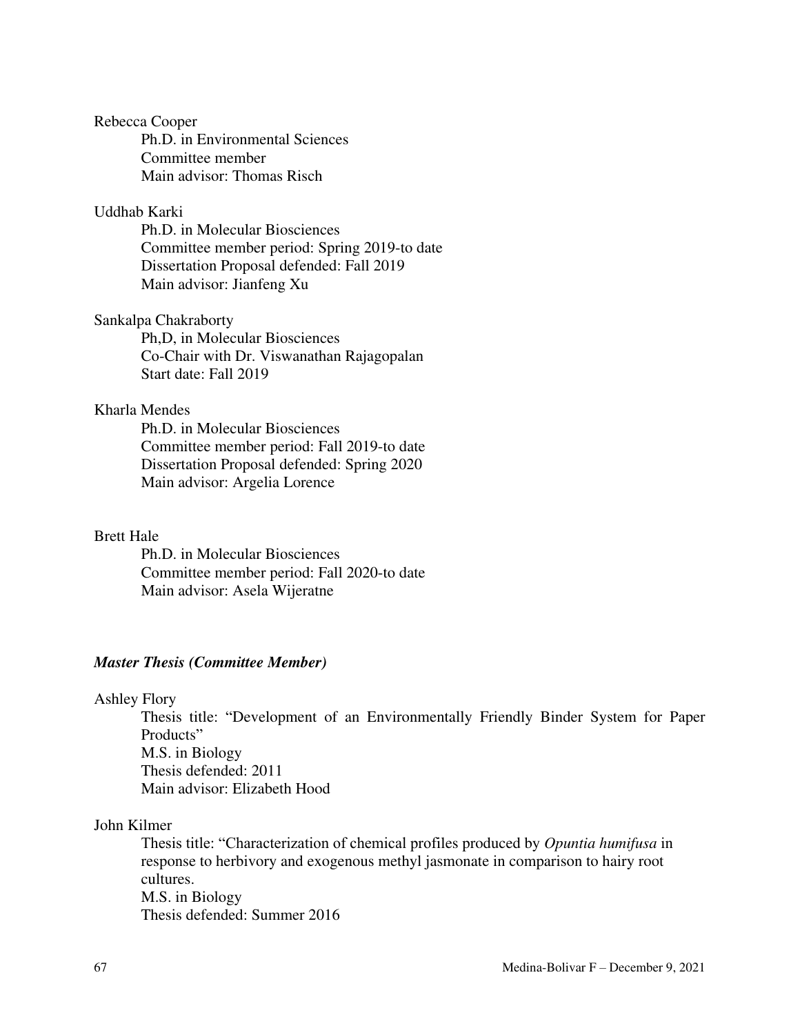Rebecca Cooper

Ph.D. in Environmental Sciences
Committee member
Main advisor: Thomas Risch

Uddhab Karki

Ph.D. in Molecular Biosciences
Committee member period: Spring 2019-to date
Dissertation Proposal defended: Fall 2019
Main advisor: Jianfeng Xu

Sankalpa Chakraborty

Ph,D, in Molecular Biosciences
Co-Chair with Dr. Viswanathan Rajagopalan
Start date: Fall 2019

Kharla Mendes

Ph.D. in Molecular Biosciences
Committee member period: Fall 2019-to date
Dissertation Proposal defended: Spring 2020
Main advisor: Argelia Lorence

Brett Hale

Ph.D. in Molecular Biosciences
Committee member period: Fall 2020-to date
Main advisor: Asela Wijeratne

***Master Thesis (Committee Member)***

Ashley Flory

Thesis title: "Development of an Environmentally Friendly Binder System for Paper Products"
M.S. in Biology
Thesis defended: 2011
Main advisor: Elizabeth Hood

John Kilmer

Thesis title: "Characterization of chemical profiles produced by *Opuntia humifusa* in response to herbivory and exogenous methyl jasmonate in comparison to hairy root cultures.
M.S. in Biology
Thesis defended: Summer 2016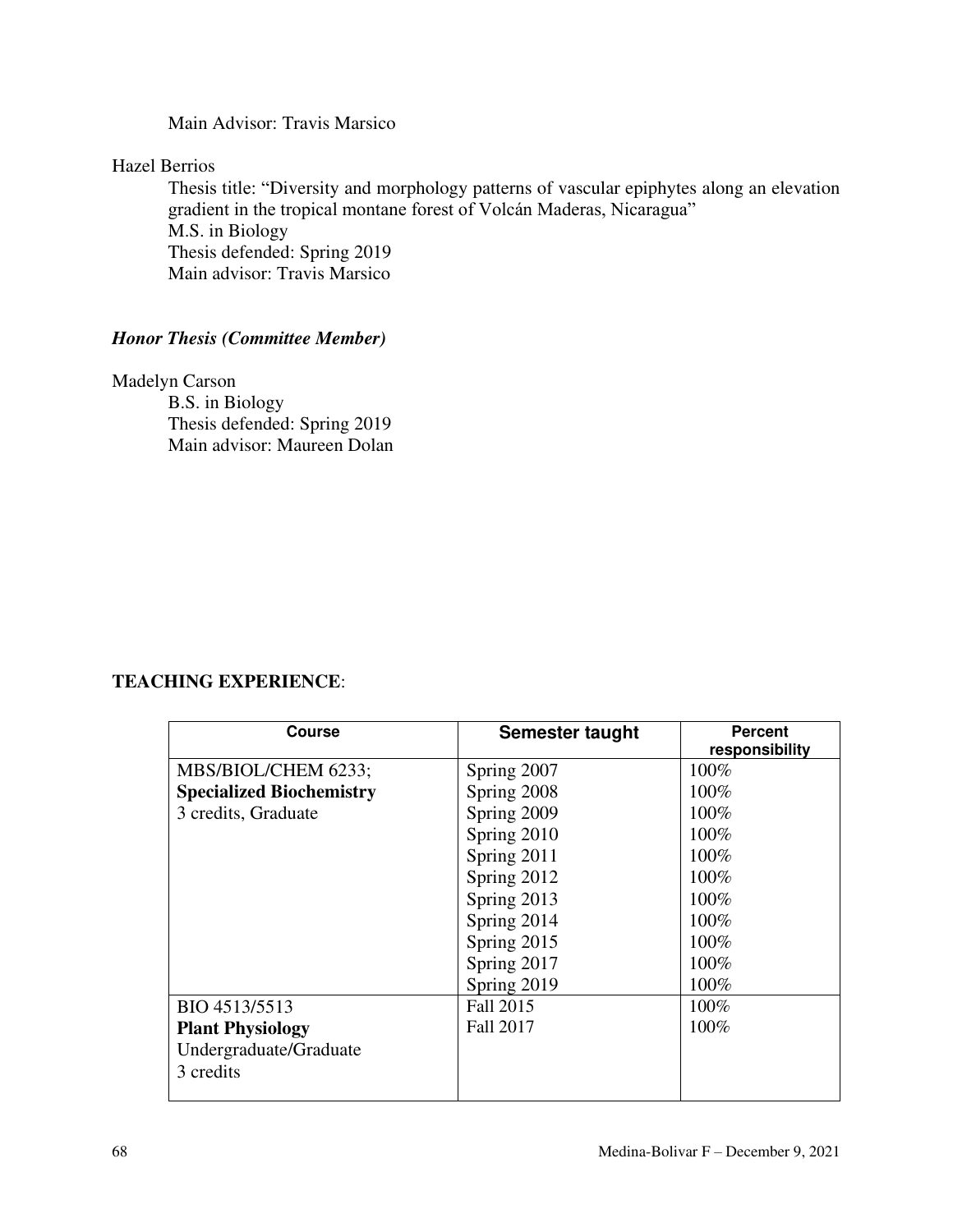Main Advisor: Travis Marsico

Hazel Berrios

Thesis title: "Diversity and morphology patterns of vascular epiphytes along an elevation gradient in the tropical montane forest of Volcán Maderas, Nicaragua"
M.S. in Biology
Thesis defended: Spring 2019
Main advisor: Travis Marsico

***Honor Thesis (Committee Member)***

Madelyn Carson

B.S. in Biology
Thesis defended: Spring 2019
Main advisor: Maureen Dolan

**TEACHING EXPERIENCE**:

| Course | Semester taught | Percent responsibility |
|---|---|---|
| MBS/BIOL/CHEM 6233; **Specialized Biochemistry** 3 credits, Graduate | Spring 2007 | 100% |
| | Spring 2008 | 100% |
| | Spring 2009 | 100% |
| | Spring 2010 | 100% |
| | Spring 2011 | 100% |
| | Spring 2012 | 100% |
| | Spring 2013 | 100% |
| | Spring 2014 | 100% |
| | Spring 2015 | 100% |
| | Spring 2017 | 100% |
| | Spring 2019 | 100% |
| BIO 4513/5513 **Plant Physiology** Undergraduate/Graduate 3 credits | Fall 2015 | 100% |
| | Fall 2017 | 100% |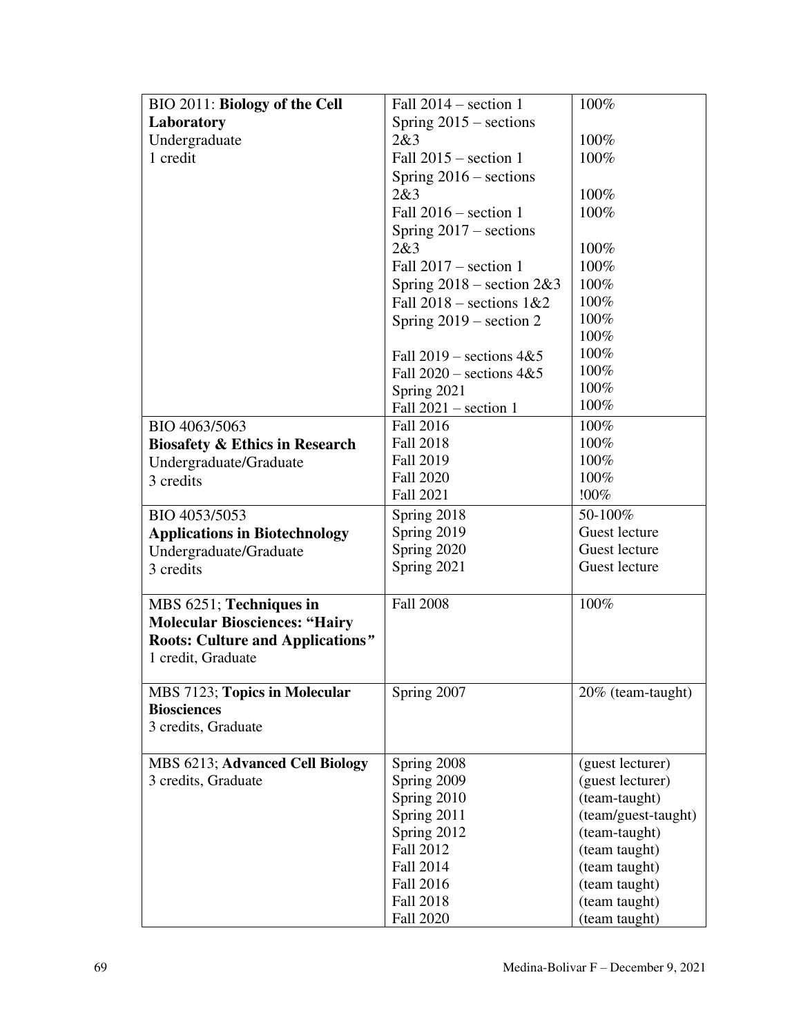| | | |
|---|---|---|
| BIO 2011: **Biology of the Cell Laboratory**<br>Undergraduate<br>1 credit | Fall 2014 – section 1<br>Spring 2015 – sections 2&3<br>Fall 2015 – section 1<br>Spring 2016 – sections 2&3<br>Fall 2016 – section 1<br>Spring 2017 – sections 2&3<br>Fall 2017 – section 1<br>Spring 2018 – section 2&3<br>Fall 2018 – sections 1&2<br>Spring 2019 – section 2<br><br>Fall 2019 – sections 4&5<br>Fall 2020 – sections 4&5<br>Spring 2021<br>Fall 2021 – section 1 | 100%<br><br>100%<br>100%<br><br>100%<br>100%<br><br>100%<br>100%<br>100%<br>100%<br>100%<br>100%<br>100%<br>100%<br>100%<br>100% |
| BIO 4063/5063<br>**Biosafety & Ethics in Research**<br>Undergraduate/Graduate<br>3 credits | Fall 2016<br>Fall 2018<br>Fall 2019<br>Fall 2020<br>Fall 2021 | 100%<br>100%<br>100%<br>100%<br>!00% |
| BIO 4053/5053<br>**Applications in Biotechnology**<br>Undergraduate/Graduate<br>3 credits | Spring 2018<br>Spring 2019<br>Spring 2020<br>Spring 2021 | 50-100%<br>Guest lecture<br>Guest lecture<br>Guest lecture |
| MBS 6251; **Techniques in Molecular Biosciences: "Hairy Roots: Culture and Applications"**<br>1 credit, Graduate | Fall 2008 | 100% |
| MBS 7123; **Topics in Molecular Biosciences**<br>3 credits, Graduate | Spring 2007 | 20% (team-taught) |
| MBS 6213; **Advanced Cell Biology**<br>3 credits, Graduate | Spring 2008<br>Spring 2009<br>Spring 2010<br>Spring 2011<br>Spring 2012<br>Fall 2012<br>Fall 2014<br>Fall 2016<br>Fall 2018<br>Fall 2020 | (guest lecturer)<br>(guest lecturer)<br>(team-taught)<br>(team/guest-taught)<br>(team-taught)<br>(team taught)<br>(team taught)<br>(team taught)<br>(team taught)<br>(team taught) |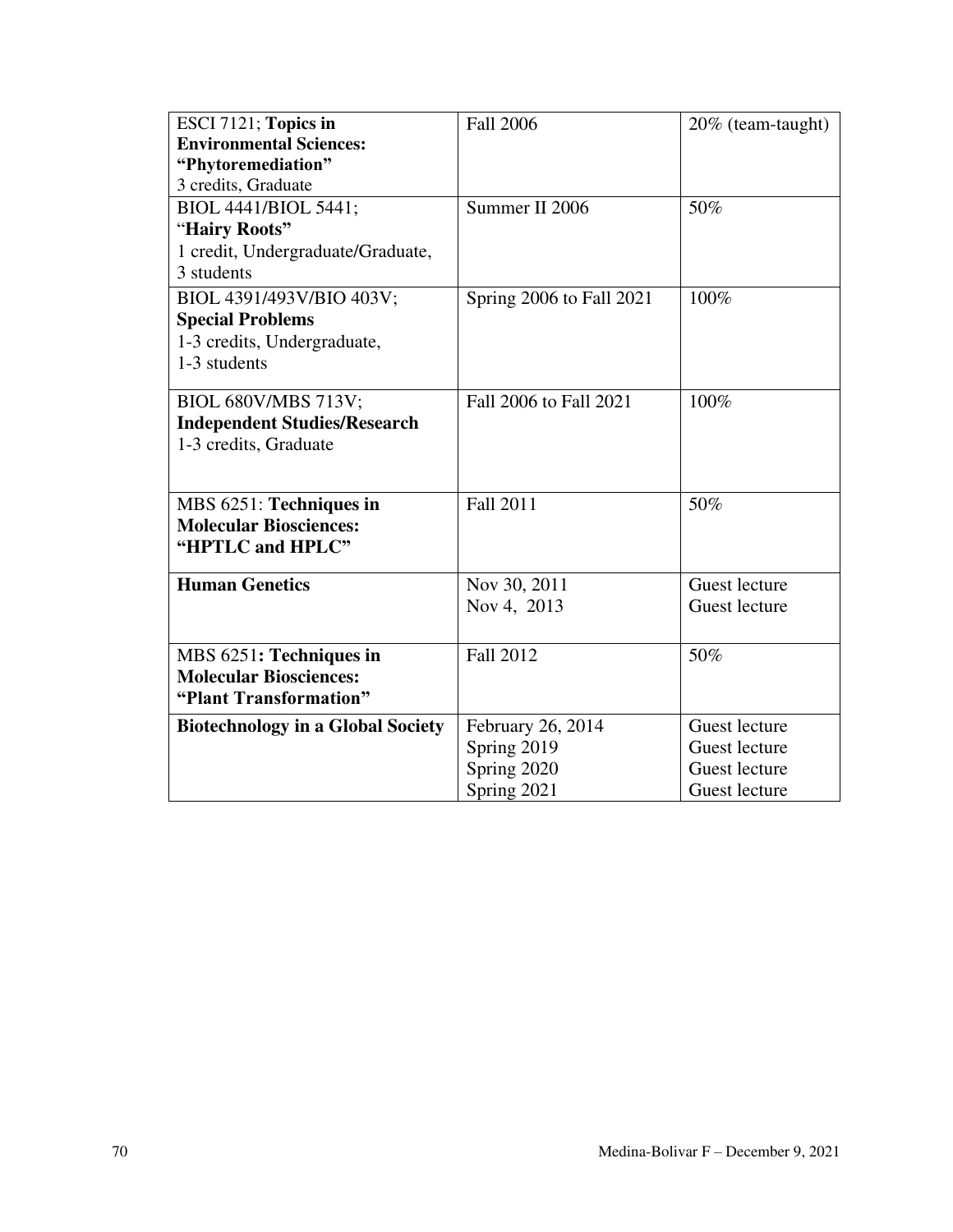| | | |
|---|---|---|
| ESCI 7121; **Topics in Environmental Sciences: "Phytoremediation"** 3 credits, Graduate | Fall 2006 | 20% (team-taught) |
| BIOL 4441/BIOL 5441; "**Hairy Roots"** 1 credit, Undergraduate/Graduate, 3 students | Summer II 2006 | 50% |
| BIOL 4391/493V/BIO 403V; **Special Problems** 1-3 credits, Undergraduate, 1-3 students | Spring 2006 to Fall 2021 | 100% |
| BIOL 680V/MBS 713V; **Independent Studies/Research** 1-3 credits, Graduate | Fall 2006 to Fall 2021 | 100% |
| MBS 6251: **Techniques in Molecular Biosciences: "HPTLC and HPLC"** | Fall 2011 | 50% |
| **Human Genetics** | Nov 30, 2011<br>Nov 4, 2013 | Guest lecture<br>Guest lecture |
| MBS 6251**: Techniques in Molecular Biosciences: "Plant Transformation"** | Fall 2012 | 50% |
| **Biotechnology in a Global Society** | February 26, 2014<br>Spring 2019<br>Spring 2020<br>Spring 2021 | Guest lecture<br>Guest lecture<br>Guest lecture<br>Guest lecture |